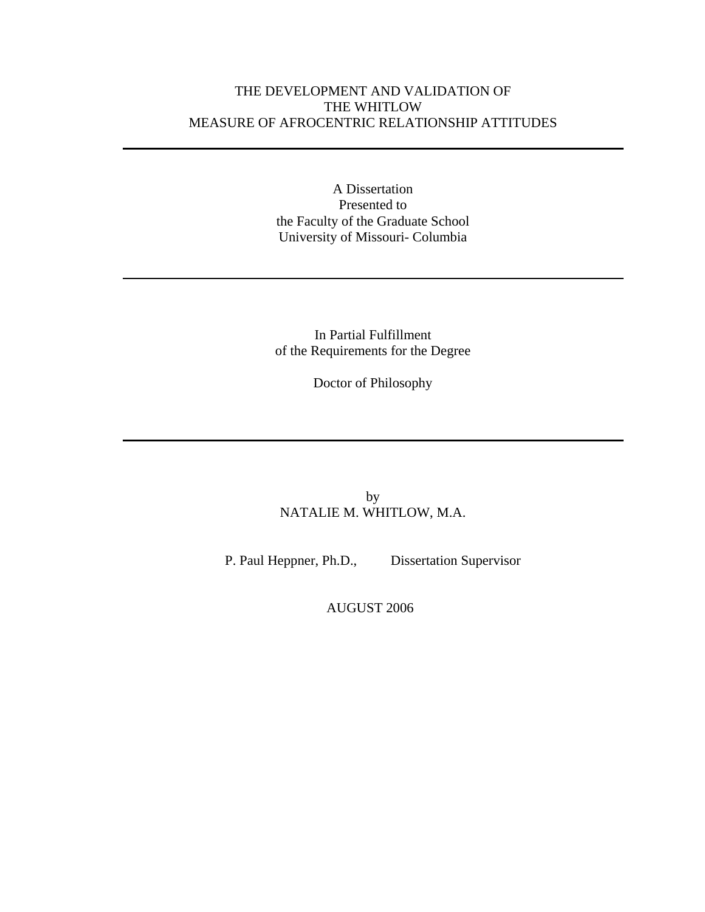# THE DEVELOPMENT AND VALIDATION OF THE WHITLOW MEASURE OF AFROCENTRIC RELATIONSHIP ATTITUDES

---

A Dissertation
Presented to
the Faculty of the Graduate School
University of Missouri- Columbia

---

In Partial Fulfillment
of the Requirements for the Degree

Doctor of Philosophy

---

by
NATALIE M. WHITLOW, M.A.

P. Paul Heppner, Ph.D., Dissertation Supervisor

AUGUST 2006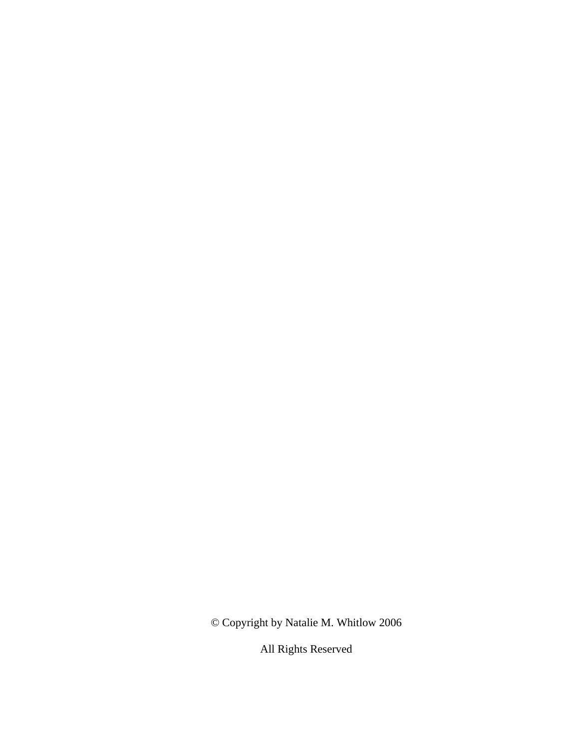© Copyright by Natalie M. Whitlow 2006

All Rights Reserved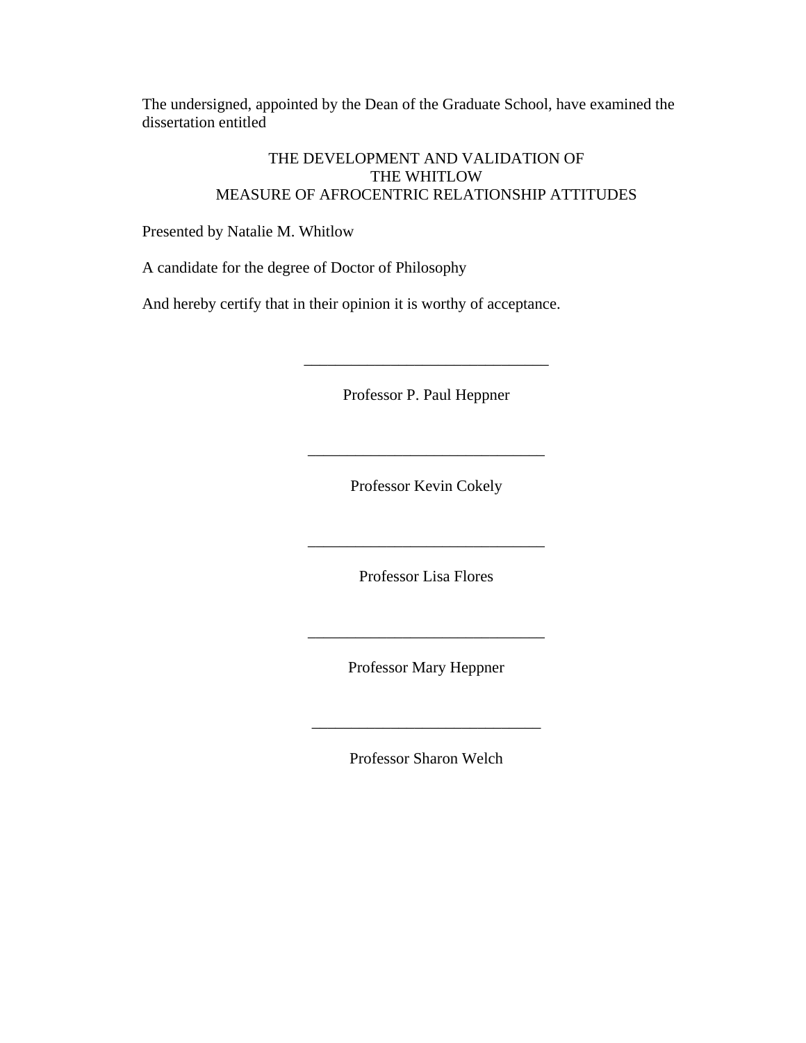The undersigned, appointed by the Dean of the Graduate School, have examined the dissertation entitled

THE DEVELOPMENT AND VALIDATION OF
THE WHITLOW
MEASURE OF AFROCENTRIC RELATIONSHIP ATTITUDES

Presented by Natalie M. Whitlow

A candidate for the degree of Doctor of Philosophy

And hereby certify that in their opinion it is worthy of acceptance.

________________________________

Professor P. Paul Heppner

________________________________

Professor Kevin Cokely

________________________________

Professor Lisa Flores

________________________________

Professor Mary Heppner

________________________________

Professor Sharon Welch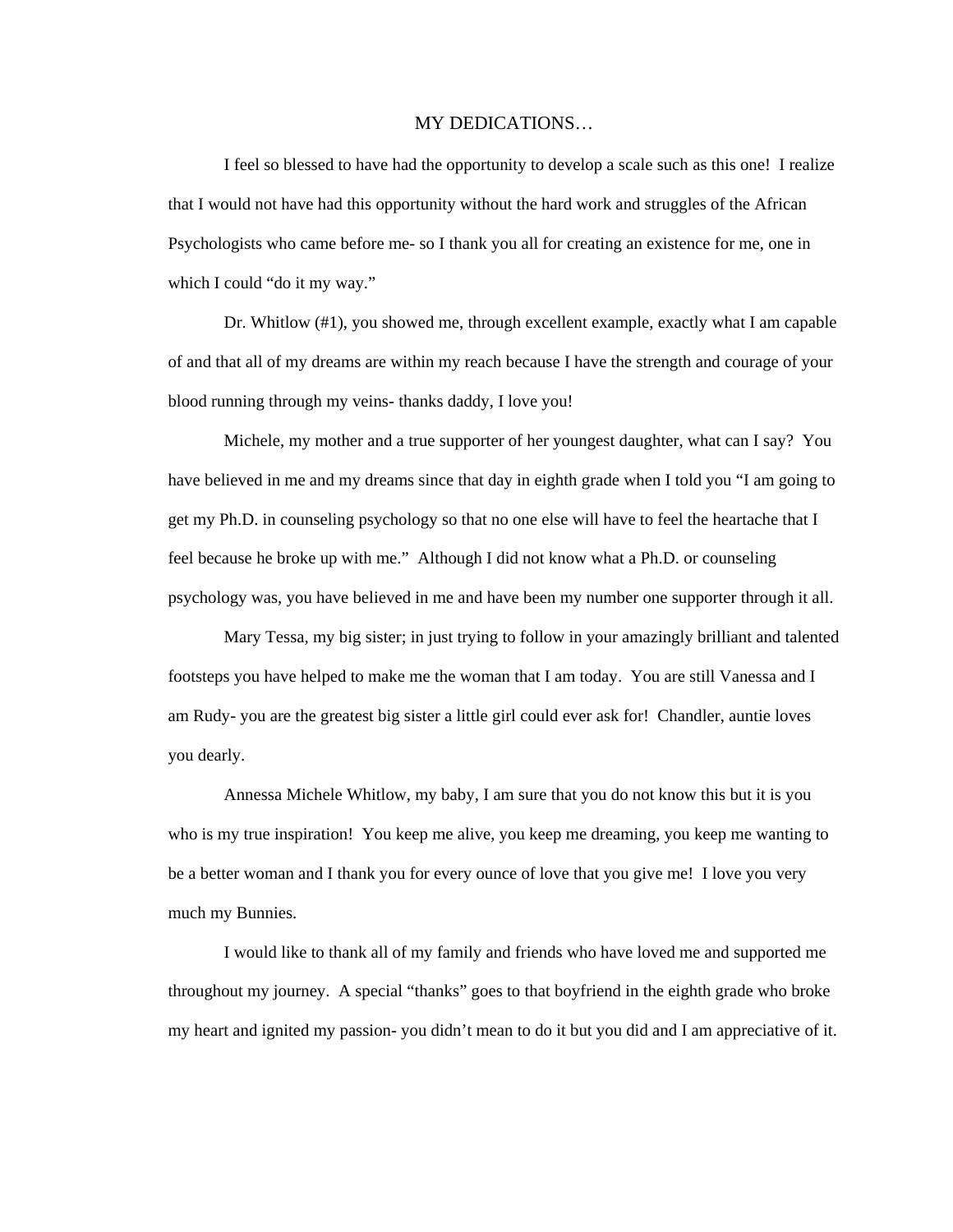# MY DEDICATIONS…

I feel so blessed to have had the opportunity to develop a scale such as this one! I realize that I would not have had this opportunity without the hard work and struggles of the African Psychologists who came before me- so I thank you all for creating an existence for me, one in which I could "do it my way."

Dr. Whitlow (#1), you showed me, through excellent example, exactly what I am capable of and that all of my dreams are within my reach because I have the strength and courage of your blood running through my veins- thanks daddy, I love you!

Michele, my mother and a true supporter of her youngest daughter, what can I say? You have believed in me and my dreams since that day in eighth grade when I told you "I am going to get my Ph.D. in counseling psychology so that no one else will have to feel the heartache that I feel because he broke up with me." Although I did not know what a Ph.D. or counseling psychology was, you have believed in me and have been my number one supporter through it all.

Mary Tessa, my big sister; in just trying to follow in your amazingly brilliant and talented footsteps you have helped to make me the woman that I am today. You are still Vanessa and I am Rudy- you are the greatest big sister a little girl could ever ask for! Chandler, auntie loves you dearly.

Annessa Michele Whitlow, my baby, I am sure that you do not know this but it is you who is my true inspiration! You keep me alive, you keep me dreaming, you keep me wanting to be a better woman and I thank you for every ounce of love that you give me! I love you very much my Bunnies.

I would like to thank all of my family and friends who have loved me and supported me throughout my journey. A special "thanks" goes to that boyfriend in the eighth grade who broke my heart and ignited my passion- you didn't mean to do it but you did and I am appreciative of it.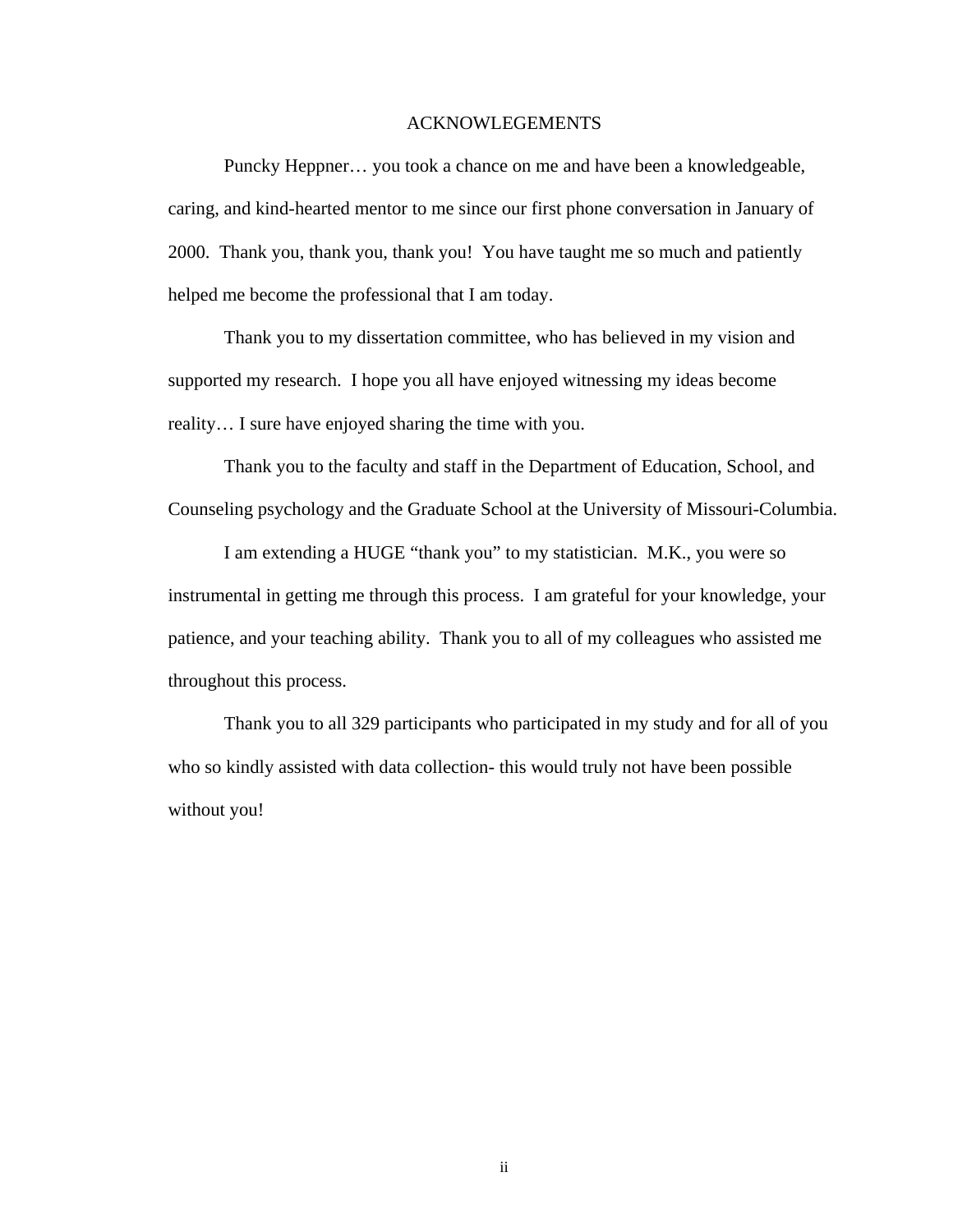# ACKNOWLEGEMENTS

Puncky Heppner… you took a chance on me and have been a knowledgeable, caring, and kind-hearted mentor to me since our first phone conversation in January of 2000. Thank you, thank you, thank you! You have taught me so much and patiently helped me become the professional that I am today.

Thank you to my dissertation committee, who has believed in my vision and supported my research. I hope you all have enjoyed witnessing my ideas become reality… I sure have enjoyed sharing the time with you.

Thank you to the faculty and staff in the Department of Education, School, and Counseling psychology and the Graduate School at the University of Missouri-Columbia.

I am extending a HUGE "thank you" to my statistician. M.K., you were so instrumental in getting me through this process. I am grateful for your knowledge, your patience, and your teaching ability. Thank you to all of my colleagues who assisted me throughout this process.

Thank you to all 329 participants who participated in my study and for all of you who so kindly assisted with data collection- this would truly not have been possible without you!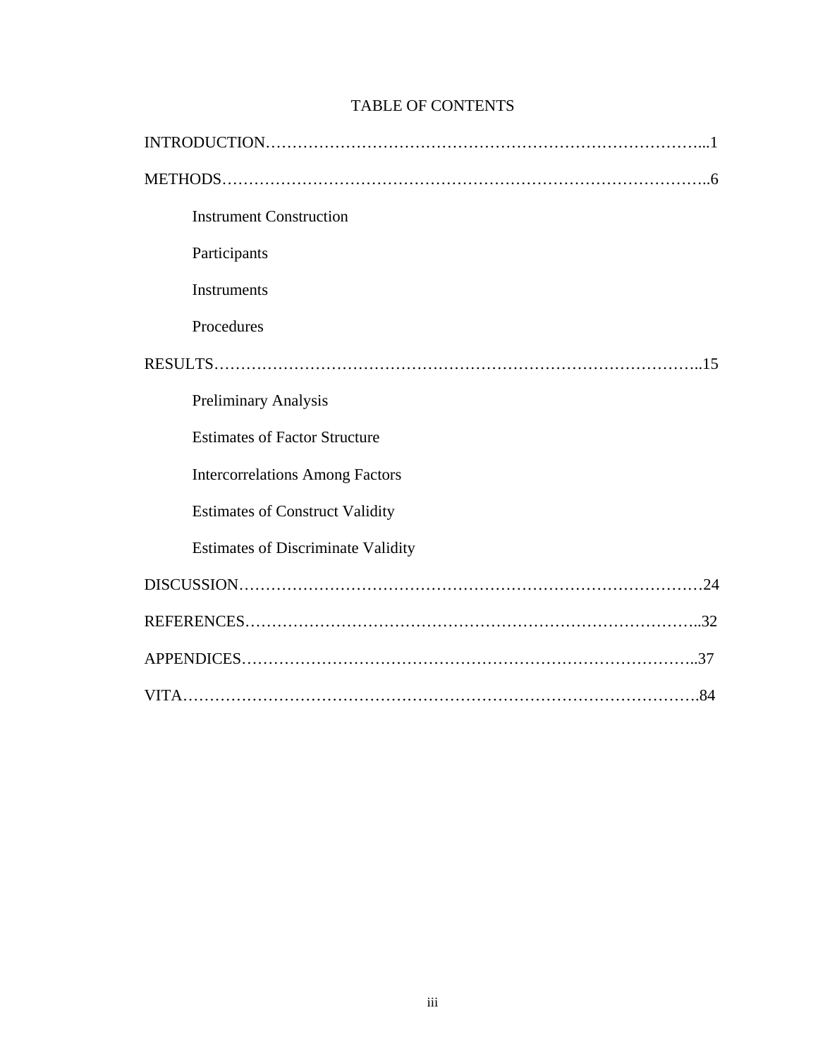# TABLE OF CONTENTS

INTRODUCTION…………………………………………………………………………...1

METHODS……………………………………………………………………………..6

- Instrument Construction
- Participants
- Instruments
- Procedures

RESULTS……………………………………………………………………………..15

- Preliminary Analysis
- Estimates of Factor Structure
- Intercorrelations Among Factors
- Estimates of Construct Validity
- Estimates of Discriminate Validity

DISCUSSION…………………………………………………………………………24

REFERENCES………………………………………………………………………..32

APPENDICES………………………………………………………………………..37

VITA………………………………………………………………………………….84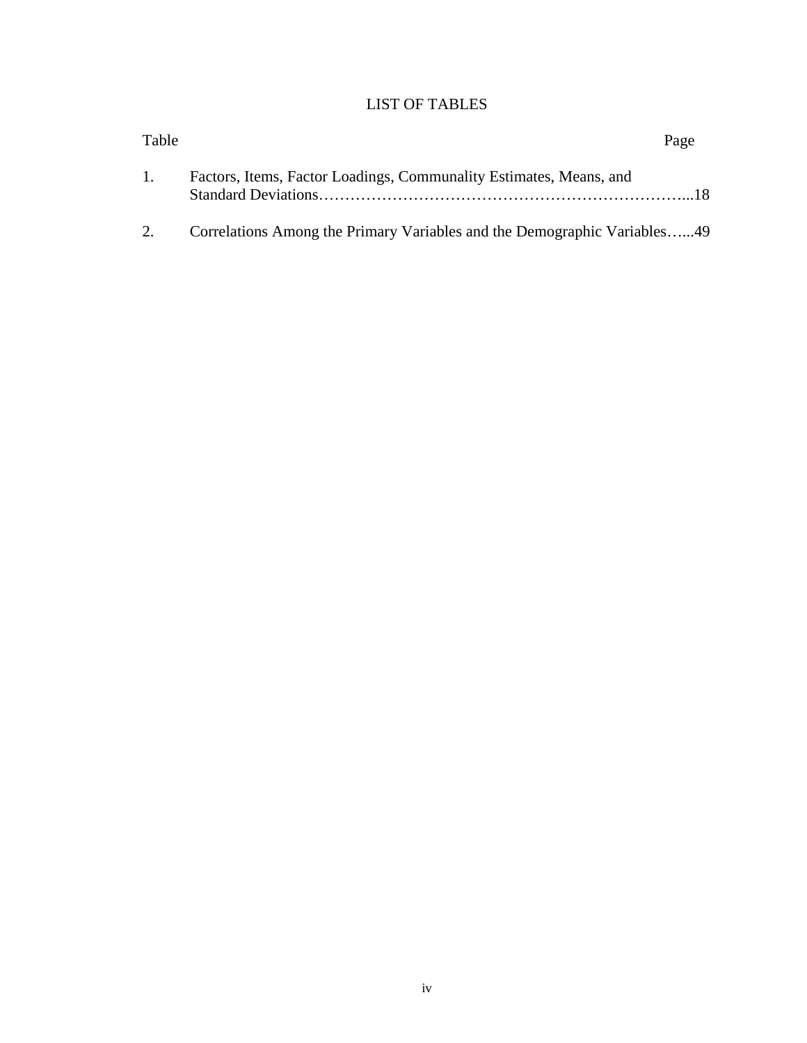# LIST OF TABLES

| Table | | Page |
|---|---|---|
| 1. | Factors, Items, Factor Loadings, Communality Estimates, Means, and Standard Deviations | 18 |
| 2. | Correlations Among the Primary Variables and the Demographic Variables | 49 |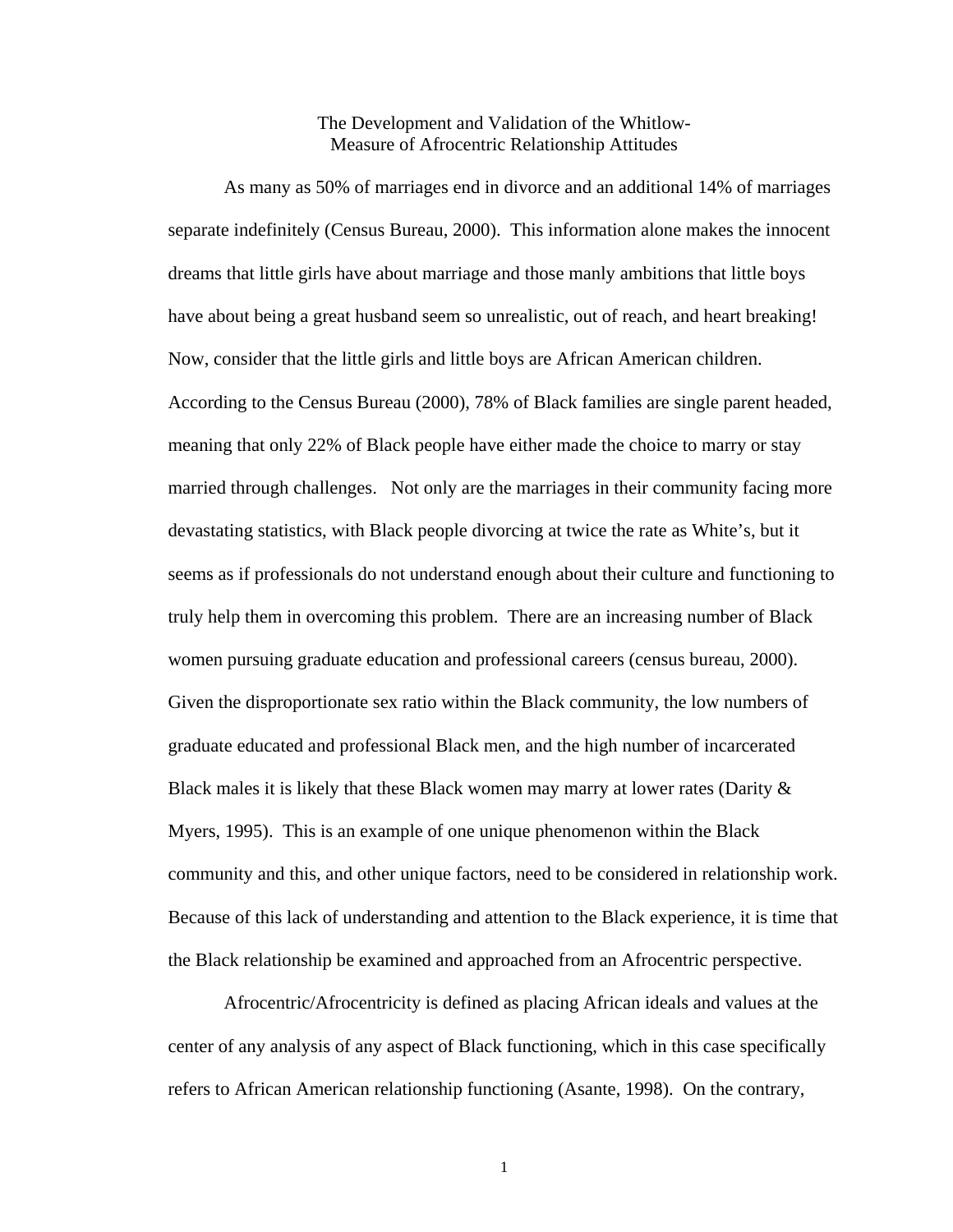# The Development and Validation of the Whitlow-Measure of Afrocentric Relationship Attitudes

As many as 50% of marriages end in divorce and an additional 14% of marriages separate indefinitely (Census Bureau, 2000). This information alone makes the innocent dreams that little girls have about marriage and those manly ambitions that little boys have about being a great husband seem so unrealistic, out of reach, and heart breaking! Now, consider that the little girls and little boys are African American children. According to the Census Bureau (2000), 78% of Black families are single parent headed, meaning that only 22% of Black people have either made the choice to marry or stay married through challenges. Not only are the marriages in their community facing more devastating statistics, with Black people divorcing at twice the rate as White's, but it seems as if professionals do not understand enough about their culture and functioning to truly help them in overcoming this problem. There are an increasing number of Black women pursuing graduate education and professional careers (census bureau, 2000). Given the disproportionate sex ratio within the Black community, the low numbers of graduate educated and professional Black men, and the high number of incarcerated Black males it is likely that these Black women may marry at lower rates (Darity & Myers, 1995). This is an example of one unique phenomenon within the Black community and this, and other unique factors, need to be considered in relationship work. Because of this lack of understanding and attention to the Black experience, it is time that the Black relationship be examined and approached from an Afrocentric perspective.

Afrocentric/Afrocentricity is defined as placing African ideals and values at the center of any analysis of any aspect of Black functioning, which in this case specifically refers to African American relationship functioning (Asante, 1998). On the contrary,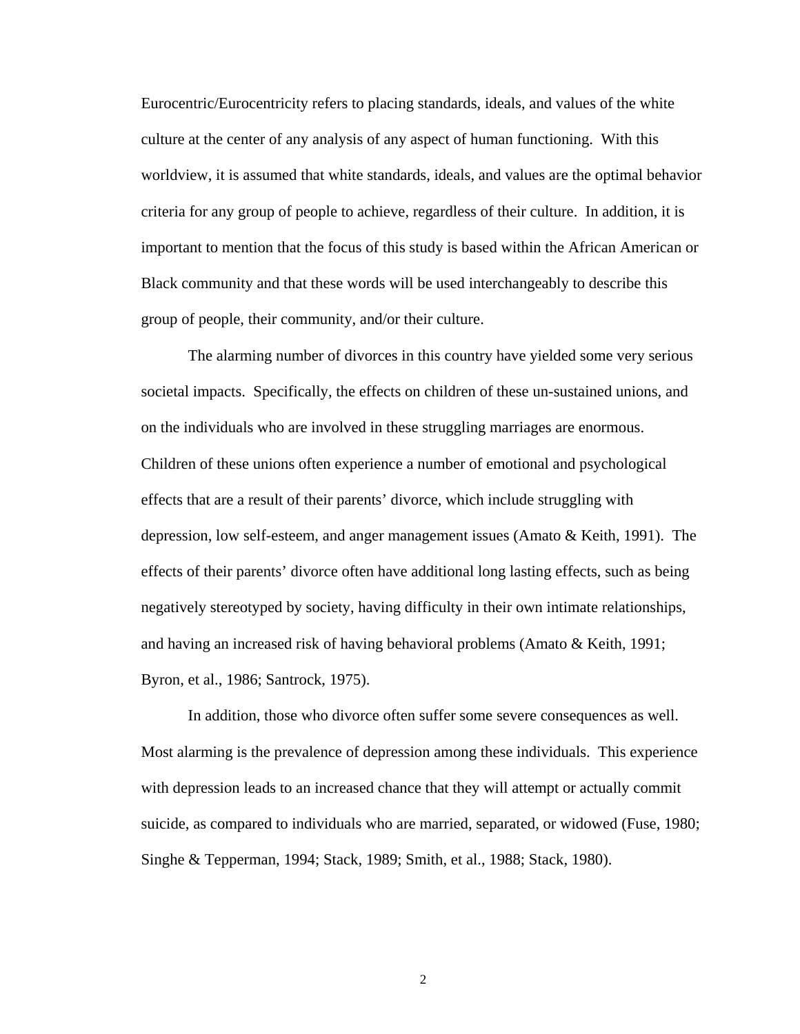Eurocentric/Eurocentricity refers to placing standards, ideals, and values of the white culture at the center of any analysis of any aspect of human functioning. With this worldview, it is assumed that white standards, ideals, and values are the optimal behavior criteria for any group of people to achieve, regardless of their culture. In addition, it is important to mention that the focus of this study is based within the African American or Black community and that these words will be used interchangeably to describe this group of people, their community, and/or their culture.

The alarming number of divorces in this country have yielded some very serious societal impacts. Specifically, the effects on children of these un-sustained unions, and on the individuals who are involved in these struggling marriages are enormous. Children of these unions often experience a number of emotional and psychological effects that are a result of their parents' divorce, which include struggling with depression, low self-esteem, and anger management issues (Amato & Keith, 1991). The effects of their parents' divorce often have additional long lasting effects, such as being negatively stereotyped by society, having difficulty in their own intimate relationships, and having an increased risk of having behavioral problems (Amato & Keith, 1991; Byron, et al., 1986; Santrock, 1975).

In addition, those who divorce often suffer some severe consequences as well. Most alarming is the prevalence of depression among these individuals. This experience with depression leads to an increased chance that they will attempt or actually commit suicide, as compared to individuals who are married, separated, or widowed (Fuse, 1980; Singhe & Tepperman, 1994; Stack, 1989; Smith, et al., 1988; Stack, 1980).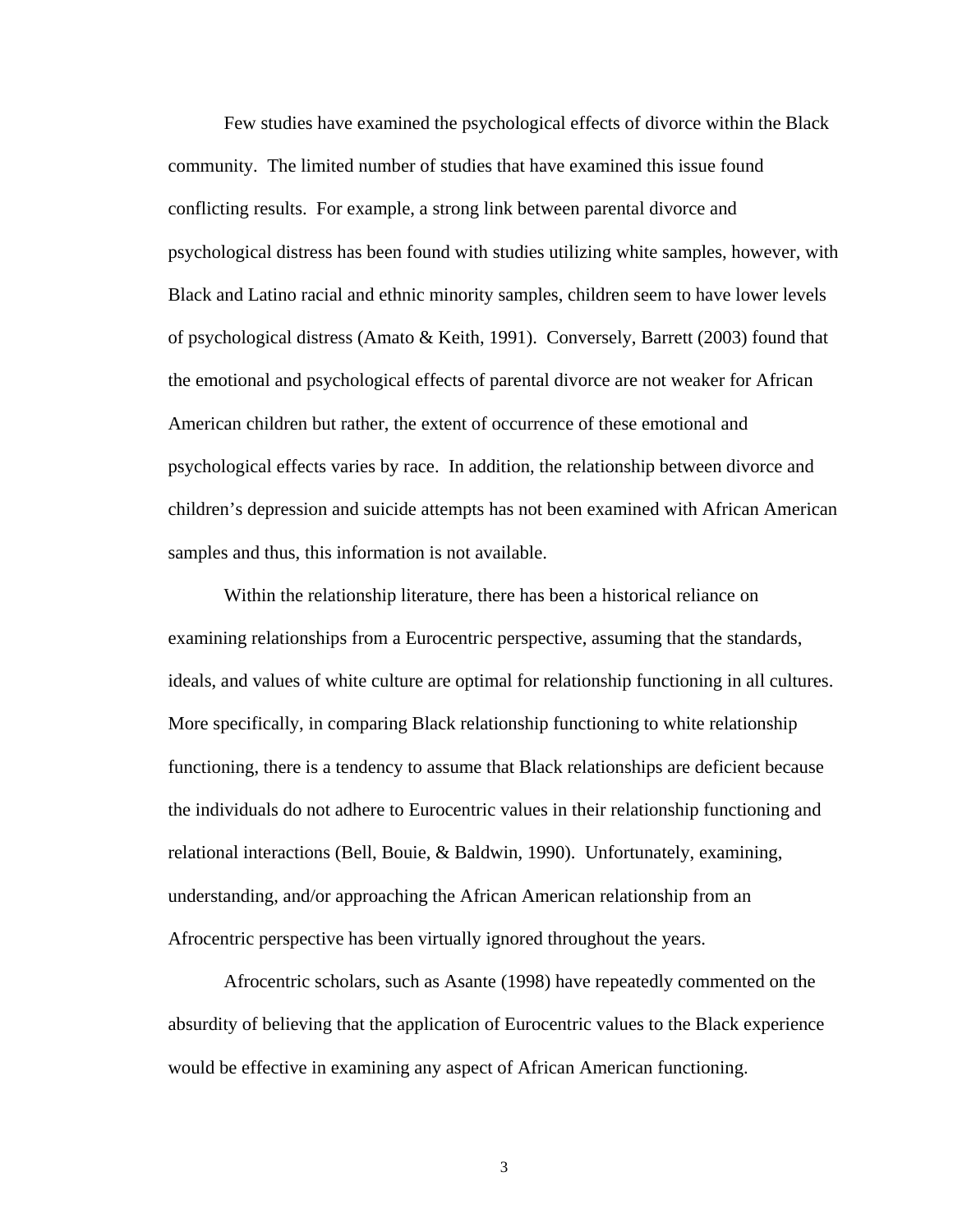Few studies have examined the psychological effects of divorce within the Black community. The limited number of studies that have examined this issue found conflicting results. For example, a strong link between parental divorce and psychological distress has been found with studies utilizing white samples, however, with Black and Latino racial and ethnic minority samples, children seem to have lower levels of psychological distress (Amato & Keith, 1991). Conversely, Barrett (2003) found that the emotional and psychological effects of parental divorce are not weaker for African American children but rather, the extent of occurrence of these emotional and psychological effects varies by race. In addition, the relationship between divorce and children's depression and suicide attempts has not been examined with African American samples and thus, this information is not available.

Within the relationship literature, there has been a historical reliance on examining relationships from a Eurocentric perspective, assuming that the standards, ideals, and values of white culture are optimal for relationship functioning in all cultures. More specifically, in comparing Black relationship functioning to white relationship functioning, there is a tendency to assume that Black relationships are deficient because the individuals do not adhere to Eurocentric values in their relationship functioning and relational interactions (Bell, Bouie, & Baldwin, 1990). Unfortunately, examining, understanding, and/or approaching the African American relationship from an Afrocentric perspective has been virtually ignored throughout the years.

Afrocentric scholars, such as Asante (1998) have repeatedly commented on the absurdity of believing that the application of Eurocentric values to the Black experience would be effective in examining any aspect of African American functioning.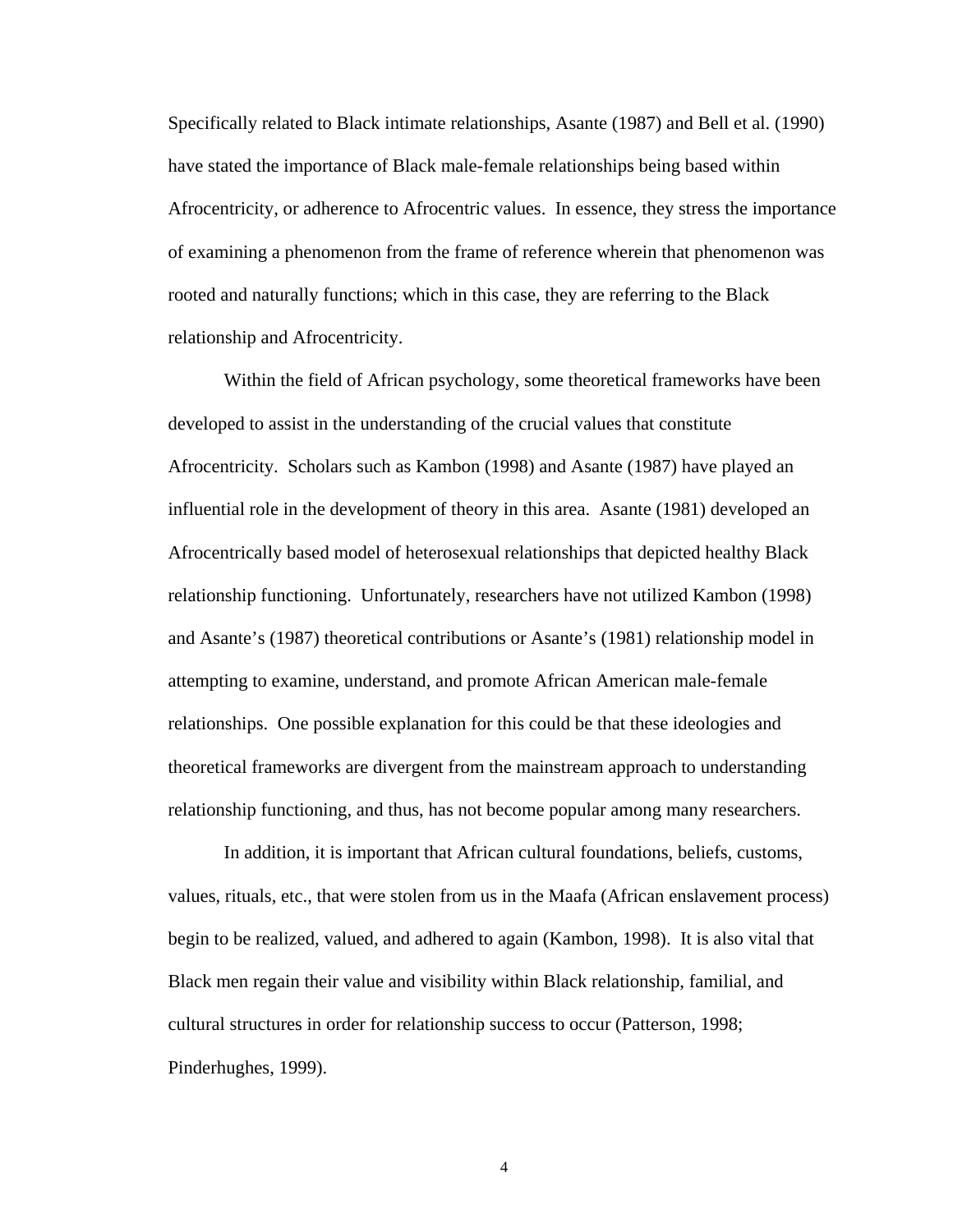Specifically related to Black intimate relationships, Asante (1987) and Bell et al. (1990) have stated the importance of Black male-female relationships being based within Afrocentricity, or adherence to Afrocentric values. In essence, they stress the importance of examining a phenomenon from the frame of reference wherein that phenomenon was rooted and naturally functions; which in this case, they are referring to the Black relationship and Afrocentricity.

Within the field of African psychology, some theoretical frameworks have been developed to assist in the understanding of the crucial values that constitute Afrocentricity. Scholars such as Kambon (1998) and Asante (1987) have played an influential role in the development of theory in this area. Asante (1981) developed an Afrocentrically based model of heterosexual relationships that depicted healthy Black relationship functioning. Unfortunately, researchers have not utilized Kambon (1998) and Asante's (1987) theoretical contributions or Asante's (1981) relationship model in attempting to examine, understand, and promote African American male-female relationships. One possible explanation for this could be that these ideologies and theoretical frameworks are divergent from the mainstream approach to understanding relationship functioning, and thus, has not become popular among many researchers.

In addition, it is important that African cultural foundations, beliefs, customs, values, rituals, etc., that were stolen from us in the Maafa (African enslavement process) begin to be realized, valued, and adhered to again (Kambon, 1998). It is also vital that Black men regain their value and visibility within Black relationship, familial, and cultural structures in order for relationship success to occur (Patterson, 1998; Pinderhughes, 1999).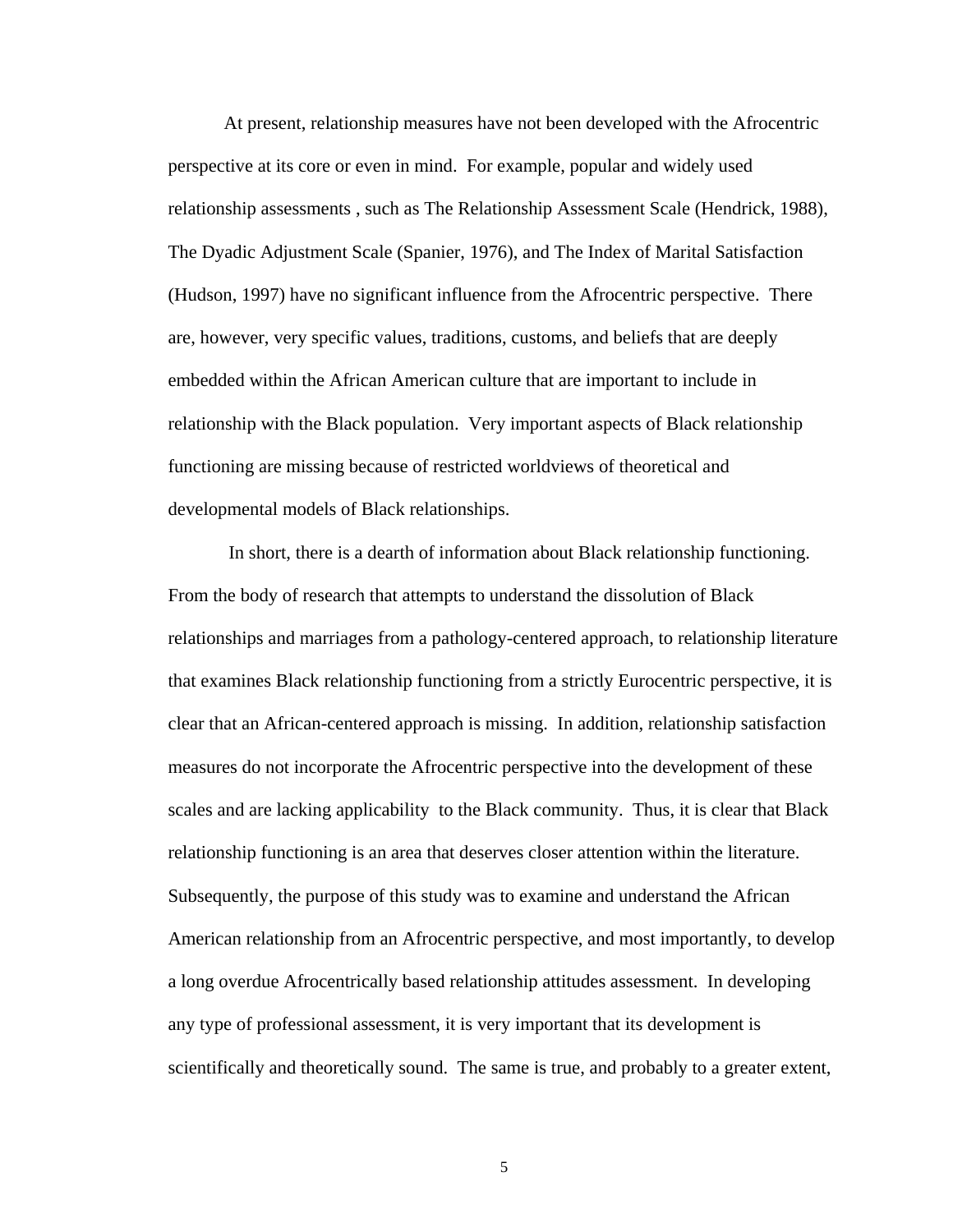At present, relationship measures have not been developed with the Afrocentric perspective at its core or even in mind. For example, popular and widely used relationship assessments , such as The Relationship Assessment Scale (Hendrick, 1988), The Dyadic Adjustment Scale (Spanier, 1976), and The Index of Marital Satisfaction (Hudson, 1997) have no significant influence from the Afrocentric perspective. There are, however, very specific values, traditions, customs, and beliefs that are deeply embedded within the African American culture that are important to include in relationship with the Black population. Very important aspects of Black relationship functioning are missing because of restricted worldviews of theoretical and developmental models of Black relationships.

In short, there is a dearth of information about Black relationship functioning. From the body of research that attempts to understand the dissolution of Black relationships and marriages from a pathology-centered approach, to relationship literature that examines Black relationship functioning from a strictly Eurocentric perspective, it is clear that an African-centered approach is missing. In addition, relationship satisfaction measures do not incorporate the Afrocentric perspective into the development of these scales and are lacking applicability to the Black community. Thus, it is clear that Black relationship functioning is an area that deserves closer attention within the literature. Subsequently, the purpose of this study was to examine and understand the African American relationship from an Afrocentric perspective, and most importantly, to develop a long overdue Afrocentrically based relationship attitudes assessment. In developing any type of professional assessment, it is very important that its development is scientifically and theoretically sound. The same is true, and probably to a greater extent,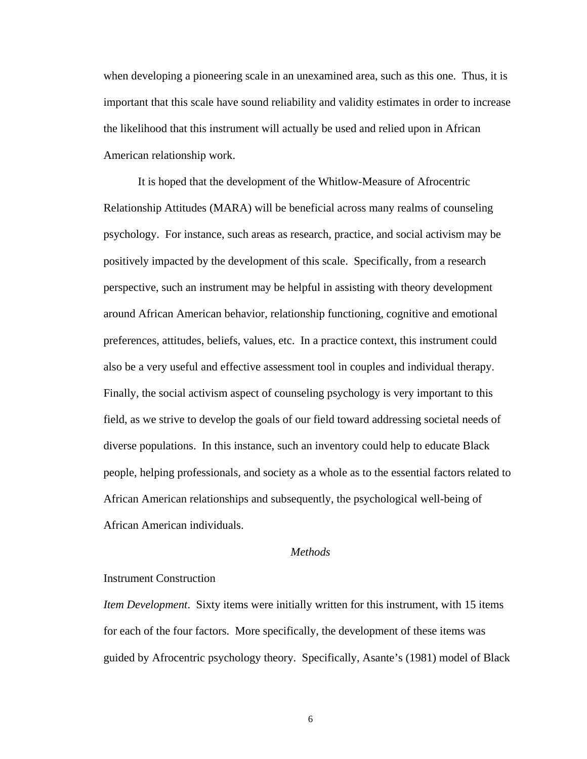when developing a pioneering scale in an unexamined area, such as this one. Thus, it is important that this scale have sound reliability and validity estimates in order to increase the likelihood that this instrument will actually be used and relied upon in African American relationship work.

It is hoped that the development of the Whitlow-Measure of Afrocentric Relationship Attitudes (MARA) will be beneficial across many realms of counseling psychology. For instance, such areas as research, practice, and social activism may be positively impacted by the development of this scale. Specifically, from a research perspective, such an instrument may be helpful in assisting with theory development around African American behavior, relationship functioning, cognitive and emotional preferences, attitudes, beliefs, values, etc. In a practice context, this instrument could also be a very useful and effective assessment tool in couples and individual therapy. Finally, the social activism aspect of counseling psychology is very important to this field, as we strive to develop the goals of our field toward addressing societal needs of diverse populations. In this instance, such an inventory could help to educate Black people, helping professionals, and society as a whole as to the essential factors related to African American relationships and subsequently, the psychological well-being of African American individuals.

## *Methods*

### Instrument Construction

*Item Development*. Sixty items were initially written for this instrument, with 15 items for each of the four factors. More specifically, the development of these items was guided by Afrocentric psychology theory. Specifically, Asante's (1981) model of Black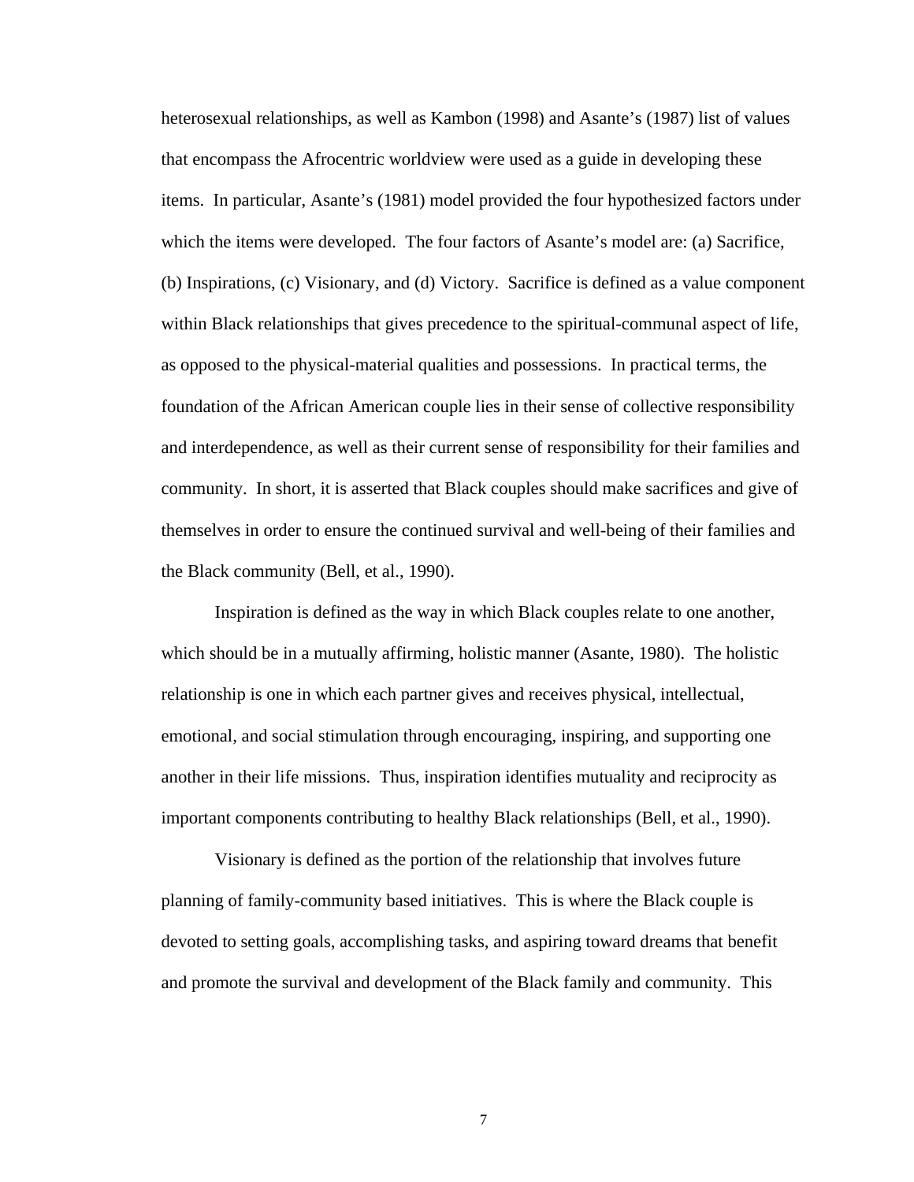heterosexual relationships, as well as Kambon (1998) and Asante's (1987) list of values that encompass the Afrocentric worldview were used as a guide in developing these items. In particular, Asante's (1981) model provided the four hypothesized factors under which the items were developed. The four factors of Asante's model are: (a) Sacrifice, (b) Inspirations, (c) Visionary, and (d) Victory. Sacrifice is defined as a value component within Black relationships that gives precedence to the spiritual-communal aspect of life, as opposed to the physical-material qualities and possessions. In practical terms, the foundation of the African American couple lies in their sense of collective responsibility and interdependence, as well as their current sense of responsibility for their families and community. In short, it is asserted that Black couples should make sacrifices and give of themselves in order to ensure the continued survival and well-being of their families and the Black community (Bell, et al., 1990).

Inspiration is defined as the way in which Black couples relate to one another, which should be in a mutually affirming, holistic manner (Asante, 1980). The holistic relationship is one in which each partner gives and receives physical, intellectual, emotional, and social stimulation through encouraging, inspiring, and supporting one another in their life missions. Thus, inspiration identifies mutuality and reciprocity as important components contributing to healthy Black relationships (Bell, et al., 1990).

Visionary is defined as the portion of the relationship that involves future planning of family-community based initiatives. This is where the Black couple is devoted to setting goals, accomplishing tasks, and aspiring toward dreams that benefit and promote the survival and development of the Black family and community. This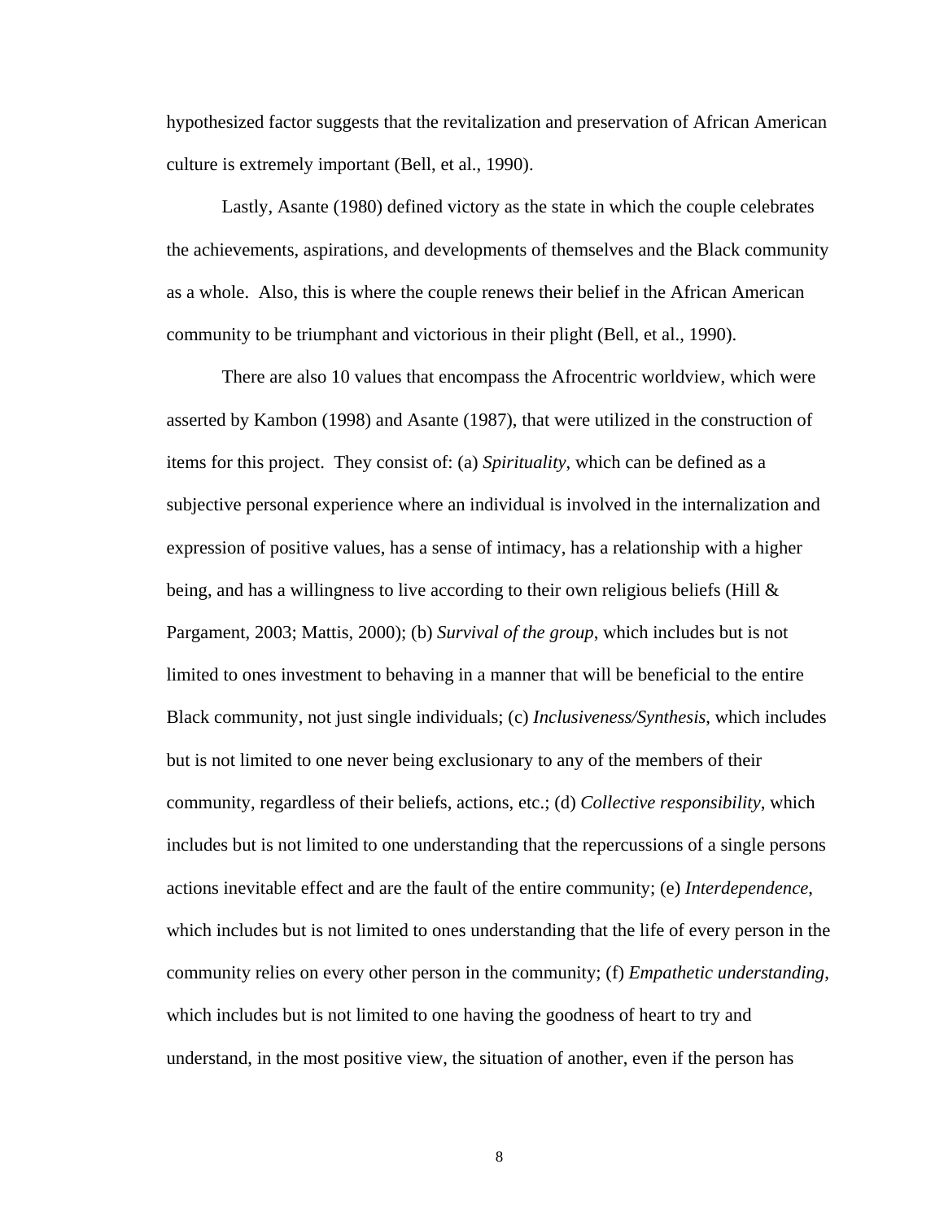hypothesized factor suggests that the revitalization and preservation of African American culture is extremely important (Bell, et al., 1990).

Lastly, Asante (1980) defined victory as the state in which the couple celebrates the achievements, aspirations, and developments of themselves and the Black community as a whole. Also, this is where the couple renews their belief in the African American community to be triumphant and victorious in their plight (Bell, et al., 1990).

There are also 10 values that encompass the Afrocentric worldview, which were asserted by Kambon (1998) and Asante (1987), that were utilized in the construction of items for this project. They consist of: (a) *Spirituality*, which can be defined as a subjective personal experience where an individual is involved in the internalization and expression of positive values, has a sense of intimacy, has a relationship with a higher being, and has a willingness to live according to their own religious beliefs (Hill & Pargament, 2003; Mattis, 2000); (b) *Survival of the group*, which includes but is not limited to ones investment to behaving in a manner that will be beneficial to the entire Black community, not just single individuals; (c) *Inclusiveness/Synthesis*, which includes but is not limited to one never being exclusionary to any of the members of their community, regardless of their beliefs, actions, etc.; (d) *Collective responsibility*, which includes but is not limited to one understanding that the repercussions of a single persons actions inevitable effect and are the fault of the entire community; (e) *Interdependence*, which includes but is not limited to ones understanding that the life of every person in the community relies on every other person in the community; (f) *Empathetic understanding*, which includes but is not limited to one having the goodness of heart to try and understand, in the most positive view, the situation of another, even if the person has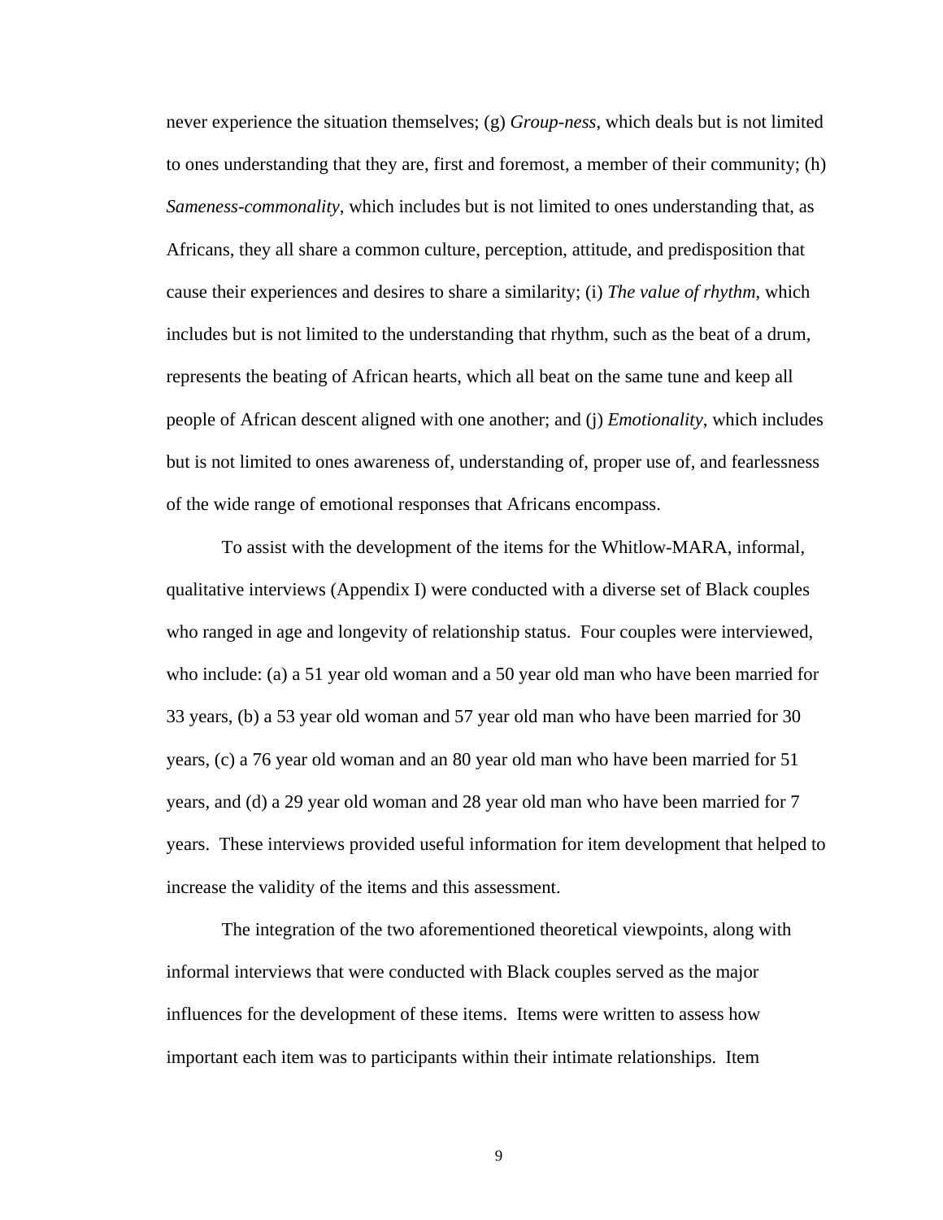never experience the situation themselves; (g) *Group-ness*, which deals but is not limited to ones understanding that they are, first and foremost, a member of their community; (h) *Sameness-commonality*, which includes but is not limited to ones understanding that, as Africans, they all share a common culture, perception, attitude, and predisposition that cause their experiences and desires to share a similarity; (i) *The value of rhythm*, which includes but is not limited to the understanding that rhythm, such as the beat of a drum, represents the beating of African hearts, which all beat on the same tune and keep all people of African descent aligned with one another; and (j) *Emotionality*, which includes but is not limited to ones awareness of, understanding of, proper use of, and fearlessness of the wide range of emotional responses that Africans encompass.

To assist with the development of the items for the Whitlow-MARA, informal, qualitative interviews (Appendix I) were conducted with a diverse set of Black couples who ranged in age and longevity of relationship status. Four couples were interviewed, who include: (a) a 51 year old woman and a 50 year old man who have been married for 33 years, (b) a 53 year old woman and 57 year old man who have been married for 30 years, (c) a 76 year old woman and an 80 year old man who have been married for 51 years, and (d) a 29 year old woman and 28 year old man who have been married for 7 years. These interviews provided useful information for item development that helped to increase the validity of the items and this assessment.

The integration of the two aforementioned theoretical viewpoints, along with informal interviews that were conducted with Black couples served as the major influences for the development of these items. Items were written to assess how important each item was to participants within their intimate relationships. Item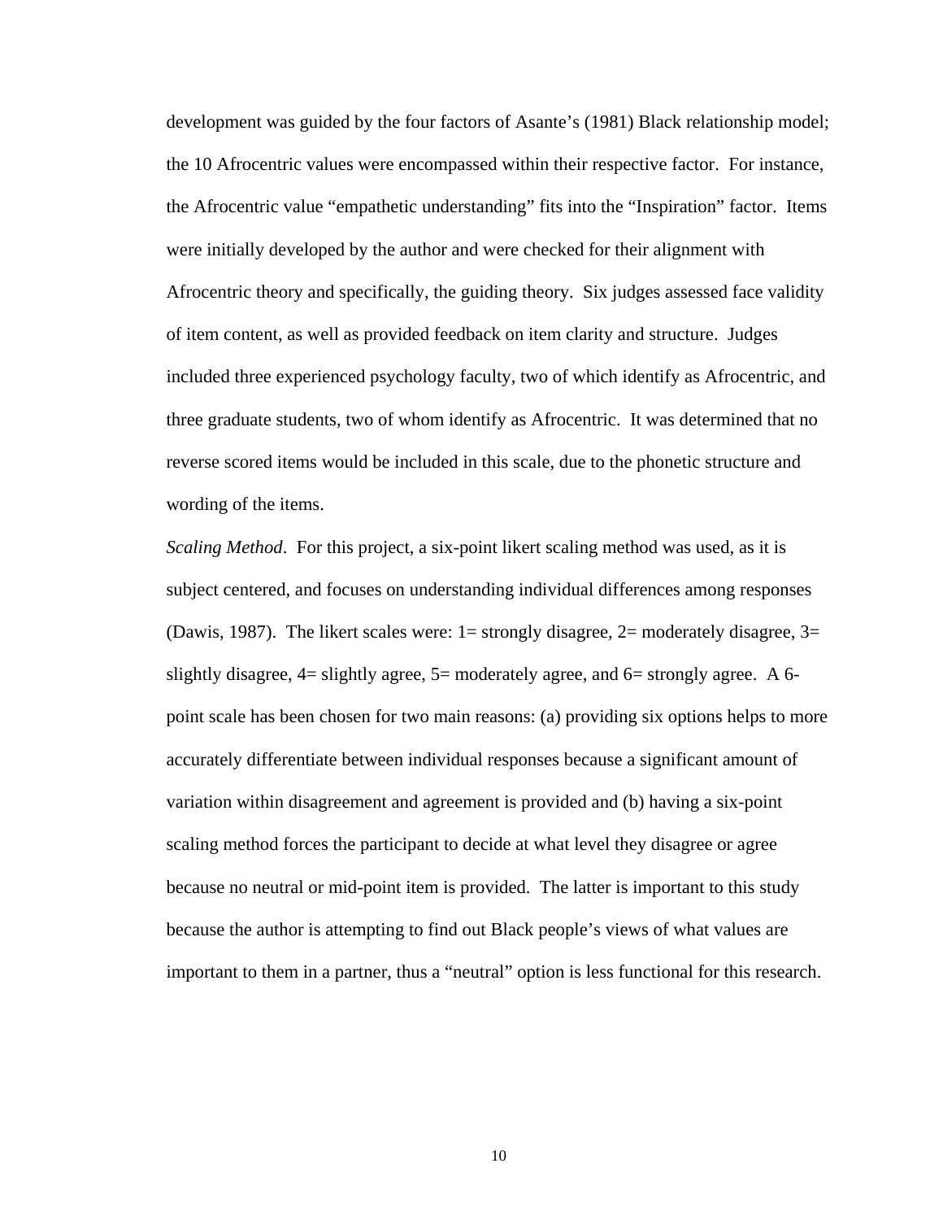development was guided by the four factors of Asante's (1981) Black relationship model; the 10 Afrocentric values were encompassed within their respective factor. For instance, the Afrocentric value "empathetic understanding" fits into the "Inspiration" factor. Items were initially developed by the author and were checked for their alignment with Afrocentric theory and specifically, the guiding theory. Six judges assessed face validity of item content, as well as provided feedback on item clarity and structure. Judges included three experienced psychology faculty, two of which identify as Afrocentric, and three graduate students, two of whom identify as Afrocentric. It was determined that no reverse scored items would be included in this scale, due to the phonetic structure and wording of the items.

*Scaling Method*. For this project, a six-point likert scaling method was used, as it is subject centered, and focuses on understanding individual differences among responses (Dawis, 1987). The likert scales were: 1= strongly disagree, 2= moderately disagree, 3= slightly disagree, 4= slightly agree, 5= moderately agree, and 6= strongly agree. A 6-point scale has been chosen for two main reasons: (a) providing six options helps to more accurately differentiate between individual responses because a significant amount of variation within disagreement and agreement is provided and (b) having a six-point scaling method forces the participant to decide at what level they disagree or agree because no neutral or mid-point item is provided. The latter is important to this study because the author is attempting to find out Black people's views of what values are important to them in a partner, thus a "neutral" option is less functional for this research.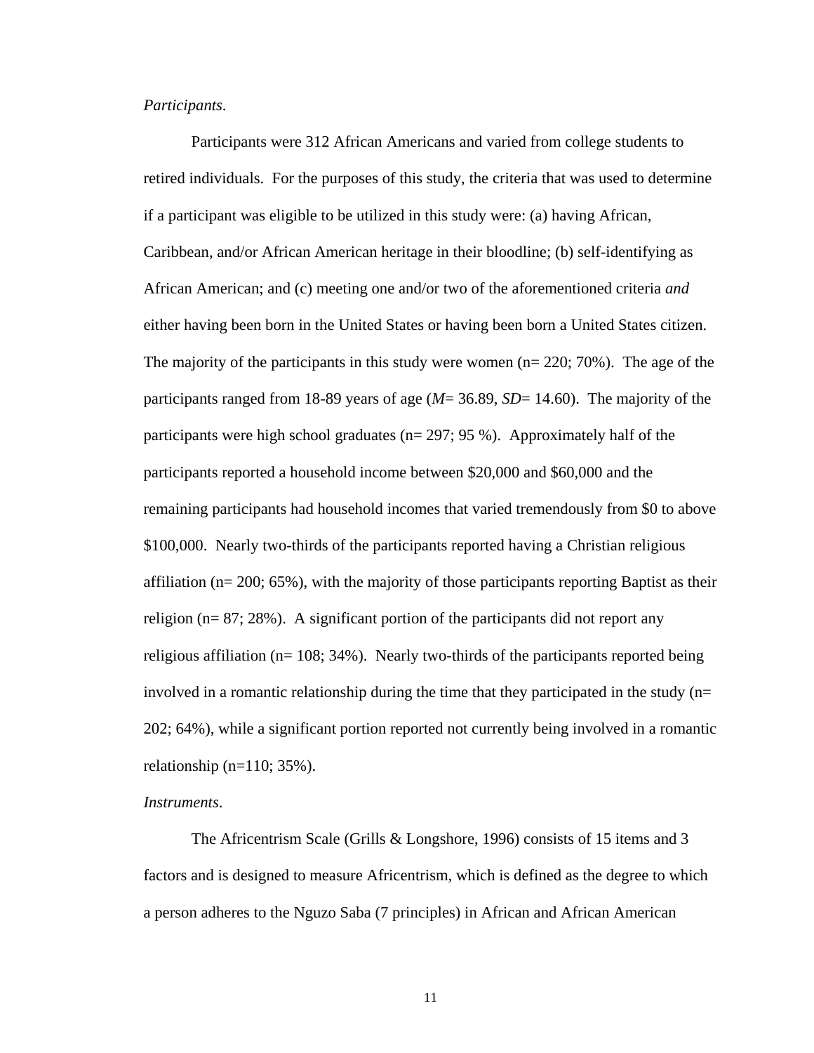*Participants.*

Participants were 312 African Americans and varied from college students to retired individuals. For the purposes of this study, the criteria that was used to determine if a participant was eligible to be utilized in this study were: (a) having African, Caribbean, and/or African American heritage in their bloodline; (b) self-identifying as African American; and (c) meeting one and/or two of the aforementioned criteria *and* either having been born in the United States or having been born a United States citizen. The majority of the participants in this study were women (n= 220; 70%). The age of the participants ranged from 18-89 years of age (*M*= 36.89, *SD*= 14.60). The majority of the participants were high school graduates (n= 297; 95 %). Approximately half of the participants reported a household income between $20,000 and $60,000 and the remaining participants had household incomes that varied tremendously from $0 to above $100,000. Nearly two-thirds of the participants reported having a Christian religious affiliation (n= 200; 65%), with the majority of those participants reporting Baptist as their religion (n= 87; 28%). A significant portion of the participants did not report any religious affiliation (n= 108; 34%). Nearly two-thirds of the participants reported being involved in a romantic relationship during the time that they participated in the study (n= 202; 64%), while a significant portion reported not currently being involved in a romantic relationship (n=110; 35%).

*Instruments.*

The Africentrism Scale (Grills & Longshore, 1996) consists of 15 items and 3 factors and is designed to measure Africentrism, which is defined as the degree to which a person adheres to the Nguzo Saba (7 principles) in African and African American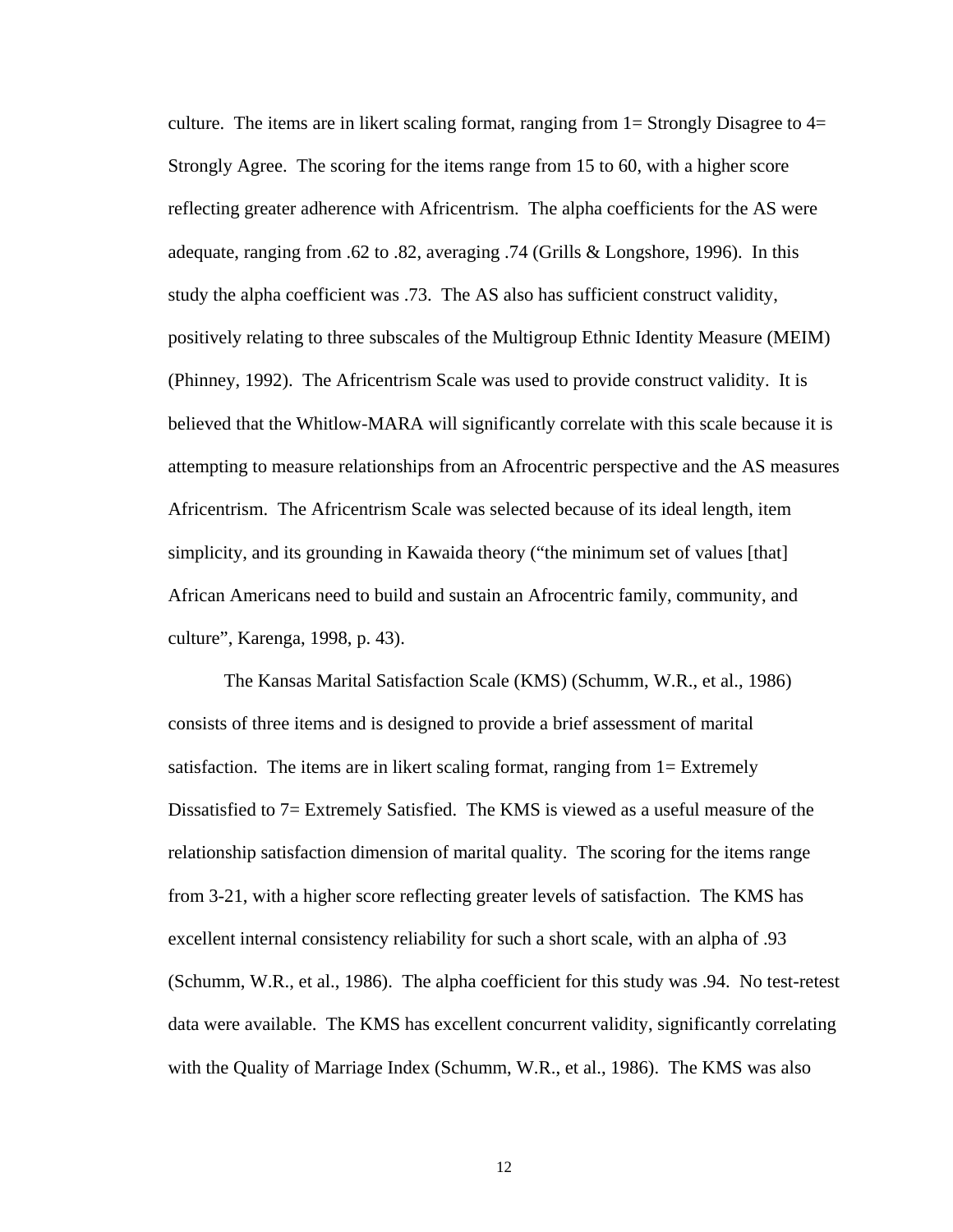culture. The items are in likert scaling format, ranging from 1= Strongly Disagree to 4= Strongly Agree. The scoring for the items range from 15 to 60, with a higher score reflecting greater adherence with Africentrism. The alpha coefficients for the AS were adequate, ranging from .62 to .82, averaging .74 (Grills & Longshore, 1996). In this study the alpha coefficient was .73. The AS also has sufficient construct validity, positively relating to three subscales of the Multigroup Ethnic Identity Measure (MEIM) (Phinney, 1992). The Africentrism Scale was used to provide construct validity. It is believed that the Whitlow-MARA will significantly correlate with this scale because it is attempting to measure relationships from an Afrocentric perspective and the AS measures Africentrism. The Africentrism Scale was selected because of its ideal length, item simplicity, and its grounding in Kawaida theory ("the minimum set of values [that] African Americans need to build and sustain an Afrocentric family, community, and culture", Karenga, 1998, p. 43).

The Kansas Marital Satisfaction Scale (KMS) (Schumm, W.R., et al., 1986) consists of three items and is designed to provide a brief assessment of marital satisfaction. The items are in likert scaling format, ranging from 1= Extremely Dissatisfied to 7= Extremely Satisfied. The KMS is viewed as a useful measure of the relationship satisfaction dimension of marital quality. The scoring for the items range from 3-21, with a higher score reflecting greater levels of satisfaction. The KMS has excellent internal consistency reliability for such a short scale, with an alpha of .93 (Schumm, W.R., et al., 1986). The alpha coefficient for this study was .94. No test-retest data were available. The KMS has excellent concurrent validity, significantly correlating with the Quality of Marriage Index (Schumm, W.R., et al., 1986). The KMS was also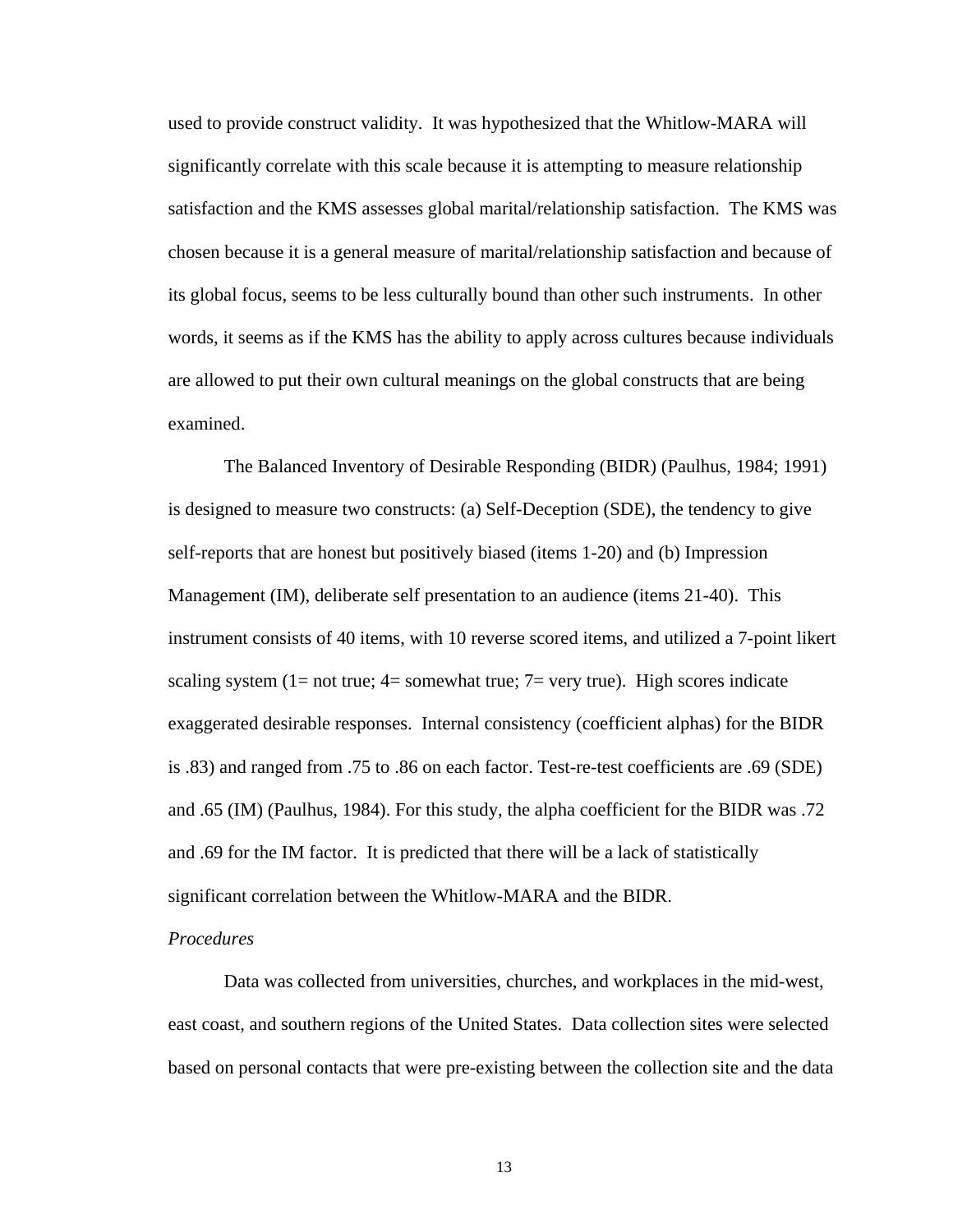used to provide construct validity. It was hypothesized that the Whitlow-MARA will significantly correlate with this scale because it is attempting to measure relationship satisfaction and the KMS assesses global marital/relationship satisfaction. The KMS was chosen because it is a general measure of marital/relationship satisfaction and because of its global focus, seems to be less culturally bound than other such instruments. In other words, it seems as if the KMS has the ability to apply across cultures because individuals are allowed to put their own cultural meanings on the global constructs that are being examined.

The Balanced Inventory of Desirable Responding (BIDR) (Paulhus, 1984; 1991) is designed to measure two constructs: (a) Self-Deception (SDE), the tendency to give self-reports that are honest but positively biased (items 1-20) and (b) Impression Management (IM), deliberate self presentation to an audience (items 21-40). This instrument consists of 40 items, with 10 reverse scored items, and utilized a 7-point likert scaling system (1= not true; 4= somewhat true; 7= very true). High scores indicate exaggerated desirable responses. Internal consistency (coefficient alphas) for the BIDR is .83) and ranged from .75 to .86 on each factor. Test-re-test coefficients are .69 (SDE) and .65 (IM) (Paulhus, 1984). For this study, the alpha coefficient for the BIDR was .72 and .69 for the IM factor. It is predicted that there will be a lack of statistically significant correlation between the Whitlow-MARA and the BIDR.

*Procedures*

Data was collected from universities, churches, and workplaces in the mid-west, east coast, and southern regions of the United States. Data collection sites were selected based on personal contacts that were pre-existing between the collection site and the data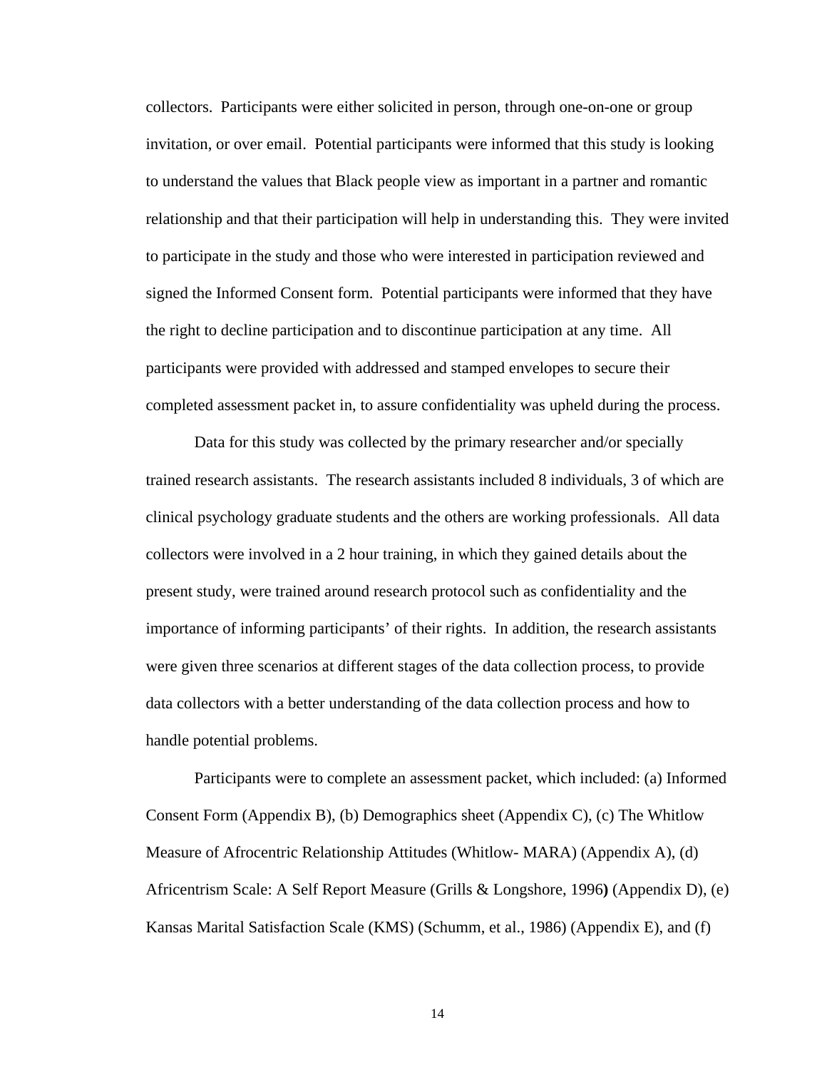collectors. Participants were either solicited in person, through one-on-one or group invitation, or over email. Potential participants were informed that this study is looking to understand the values that Black people view as important in a partner and romantic relationship and that their participation will help in understanding this. They were invited to participate in the study and those who were interested in participation reviewed and signed the Informed Consent form. Potential participants were informed that they have the right to decline participation and to discontinue participation at any time. All participants were provided with addressed and stamped envelopes to secure their completed assessment packet in, to assure confidentiality was upheld during the process.

Data for this study was collected by the primary researcher and/or specially trained research assistants. The research assistants included 8 individuals, 3 of which are clinical psychology graduate students and the others are working professionals. All data collectors were involved in a 2 hour training, in which they gained details about the present study, were trained around research protocol such as confidentiality and the importance of informing participants' of their rights. In addition, the research assistants were given three scenarios at different stages of the data collection process, to provide data collectors with a better understanding of the data collection process and how to handle potential problems.

Participants were to complete an assessment packet, which included: (a) Informed Consent Form (Appendix B), (b) Demographics sheet (Appendix C), (c) The Whitlow Measure of Afrocentric Relationship Attitudes (Whitlow- MARA) (Appendix A), (d) Africentrism Scale: A Self Report Measure (Grills & Longshore, 1996**)** (Appendix D), (e) Kansas Marital Satisfaction Scale (KMS) (Schumm, et al., 1986) (Appendix E), and (f)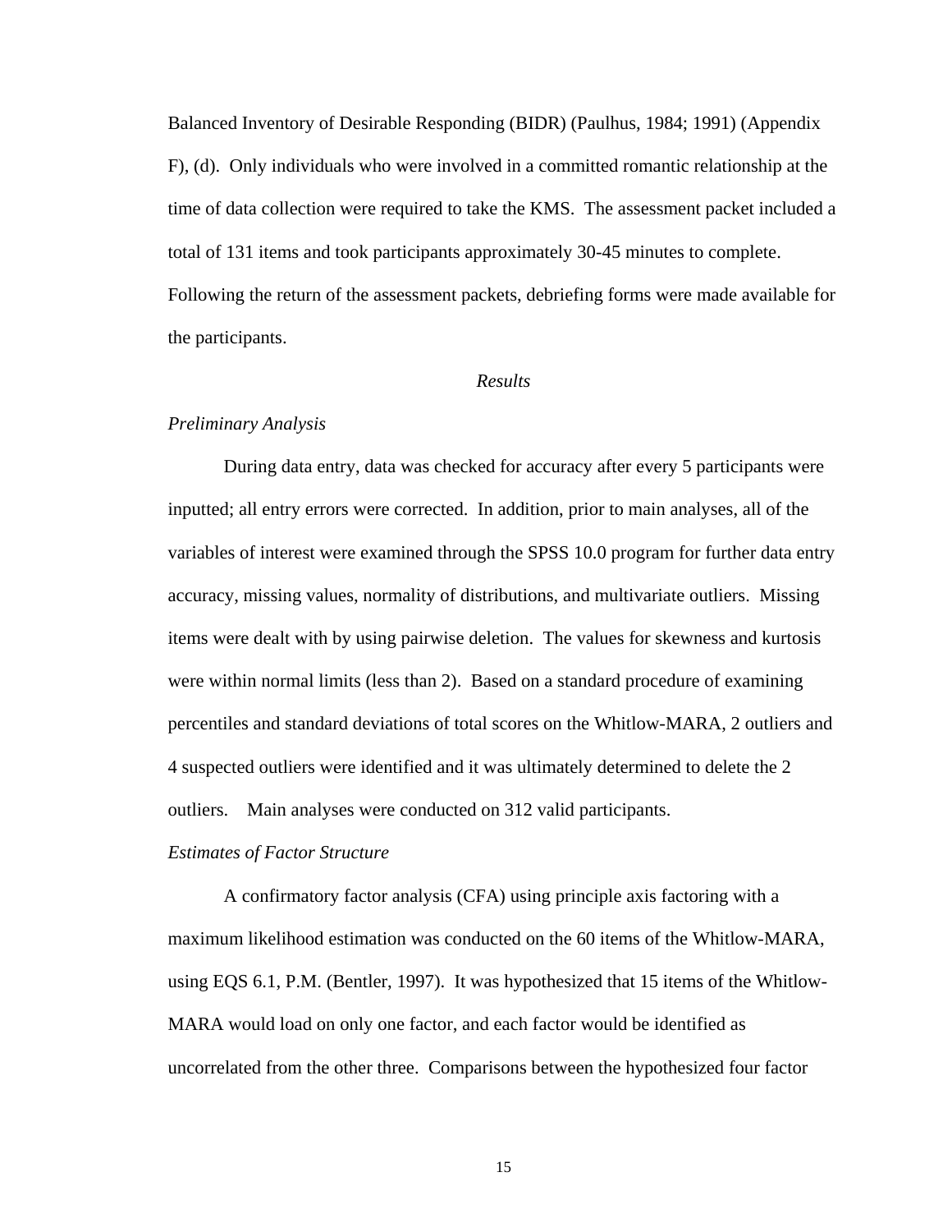Balanced Inventory of Desirable Responding (BIDR) (Paulhus, 1984; 1991) (Appendix F), (d). Only individuals who were involved in a committed romantic relationship at the time of data collection were required to take the KMS. The assessment packet included a total of 131 items and took participants approximately 30-45 minutes to complete. Following the return of the assessment packets, debriefing forms were made available for the participants.

## *Results*

### *Preliminary Analysis*

During data entry, data was checked for accuracy after every 5 participants were inputted; all entry errors were corrected. In addition, prior to main analyses, all of the variables of interest were examined through the SPSS 10.0 program for further data entry accuracy, missing values, normality of distributions, and multivariate outliers. Missing items were dealt with by using pairwise deletion. The values for skewness and kurtosis were within normal limits (less than 2). Based on a standard procedure of examining percentiles and standard deviations of total scores on the Whitlow-MARA, 2 outliers and 4 suspected outliers were identified and it was ultimately determined to delete the 2 outliers. Main analyses were conducted on 312 valid participants.

### *Estimates of Factor Structure*

A confirmatory factor analysis (CFA) using principle axis factoring with a maximum likelihood estimation was conducted on the 60 items of the Whitlow-MARA, using EQS 6.1, P.M. (Bentler, 1997). It was hypothesized that 15 items of the Whitlow-MARA would load on only one factor, and each factor would be identified as uncorrelated from the other three. Comparisons between the hypothesized four factor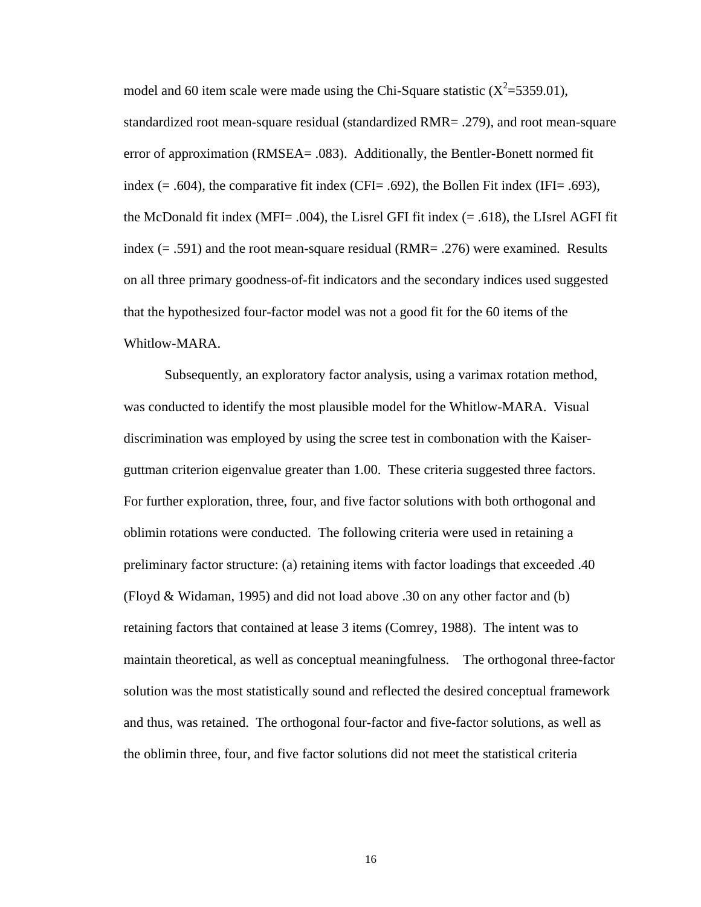model and 60 item scale were made using the Chi-Square statistic ($X^2$=5359.01), standardized root mean-square residual (standardized RMR= .279), and root mean-square error of approximation (RMSEA= .083). Additionally, the Bentler-Bonett normed fit index (= .604), the comparative fit index (CFI= .692), the Bollen Fit index (IFI= .693), the McDonald fit index (MFI= .004), the Lisrel GFI fit index (= .618), the LIsrel AGFI fit index (= .591) and the root mean-square residual (RMR= .276) were examined. Results on all three primary goodness-of-fit indicators and the secondary indices used suggested that the hypothesized four-factor model was not a good fit for the 60 items of the Whitlow-MARA.

Subsequently, an exploratory factor analysis, using a varimax rotation method, was conducted to identify the most plausible model for the Whitlow-MARA. Visual discrimination was employed by using the scree test in combonation with the Kaiser-guttman criterion eigenvalue greater than 1.00. These criteria suggested three factors. For further exploration, three, four, and five factor solutions with both orthogonal and oblimin rotations were conducted. The following criteria were used in retaining a preliminary factor structure: (a) retaining items with factor loadings that exceeded .40 (Floyd & Widaman, 1995) and did not load above .30 on any other factor and (b) retaining factors that contained at lease 3 items (Comrey, 1988). The intent was to maintain theoretical, as well as conceptual meaningfulness. The orthogonal three-factor solution was the most statistically sound and reflected the desired conceptual framework and thus, was retained. The orthogonal four-factor and five-factor solutions, as well as the oblimin three, four, and five factor solutions did not meet the statistical criteria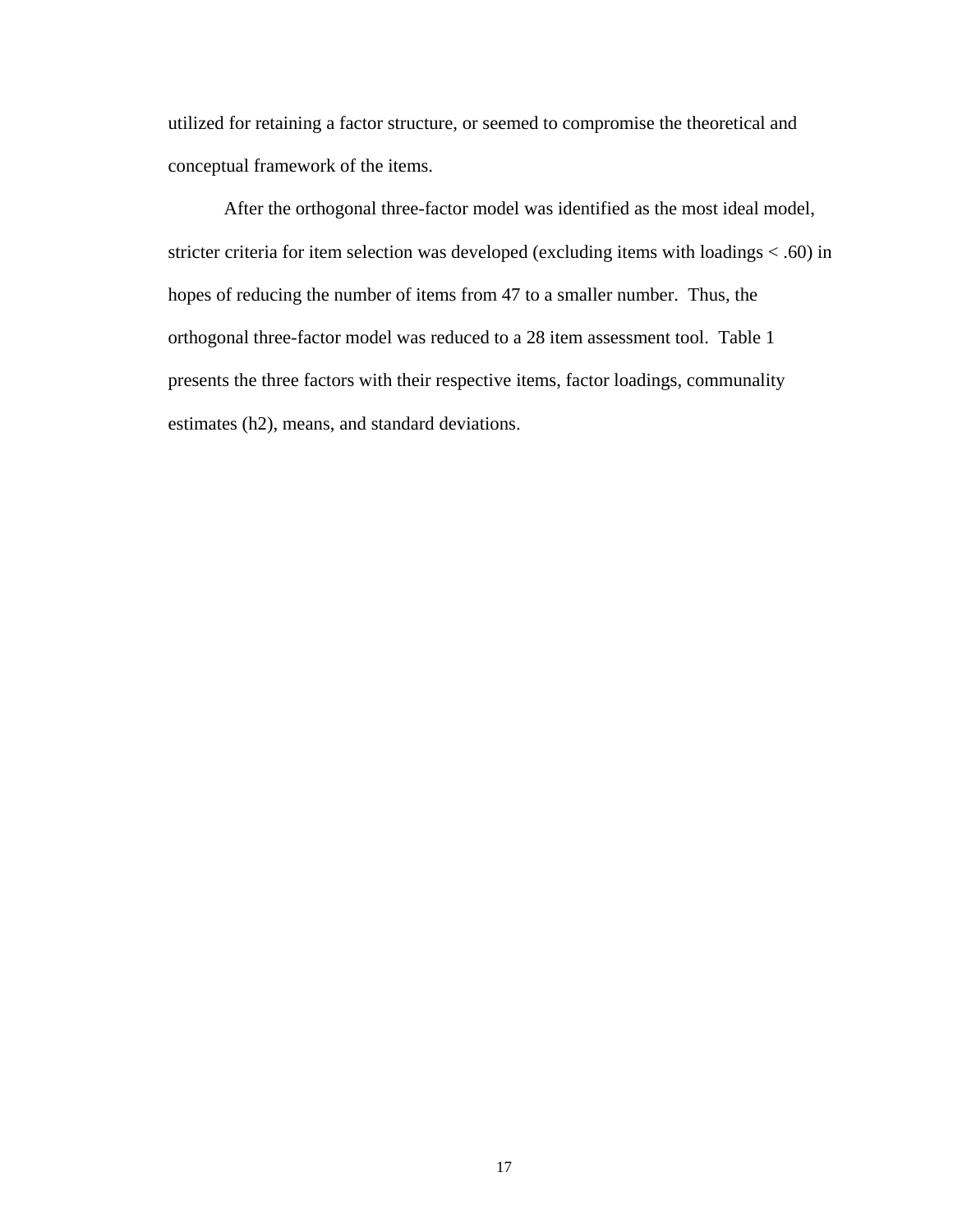utilized for retaining a factor structure, or seemed to compromise the theoretical and conceptual framework of the items.

After the orthogonal three-factor model was identified as the most ideal model, stricter criteria for item selection was developed (excluding items with loadings < .60) in hopes of reducing the number of items from 47 to a smaller number.  Thus, the orthogonal three-factor model was reduced to a 28 item assessment tool.  Table 1 presents the three factors with their respective items, factor loadings, communality estimates (h2), means, and standard deviations.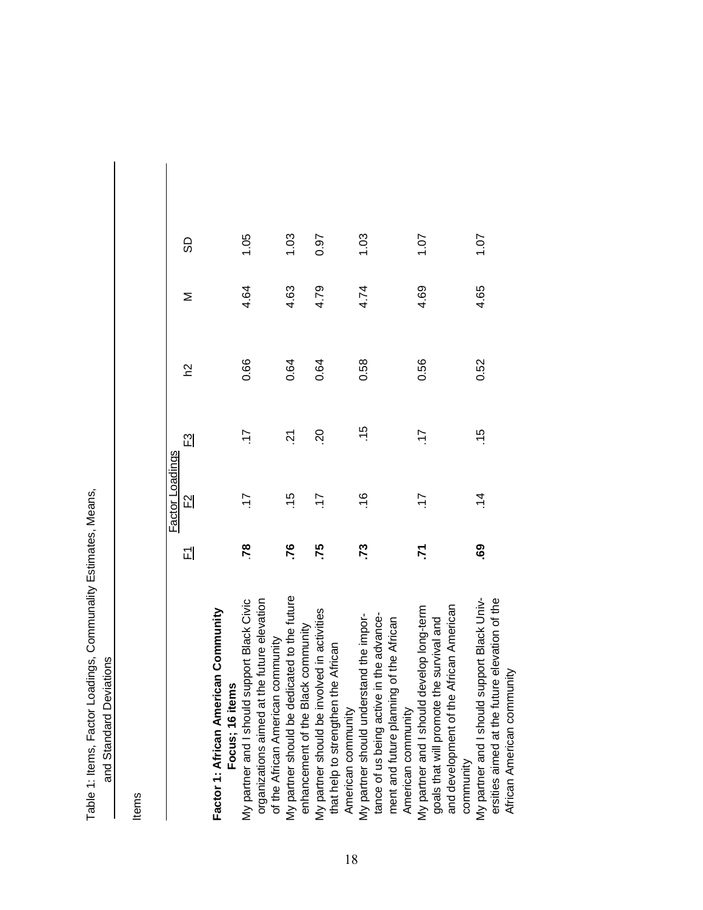Table 1: Items, Factor Loadings, Communality Estimates, Means, and Standard Deviations

| Items | Factor Loadings | | | h2 | M | SD |
|---|---|---|---|---|---|---|
| | F1 | F2 | F3 | | | |
| **Factor 1: African American Community Focus; 16 items** | | | | | | |
| My partner and I should support Black Civic organizations aimed at the future elevation of the African American community | **.78** | .17 | .17 | 0.66 | 4.64 | 1.05 |
| My partner should be dedicated to the future enhancement of the Black community | **.76** | .15 | .21 | 0.64 | 4.63 | 1.03 |
| My partner should be involved in activities that help to strengthen the African American community | **.75** | .17 | .20 | 0.64 | 4.79 | 0.97 |
| My partner should understand the importance of us being active in the advancement and future planning of the African American community | **.73** | .16 | .15 | 0.58 | 4.74 | 1.03 |
| My partner and I should develop long-term goals that will promote the survival and and development of the African American community | **.71** | .17 | .17 | 0.56 | 4.69 | 1.07 |
| My partner and I should support Black Universities aimed at the future elevation of the African American community | **.69** | .14 | .15 | 0.52 | 4.65 | 1.07 |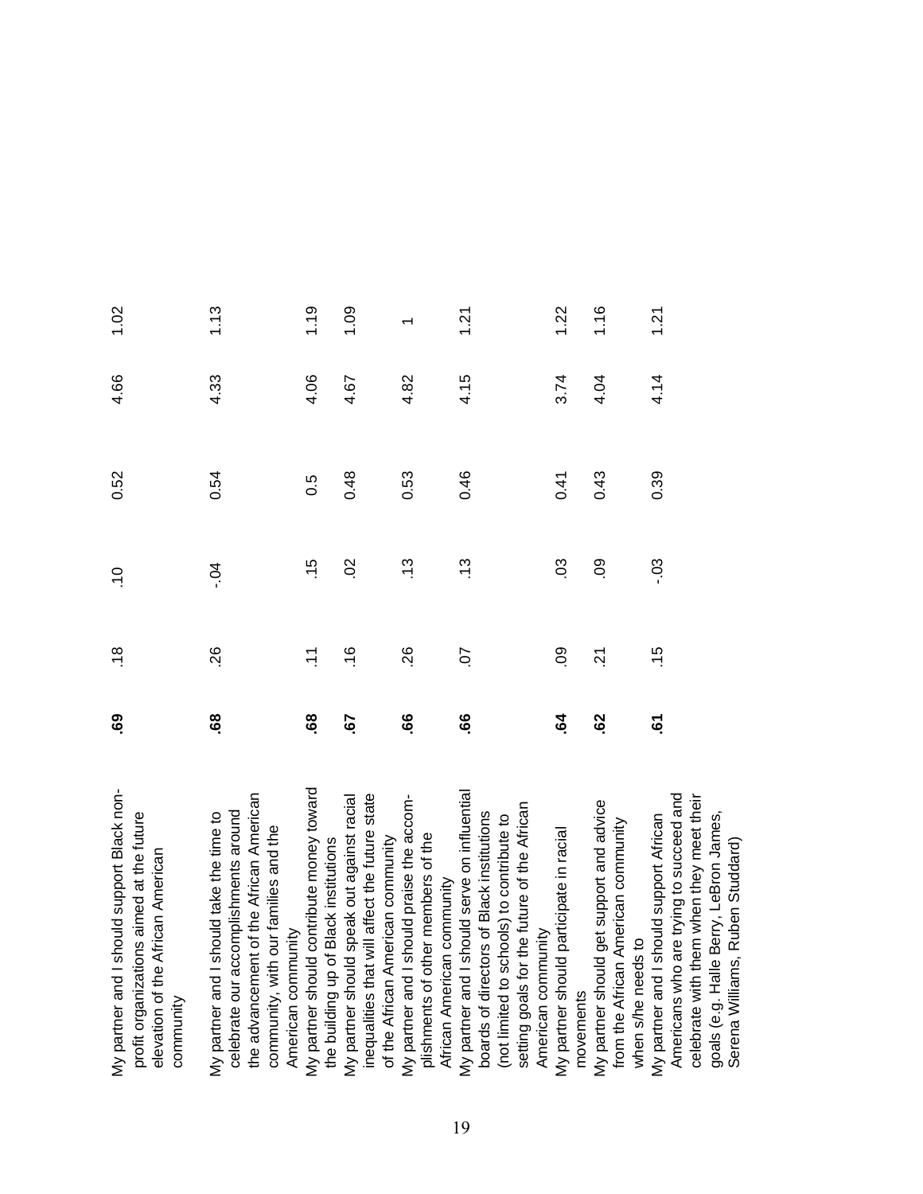| | | | | | | |
|---|---|---|---|---|---|---|
| My partner and I should support Black non-profit organizations aimed at the future elevation of the African American community | **.69** | .18 | .10 | 0.52 | 4.66 | 1.02 |
| My partner and I should take the time to celebrate our accomplishments around the advancement of the African American community, with our families and the American community | **.68** | .26 | -.04 | 0.54 | 4.33 | 1.13 |
| My partner should contribute money toward the building up of Black institutions | **.68** | .11 | .15 | 0.5 | 4.06 | 1.19 |
| My partner should speak out against racial inequalities that will affect the future state of the African American community | **.67** | .16 | .02 | 0.48 | 4.67 | 1.09 |
| My partner and I should praise the accomplishments of other members of the African American community | **.66** | .26 | .13 | 0.53 | 4.82 | 1 |
| My partner and I should serve on influential boards of directors of Black institutions (not limited to schools) to contribute to setting goals for the future of the African American community | **.66** | .07 | .13 | 0.46 | 4.15 | 1.21 |
| My partner should participate in racial movements | **.64** | .09 | .03 | 0.41 | 3.74 | 1.22 |
| My partner should get support and advice from the African American community when s/he needs to | **.62** | .21 | .09 | 0.43 | 4.04 | 1.16 |
| My partner and I should support African Americans who are trying to succeed and celebrate with them when they meet their goals (e.g. Halle Berry, LeBron James, Serena Williams, Ruben Studdard) | **.61** | .15 | -.03 | 0.39 | 4.14 | 1.21 |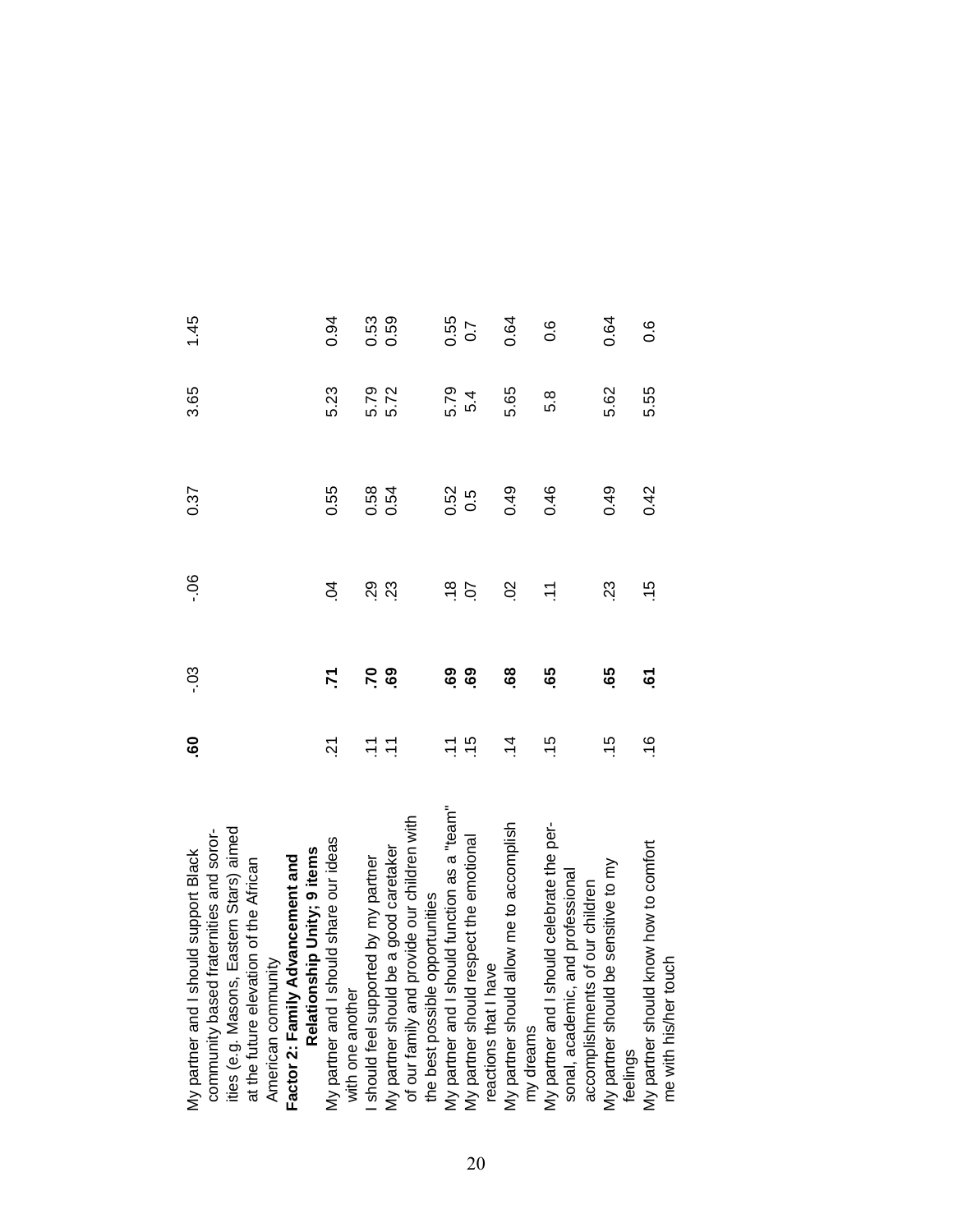| Item | | | | | | |
|---|---|---|---|---|---|---|
| My partner and I should support Black community based fraternities and sororities (e.g. Masons, Eastern Stars) aimed at the future elevation of the African American community | **.60** | -.03 | -.06 | 0.37 | 3.65 | 1.45 |
| **Factor 2: Family Advancement and Relationship Unity; 9 items** | | | | | | |
| My partner and I should share our ideas with one another | .21 | **.71** | .04 | 0.55 | 5.23 | 0.94 |
| I should feel supported by my partner | .11 | **.70** | .29 | 0.58 | 5.79 | 0.53 |
| My partner should be a good caretaker of our family and provide our children with the best possible opportunities | .11 | **.69** | .23 | 0.54 | 5.72 | 0.59 |
| My partner and I should function as a "team" | .11 | **.69** | .18 | 0.52 | 5.79 | 0.55 |
| My partner should respect the emotional reactions that I have | .15 | **.69** | .07 | 0.5 | 5.4 | 0.7 |
| My partner should allow me to accomplish my dreams | .14 | **.68** | .02 | 0.49 | 5.65 | 0.64 |
| My partner and I should celebrate the personal, academic, and professional accomplishments of our children | .15 | **.65** | .11 | 0.46 | 5.8 | 0.6 |
| My partner should be sensitive to my feelings | .15 | **.65** | .23 | 0.49 | 5.62 | 0.64 |
| My partner should know how to comfort me with his/her touch | .16 | **.61** | .15 | 0.42 | 5.55 | 0.6 |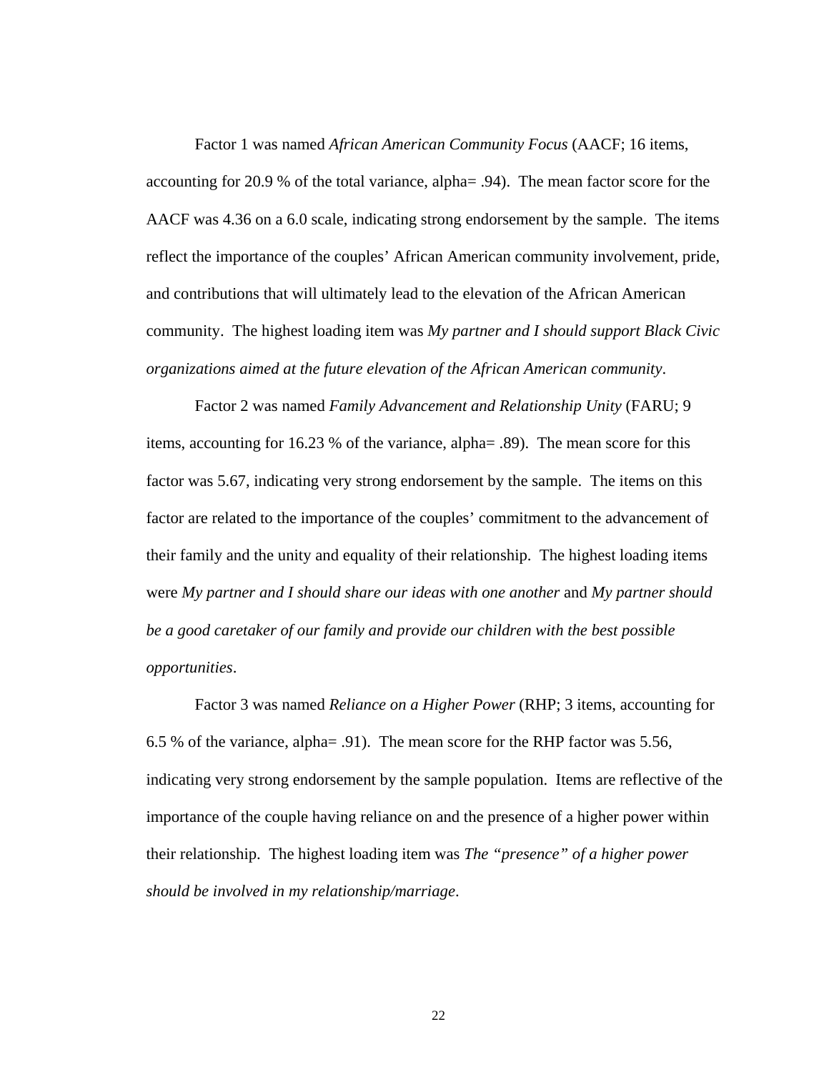Factor 1 was named *African American Community Focus* (AACF; 16 items, accounting for 20.9 % of the total variance, alpha= .94). The mean factor score for the AACF was 4.36 on a 6.0 scale, indicating strong endorsement by the sample. The items reflect the importance of the couples' African American community involvement, pride, and contributions that will ultimately lead to the elevation of the African American community. The highest loading item was *My partner and I should support Black Civic organizations aimed at the future elevation of the African American community*.

Factor 2 was named *Family Advancement and Relationship Unity* (FARU; 9 items, accounting for 16.23 % of the variance, alpha= .89). The mean score for this factor was 5.67, indicating very strong endorsement by the sample. The items on this factor are related to the importance of the couples' commitment to the advancement of their family and the unity and equality of their relationship. The highest loading items were *My partner and I should share our ideas with one another* and *My partner should be a good caretaker of our family and provide our children with the best possible opportunities*.

Factor 3 was named *Reliance on a Higher Power* (RHP; 3 items, accounting for 6.5 % of the variance, alpha= .91). The mean score for the RHP factor was 5.56, indicating very strong endorsement by the sample population. Items are reflective of the importance of the couple having reliance on and the presence of a higher power within their relationship. The highest loading item was *The "presence" of a higher power should be involved in my relationship/marriage*.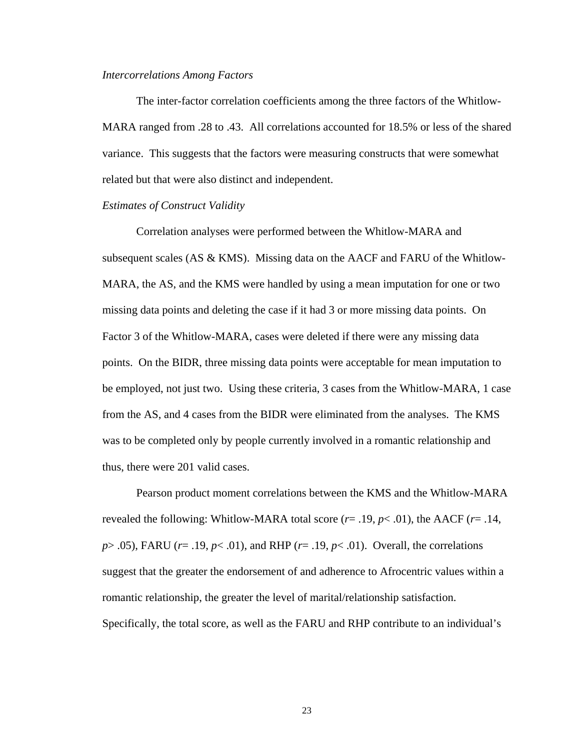*Intercorrelations Among Factors*

The inter-factor correlation coefficients among the three factors of the Whitlow-MARA ranged from .28 to .43. All correlations accounted for 18.5% or less of the shared variance. This suggests that the factors were measuring constructs that were somewhat related but that were also distinct and independent.

*Estimates of Construct Validity*

Correlation analyses were performed between the Whitlow-MARA and subsequent scales (AS & KMS). Missing data on the AACF and FARU of the Whitlow-MARA, the AS, and the KMS were handled by using a mean imputation for one or two missing data points and deleting the case if it had 3 or more missing data points. On Factor 3 of the Whitlow-MARA, cases were deleted if there were any missing data points. On the BIDR, three missing data points were acceptable for mean imputation to be employed, not just two. Using these criteria, 3 cases from the Whitlow-MARA, 1 case from the AS, and 4 cases from the BIDR were eliminated from the analyses. The KMS was to be completed only by people currently involved in a romantic relationship and thus, there were 201 valid cases.

Pearson product moment correlations between the KMS and the Whitlow-MARA revealed the following: Whitlow-MARA total score ($r = .19$, $p < .01$), the AACF ($r = .14$, $p > .05$), FARU ($r = .19$, $p < .01$), and RHP ($r = .19$, $p < .01$). Overall, the correlations suggest that the greater the endorsement of and adherence to Afrocentric values within a romantic relationship, the greater the level of marital/relationship satisfaction. Specifically, the total score, as well as the FARU and RHP contribute to an individual's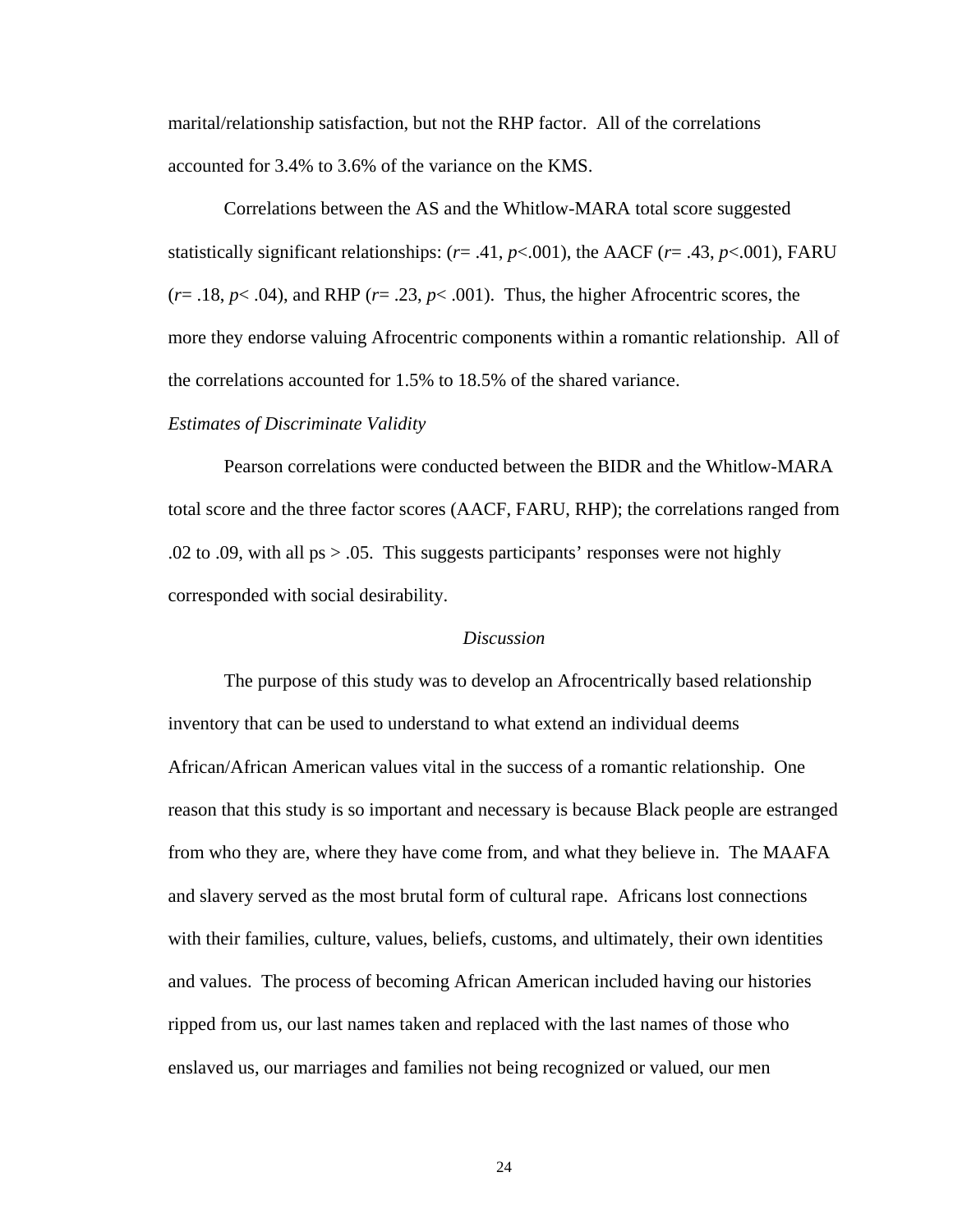marital/relationship satisfaction, but not the RHP factor. All of the correlations accounted for 3.4% to 3.6% of the variance on the KMS.

Correlations between the AS and the Whitlow-MARA total score suggested statistically significant relationships: ($r$= .41, $p$<.001), the AACF ($r$= .43, $p$<.001), FARU ($r$= .18, $p$< .04), and RHP ($r$= .23, $p$< .001). Thus, the higher Afrocentric scores, the more they endorse valuing Afrocentric components within a romantic relationship. All of the correlations accounted for 1.5% to 18.5% of the shared variance.

*Estimates of Discriminate Validity*

Pearson correlations were conducted between the BIDR and the Whitlow-MARA total score and the three factor scores (AACF, FARU, RHP); the correlations ranged from .02 to .09, with all ps > .05. This suggests participants' responses were not highly corresponded with social desirability.

## *Discussion*

The purpose of this study was to develop an Afrocentrically based relationship inventory that can be used to understand to what extend an individual deems African/African American values vital in the success of a romantic relationship. One reason that this study is so important and necessary is because Black people are estranged from who they are, where they have come from, and what they believe in. The MAAFA and slavery served as the most brutal form of cultural rape. Africans lost connections with their families, culture, values, beliefs, customs, and ultimately, their own identities and values. The process of becoming African American included having our histories ripped from us, our last names taken and replaced with the last names of those who enslaved us, our marriages and families not being recognized or valued, our men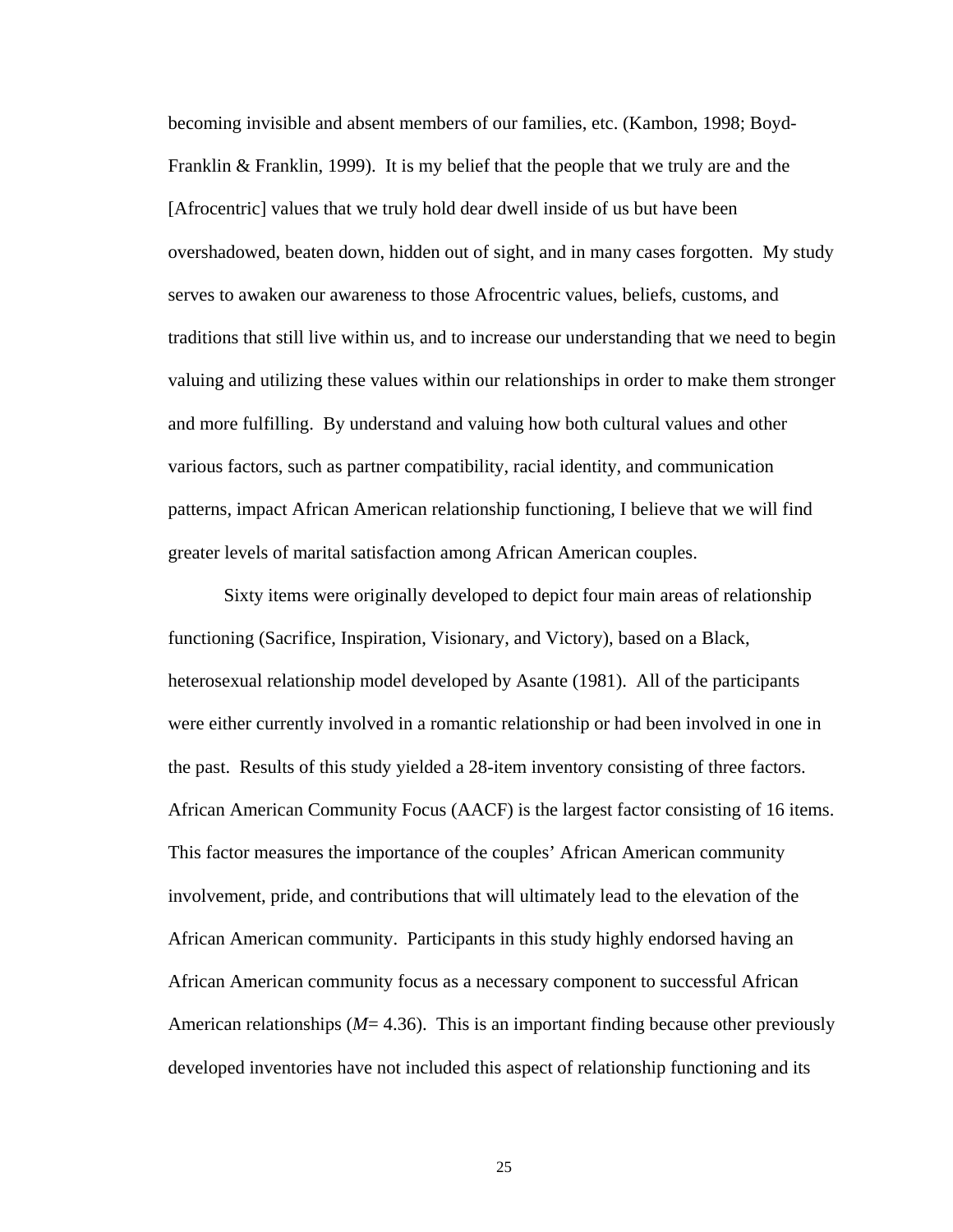becoming invisible and absent members of our families, etc. (Kambon, 1998; Boyd-Franklin & Franklin, 1999). It is my belief that the people that we truly are and the [Afrocentric] values that we truly hold dear dwell inside of us but have been overshadowed, beaten down, hidden out of sight, and in many cases forgotten. My study serves to awaken our awareness to those Afrocentric values, beliefs, customs, and traditions that still live within us, and to increase our understanding that we need to begin valuing and utilizing these values within our relationships in order to make them stronger and more fulfilling. By understand and valuing how both cultural values and other various factors, such as partner compatibility, racial identity, and communication patterns, impact African American relationship functioning, I believe that we will find greater levels of marital satisfaction among African American couples.

Sixty items were originally developed to depict four main areas of relationship functioning (Sacrifice, Inspiration, Visionary, and Victory), based on a Black, heterosexual relationship model developed by Asante (1981). All of the participants were either currently involved in a romantic relationship or had been involved in one in the past. Results of this study yielded a 28-item inventory consisting of three factors. African American Community Focus (AACF) is the largest factor consisting of 16 items. This factor measures the importance of the couples' African American community involvement, pride, and contributions that will ultimately lead to the elevation of the African American community. Participants in this study highly endorsed having an African American community focus as a necessary component to successful African American relationships ($M$= 4.36). This is an important finding because other previously developed inventories have not included this aspect of relationship functioning and its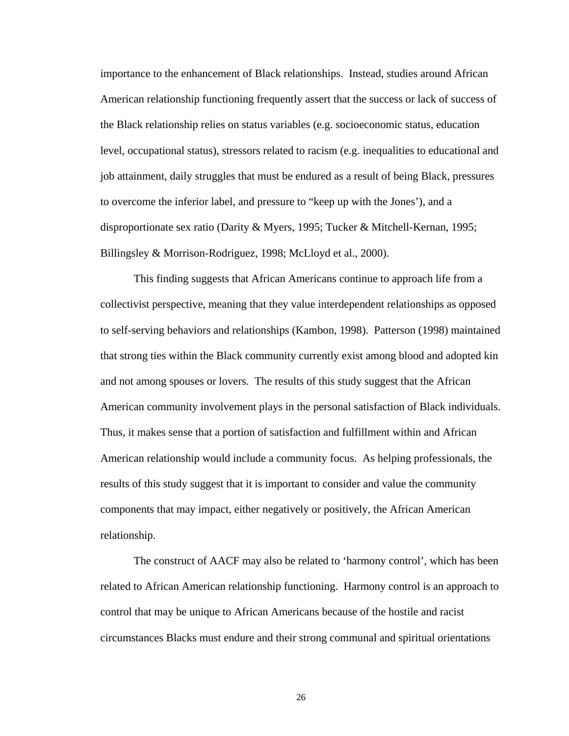importance to the enhancement of Black relationships. Instead, studies around African American relationship functioning frequently assert that the success or lack of success of the Black relationship relies on status variables (e.g. socioeconomic status, education level, occupational status), stressors related to racism (e.g. inequalities to educational and job attainment, daily struggles that must be endured as a result of being Black, pressures to overcome the inferior label, and pressure to "keep up with the Jones'), and a disproportionate sex ratio (Darity & Myers, 1995; Tucker & Mitchell-Kernan, 1995; Billingsley & Morrison-Rodriguez, 1998; McLloyd et al., 2000).

This finding suggests that African Americans continue to approach life from a collectivist perspective, meaning that they value interdependent relationships as opposed to self-serving behaviors and relationships (Kambon, 1998). Patterson (1998) maintained that strong ties within the Black community currently exist among blood and adopted kin and not among spouses or lovers. The results of this study suggest that the African American community involvement plays in the personal satisfaction of Black individuals. Thus, it makes sense that a portion of satisfaction and fulfillment within and African American relationship would include a community focus. As helping professionals, the results of this study suggest that it is important to consider and value the community components that may impact, either negatively or positively, the African American relationship.

The construct of AACF may also be related to 'harmony control', which has been related to African American relationship functioning. Harmony control is an approach to control that may be unique to African Americans because of the hostile and racist circumstances Blacks must endure and their strong communal and spiritual orientations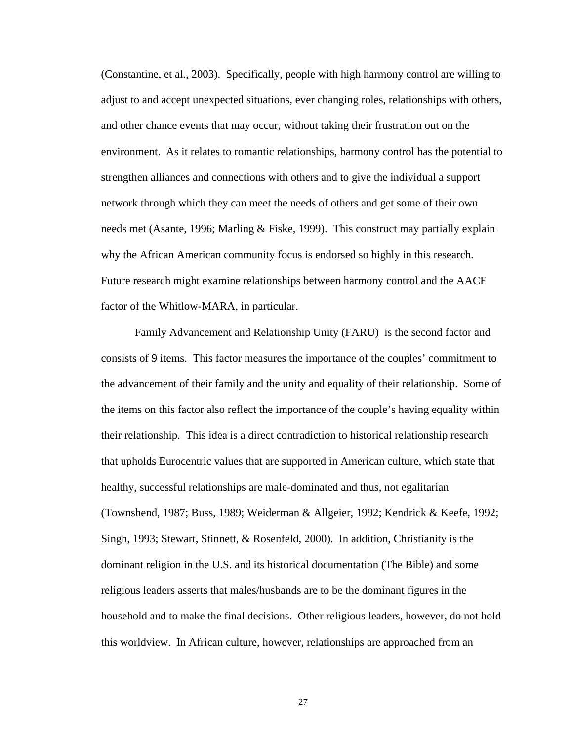(Constantine, et al., 2003). Specifically, people with high harmony control are willing to adjust to and accept unexpected situations, ever changing roles, relationships with others, and other chance events that may occur, without taking their frustration out on the environment. As it relates to romantic relationships, harmony control has the potential to strengthen alliances and connections with others and to give the individual a support network through which they can meet the needs of others and get some of their own needs met (Asante, 1996; Marling & Fiske, 1999). This construct may partially explain why the African American community focus is endorsed so highly in this research. Future research might examine relationships between harmony control and the AACF factor of the Whitlow-MARA, in particular.

Family Advancement and Relationship Unity (FARU) is the second factor and consists of 9 items. This factor measures the importance of the couples' commitment to the advancement of their family and the unity and equality of their relationship. Some of the items on this factor also reflect the importance of the couple's having equality within their relationship. This idea is a direct contradiction to historical relationship research that upholds Eurocentric values that are supported in American culture, which state that healthy, successful relationships are male-dominated and thus, not egalitarian (Townshend, 1987; Buss, 1989; Weiderman & Allgeier, 1992; Kendrick & Keefe, 1992; Singh, 1993; Stewart, Stinnett, & Rosenfeld, 2000). In addition, Christianity is the dominant religion in the U.S. and its historical documentation (The Bible) and some religious leaders asserts that males/husbands are to be the dominant figures in the household and to make the final decisions. Other religious leaders, however, do not hold this worldview. In African culture, however, relationships are approached from an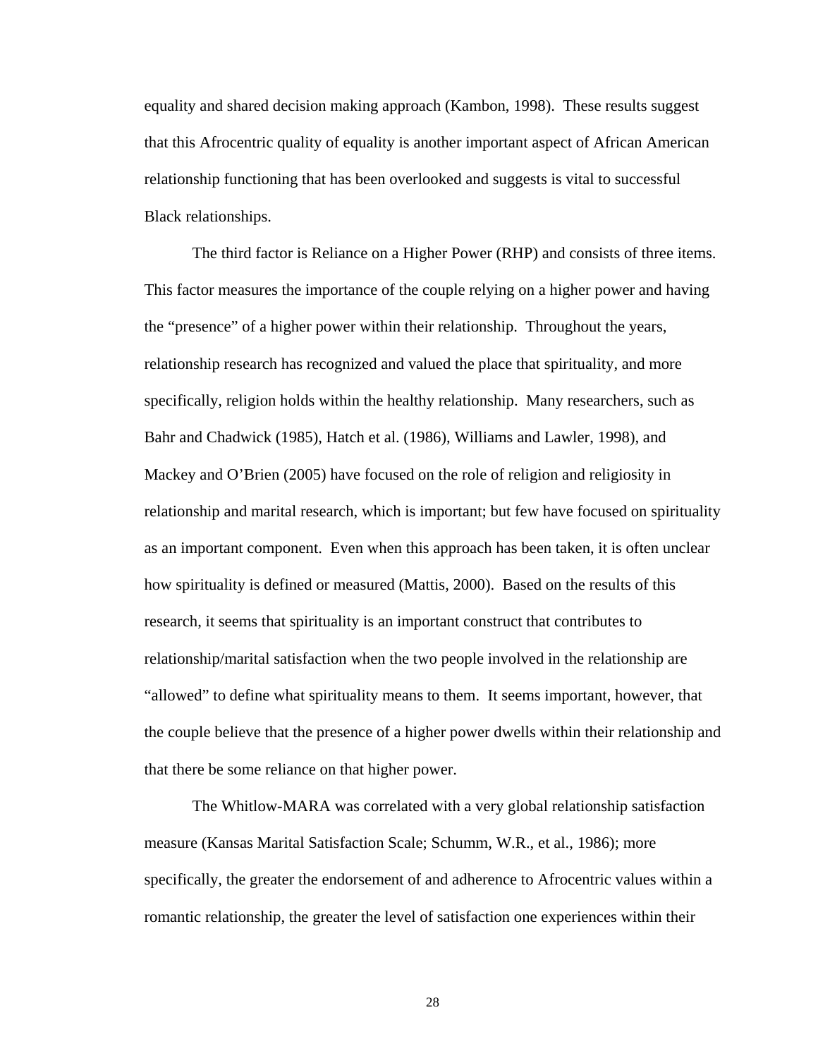equality and shared decision making approach (Kambon, 1998). These results suggest that this Afrocentric quality of equality is another important aspect of African American relationship functioning that has been overlooked and suggests is vital to successful Black relationships.

The third factor is Reliance on a Higher Power (RHP) and consists of three items. This factor measures the importance of the couple relying on a higher power and having the "presence" of a higher power within their relationship. Throughout the years, relationship research has recognized and valued the place that spirituality, and more specifically, religion holds within the healthy relationship. Many researchers, such as Bahr and Chadwick (1985), Hatch et al. (1986), Williams and Lawler, 1998), and Mackey and O'Brien (2005) have focused on the role of religion and religiosity in relationship and marital research, which is important; but few have focused on spirituality as an important component. Even when this approach has been taken, it is often unclear how spirituality is defined or measured (Mattis, 2000). Based on the results of this research, it seems that spirituality is an important construct that contributes to relationship/marital satisfaction when the two people involved in the relationship are "allowed" to define what spirituality means to them. It seems important, however, that the couple believe that the presence of a higher power dwells within their relationship and that there be some reliance on that higher power.

The Whitlow-MARA was correlated with a very global relationship satisfaction measure (Kansas Marital Satisfaction Scale; Schumm, W.R., et al., 1986); more specifically, the greater the endorsement of and adherence to Afrocentric values within a romantic relationship, the greater the level of satisfaction one experiences within their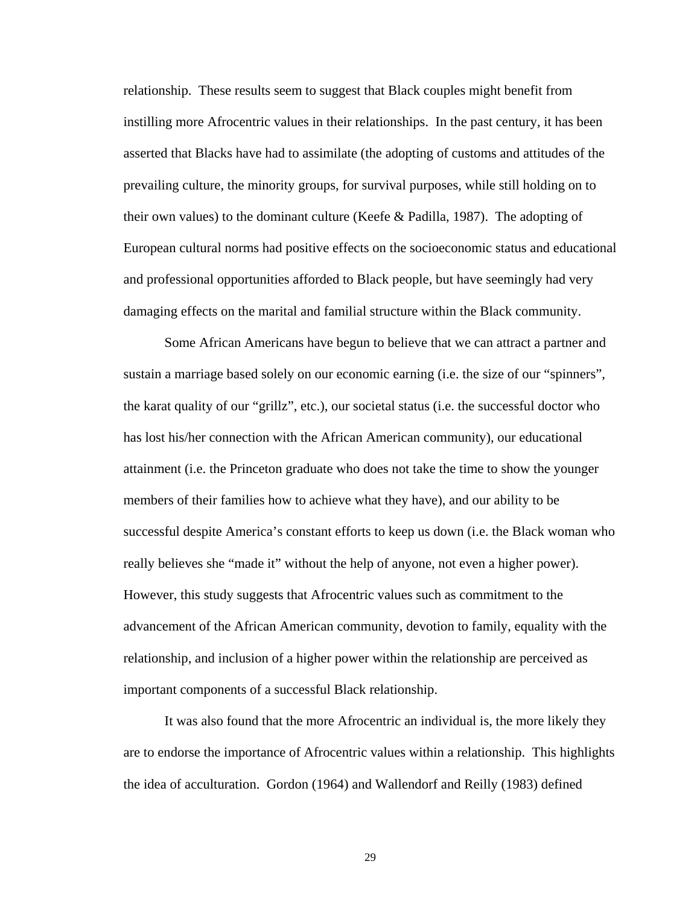relationship. These results seem to suggest that Black couples might benefit from instilling more Afrocentric values in their relationships. In the past century, it has been asserted that Blacks have had to assimilate (the adopting of customs and attitudes of the prevailing culture, the minority groups, for survival purposes, while still holding on to their own values) to the dominant culture (Keefe & Padilla, 1987). The adopting of European cultural norms had positive effects on the socioeconomic status and educational and professional opportunities afforded to Black people, but have seemingly had very damaging effects on the marital and familial structure within the Black community.

Some African Americans have begun to believe that we can attract a partner and sustain a marriage based solely on our economic earning (i.e. the size of our "spinners", the karat quality of our "grillz", etc.), our societal status (i.e. the successful doctor who has lost his/her connection with the African American community), our educational attainment (i.e. the Princeton graduate who does not take the time to show the younger members of their families how to achieve what they have), and our ability to be successful despite America's constant efforts to keep us down (i.e. the Black woman who really believes she "made it" without the help of anyone, not even a higher power). However, this study suggests that Afrocentric values such as commitment to the advancement of the African American community, devotion to family, equality with the relationship, and inclusion of a higher power within the relationship are perceived as important components of a successful Black relationship.

It was also found that the more Afrocentric an individual is, the more likely they are to endorse the importance of Afrocentric values within a relationship. This highlights the idea of acculturation. Gordon (1964) and Wallendorf and Reilly (1983) defined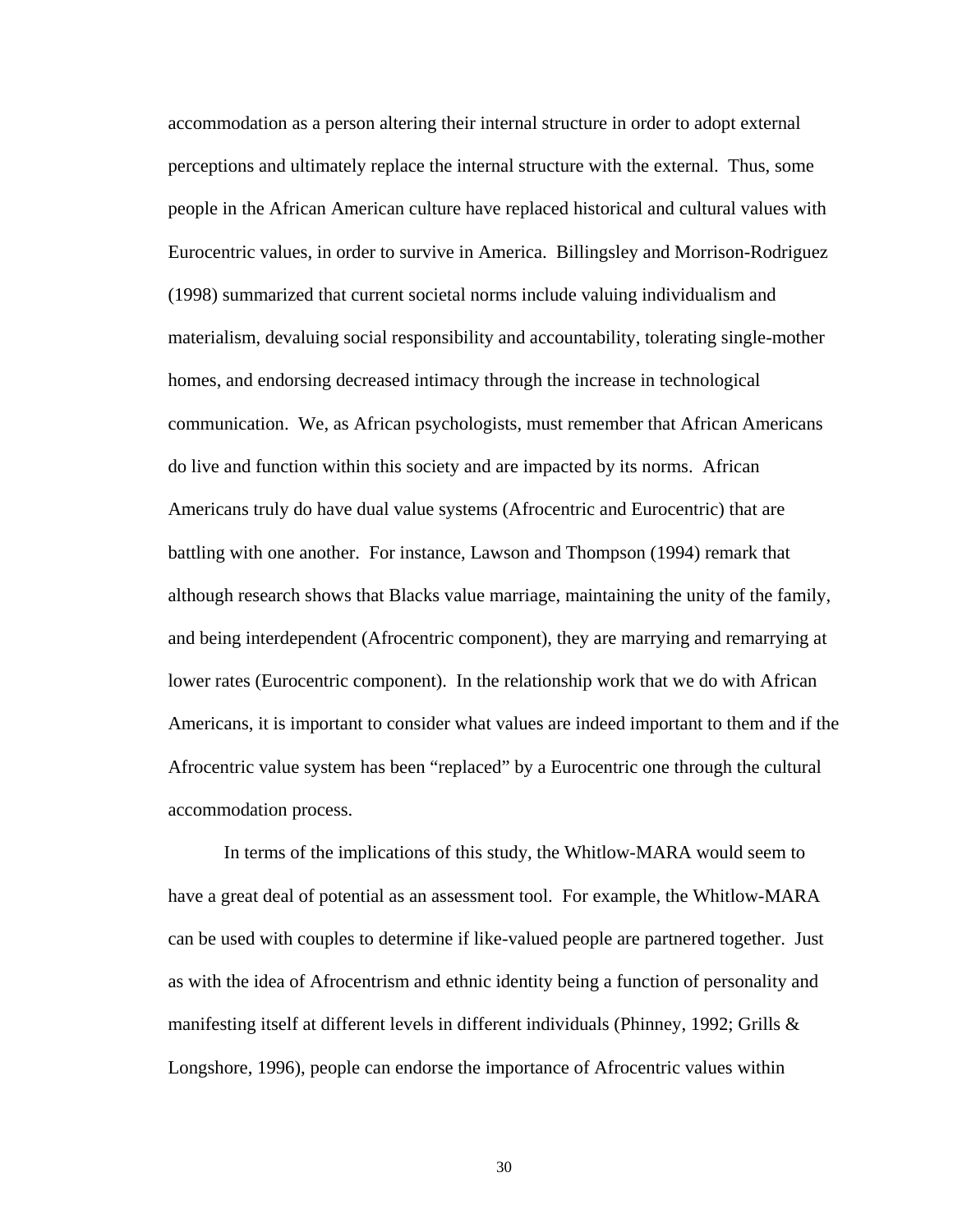accommodation as a person altering their internal structure in order to adopt external perceptions and ultimately replace the internal structure with the external. Thus, some people in the African American culture have replaced historical and cultural values with Eurocentric values, in order to survive in America. Billingsley and Morrison-Rodriguez (1998) summarized that current societal norms include valuing individualism and materialism, devaluing social responsibility and accountability, tolerating single-mother homes, and endorsing decreased intimacy through the increase in technological communication. We, as African psychologists, must remember that African Americans do live and function within this society and are impacted by its norms. African Americans truly do have dual value systems (Afrocentric and Eurocentric) that are battling with one another. For instance, Lawson and Thompson (1994) remark that although research shows that Blacks value marriage, maintaining the unity of the family, and being interdependent (Afrocentric component), they are marrying and remarrying at lower rates (Eurocentric component). In the relationship work that we do with African Americans, it is important to consider what values are indeed important to them and if the Afrocentric value system has been "replaced" by a Eurocentric one through the cultural accommodation process.

In terms of the implications of this study, the Whitlow-MARA would seem to have a great deal of potential as an assessment tool. For example, the Whitlow-MARA can be used with couples to determine if like-valued people are partnered together. Just as with the idea of Afrocentrism and ethnic identity being a function of personality and manifesting itself at different levels in different individuals (Phinney, 1992; Grills & Longshore, 1996), people can endorse the importance of Afrocentric values within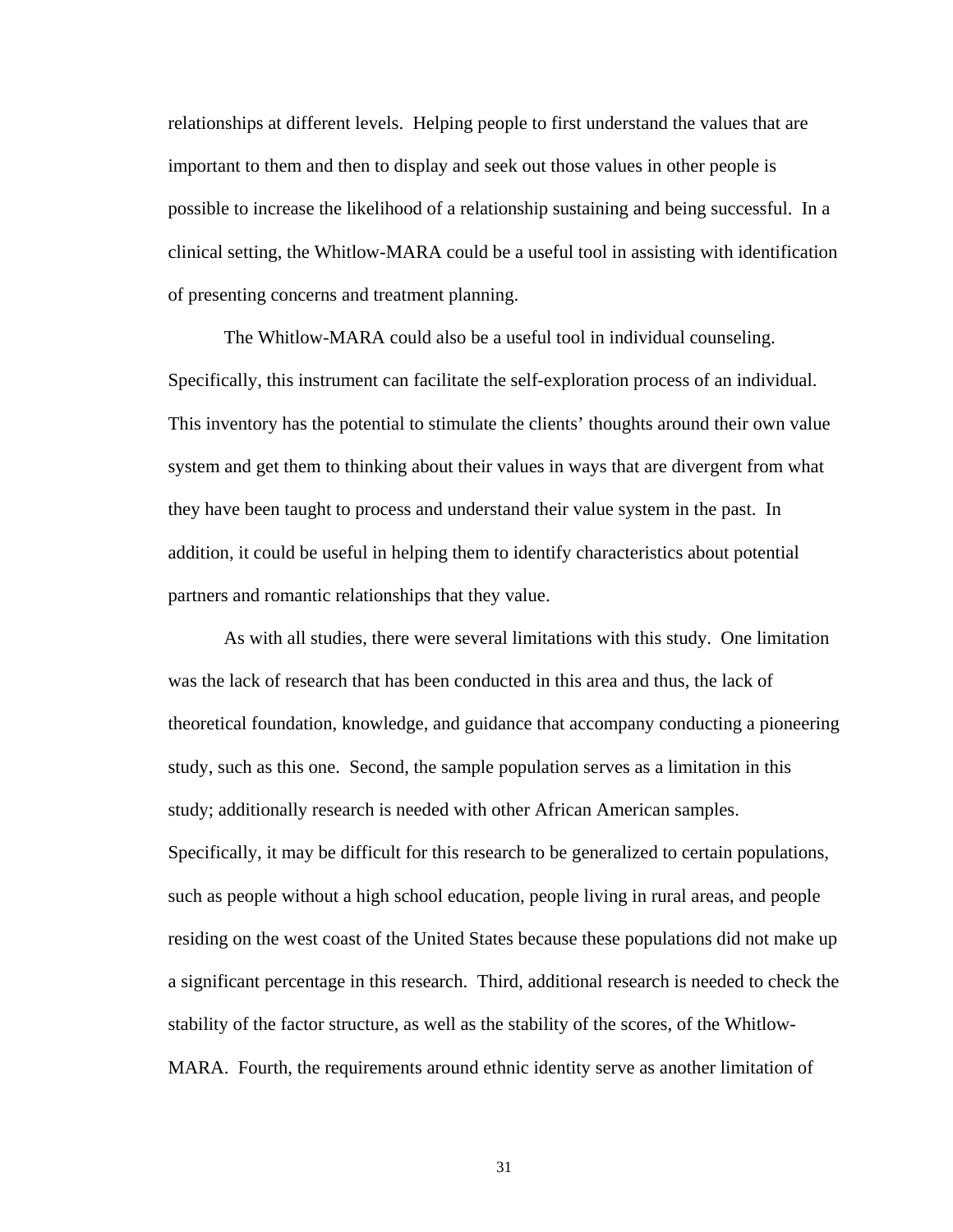relationships at different levels. Helping people to first understand the values that are important to them and then to display and seek out those values in other people is possible to increase the likelihood of a relationship sustaining and being successful. In a clinical setting, the Whitlow-MARA could be a useful tool in assisting with identification of presenting concerns and treatment planning.

The Whitlow-MARA could also be a useful tool in individual counseling. Specifically, this instrument can facilitate the self-exploration process of an individual. This inventory has the potential to stimulate the clients' thoughts around their own value system and get them to thinking about their values in ways that are divergent from what they have been taught to process and understand their value system in the past. In addition, it could be useful in helping them to identify characteristics about potential partners and romantic relationships that they value.

As with all studies, there were several limitations with this study. One limitation was the lack of research that has been conducted in this area and thus, the lack of theoretical foundation, knowledge, and guidance that accompany conducting a pioneering study, such as this one. Second, the sample population serves as a limitation in this study; additionally research is needed with other African American samples. Specifically, it may be difficult for this research to be generalized to certain populations, such as people without a high school education, people living in rural areas, and people residing on the west coast of the United States because these populations did not make up a significant percentage in this research. Third, additional research is needed to check the stability of the factor structure, as well as the stability of the scores, of the Whitlow-MARA. Fourth, the requirements around ethnic identity serve as another limitation of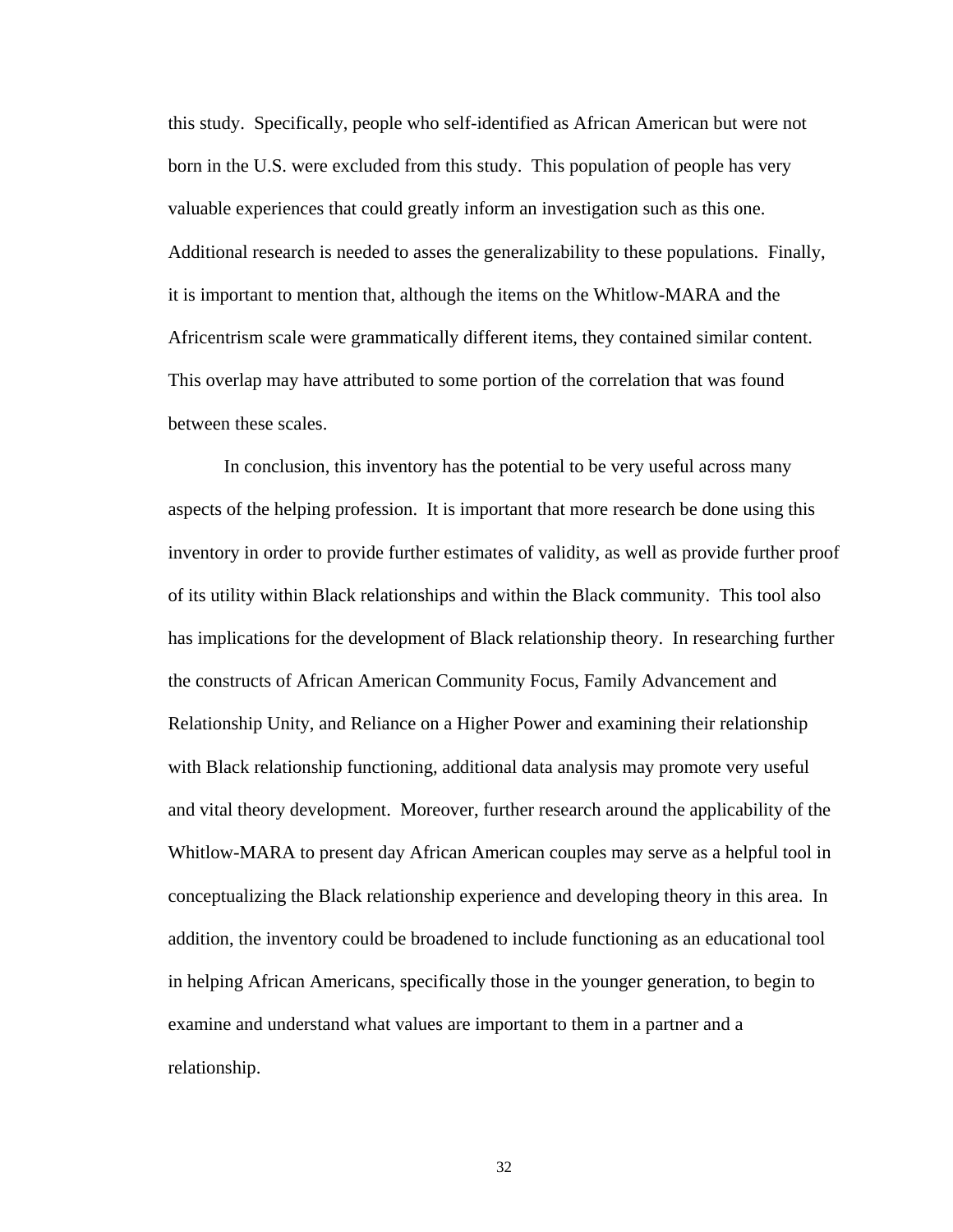this study. Specifically, people who self-identified as African American but were not born in the U.S. were excluded from this study. This population of people has very valuable experiences that could greatly inform an investigation such as this one. Additional research is needed to asses the generalizability to these populations. Finally, it is important to mention that, although the items on the Whitlow-MARA and the Africentrism scale were grammatically different items, they contained similar content. This overlap may have attributed to some portion of the correlation that was found between these scales.

In conclusion, this inventory has the potential to be very useful across many aspects of the helping profession. It is important that more research be done using this inventory in order to provide further estimates of validity, as well as provide further proof of its utility within Black relationships and within the Black community. This tool also has implications for the development of Black relationship theory. In researching further the constructs of African American Community Focus, Family Advancement and Relationship Unity, and Reliance on a Higher Power and examining their relationship with Black relationship functioning, additional data analysis may promote very useful and vital theory development. Moreover, further research around the applicability of the Whitlow-MARA to present day African American couples may serve as a helpful tool in conceptualizing the Black relationship experience and developing theory in this area. In addition, the inventory could be broadened to include functioning as an educational tool in helping African Americans, specifically those in the younger generation, to begin to examine and understand what values are important to them in a partner and a relationship.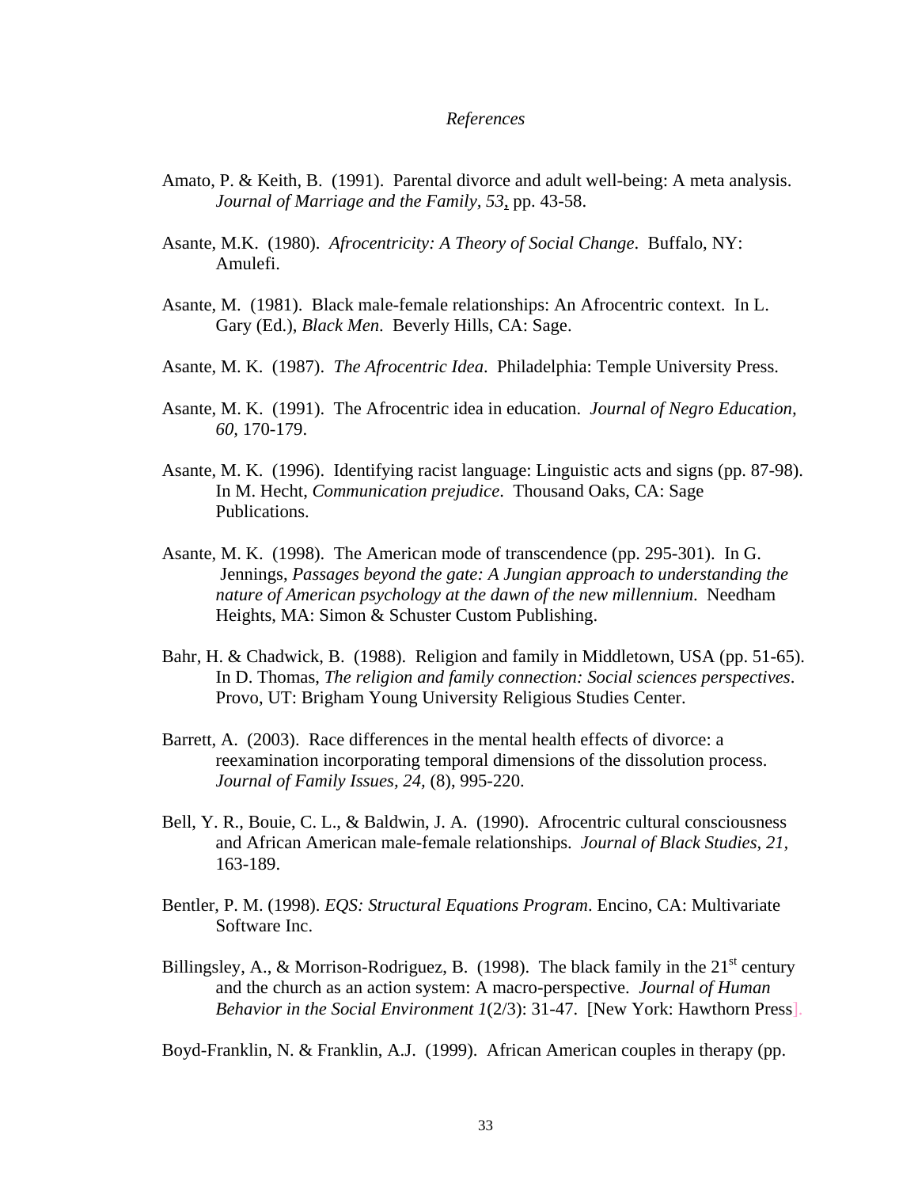*References*

Amato, P. & Keith, B. (1991). Parental divorce and adult well-being: A meta analysis. *Journal of Marriage and the Family*, *53*, pp. 43-58.

Asante, M.K. (1980). *Afrocentricity: A Theory of Social Change*. Buffalo, NY: Amulefi.

Asante, M. (1981). Black male-female relationships: An Afrocentric context. In L. Gary (Ed.), *Black Men*. Beverly Hills, CA: Sage.

Asante, M. K. (1987). *The Afrocentric Idea*. Philadelphia: Temple University Press.

Asante, M. K. (1991). The Afrocentric idea in education. *Journal of Negro Education, 60*, 170-179.

Asante, M. K. (1996). Identifying racist language: Linguistic acts and signs (pp. 87-98). In M. Hecht, *Communication prejudice*. Thousand Oaks, CA: Sage Publications.

Asante, M. K. (1998). The American mode of transcendence (pp. 295-301). In G. Jennings, *Passages beyond the gate: A Jungian approach to understanding the nature of American psychology at the dawn of the new millennium*. Needham Heights, MA: Simon & Schuster Custom Publishing.

Bahr, H. & Chadwick, B. (1988). Religion and family in Middletown, USA (pp. 51-65). In D. Thomas, *The religion and family connection: Social sciences perspectives*. Provo, UT: Brigham Young University Religious Studies Center.

Barrett, A. (2003). Race differences in the mental health effects of divorce: a reexamination incorporating temporal dimensions of the dissolution process. *Journal of Family Issues, 24*, (8), 995-220.

Bell, Y. R., Bouie, C. L., & Baldwin, J. A. (1990). Afrocentric cultural consciousness and African American male-female relationships. *Journal of Black Studies, 21,* 163-189.

Bentler, P. M. (1998). *EQS: Structural Equations Program*. Encino, CA: Multivariate Software Inc.

Billingsley, A., & Morrison-Rodriguez, B. (1998). The black family in the 21st century and the church as an action system: A macro-perspective. *Journal of Human Behavior in the Social Environment 1*(2/3): 31-47. [New York: Hawthorn Press].

Boyd-Franklin, N. & Franklin, A.J. (1999). African American couples in therapy (pp.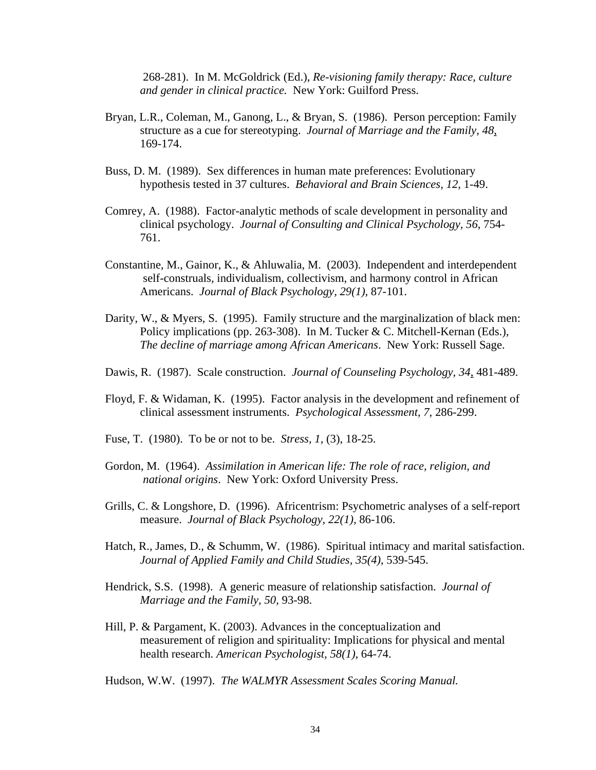268-281). In M. McGoldrick (Ed.), *Re-visioning family therapy: Race, culture and gender in clinical practice.* New York: Guilford Press.

Bryan, L.R., Coleman, M., Ganong, L., & Bryan, S. (1986). Person perception: Family structure as a cue for stereotyping. *Journal of Marriage and the Family, 48*, 169-174.

Buss, D. M. (1989). Sex differences in human mate preferences: Evolutionary hypothesis tested in 37 cultures. *Behavioral and Brain Sciences, 12,* 1-49.

Comrey, A. (1988). Factor-analytic methods of scale development in personality and clinical psychology. *Journal of Consulting and Clinical Psychology, 56*, 754-761.

Constantine, M., Gainor, K., & Ahluwalia, M. (2003). Independent and interdependent self-construals, individualism, collectivism, and harmony control in African Americans. *Journal of Black Psychology, 29(1),* 87-101.

Darity, W., & Myers, S. (1995). Family structure and the marginalization of black men: Policy implications (pp. 263-308). In M. Tucker & C. Mitchell-Kernan (Eds.), *The decline of marriage among African Americans*. New York: Russell Sage.

Dawis, R. (1987). Scale construction. *Journal of Counseling Psychology, 34*, 481-489.

Floyd, F. & Widaman, K. (1995). Factor analysis in the development and refinement of clinical assessment instruments. *Psychological Assessment, 7*, 286-299.

Fuse, T. (1980). To be or not to be. *Stress, 1,* (3), 18-25.

Gordon, M. (1964). *Assimilation in American life: The role of race, religion, and national origins*. New York: Oxford University Press.

Grills, C. & Longshore, D. (1996). Africentrism: Psychometric analyses of a self-report measure. *Journal of Black Psychology, 22(1),* 86-106.

Hatch, R., James, D., & Schumm, W. (1986). Spiritual intimacy and marital satisfaction. *Journal of Applied Family and Child Studies, 35(4)*, 539-545.

Hendrick, S.S. (1998). A generic measure of relationship satisfaction. *Journal of Marriage and the Family, 50,* 93-98.

Hill, P. & Pargament, K. (2003). Advances in the conceptualization and measurement of religion and spirituality: Implications for physical and mental health research. *American Psychologist, 58(1),* 64-74.

Hudson, W.W. (1997). *The WALMYR Assessment Scales Scoring Manual.*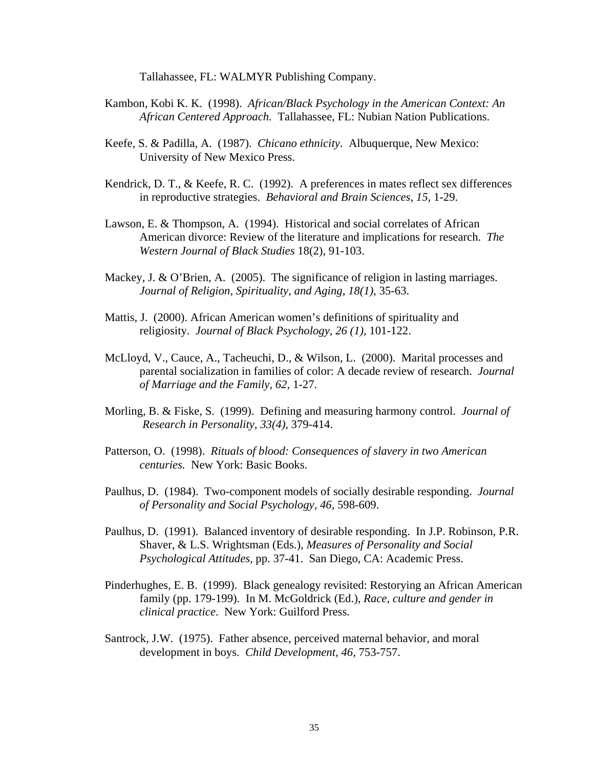Tallahassee, FL: WALMYR Publishing Company.

Kambon, Kobi K. K. (1998). *African/Black Psychology in the American Context: An African Centered Approach.* Tallahassee, FL: Nubian Nation Publications.

Keefe, S. & Padilla, A. (1987). *Chicano ethnicity*. Albuquerque, New Mexico: University of New Mexico Press.

Kendrick, D. T., & Keefe, R. C. (1992). A preferences in mates reflect sex differences in reproductive strategies. *Behavioral and Brain Sciences, 15,* 1-29.

Lawson, E. & Thompson, A. (1994). Historical and social correlates of African American divorce: Review of the literature and implications for research. *The Western Journal of Black Studies* 18(2), 91-103.

Mackey, J. & O'Brien, A. (2005). The significance of religion in lasting marriages. *Journal of Religion, Spirituality, and Aging, 18(1)*, 35-63.

Mattis, J. (2000). African American women's definitions of spirituality and religiosity. *Journal of Black Psychology, 26 (1),* 101-122.

McLloyd, V., Cauce, A., Tacheuchi, D., & Wilson, L. (2000). Marital processes and parental socialization in families of color: A decade review of research. *Journal of Marriage and the Family*, *62*, 1-27.

Morling, B. & Fiske, S. (1999). Defining and measuring harmony control. *Journal of Research in Personality, 33(4)*, 379-414.

Patterson, O. (1998). *Rituals of blood: Consequences of slavery in two American centuries.* New York: Basic Books.

Paulhus, D. (1984). Two-component models of socially desirable responding. *Journal of Personality and Social Psychology, 46,* 598-609.

Paulhus, D. (1991). Balanced inventory of desirable responding. In J.P. Robinson, P.R. Shaver, & L.S. Wrightsman (Eds.), *Measures of Personality and Social Psychological Attitudes,* pp. 37-41. San Diego, CA: Academic Press.

Pinderhughes, E. B. (1999). Black genealogy revisited: Restorying an African American family (pp. 179-199). In M. McGoldrick (Ed.), *Race, culture and gender in clinical practice*. New York: Guilford Press.

Santrock, J.W. (1975). Father absence, perceived maternal behavior, and moral development in boys. *Child Development, 46*, 753-757.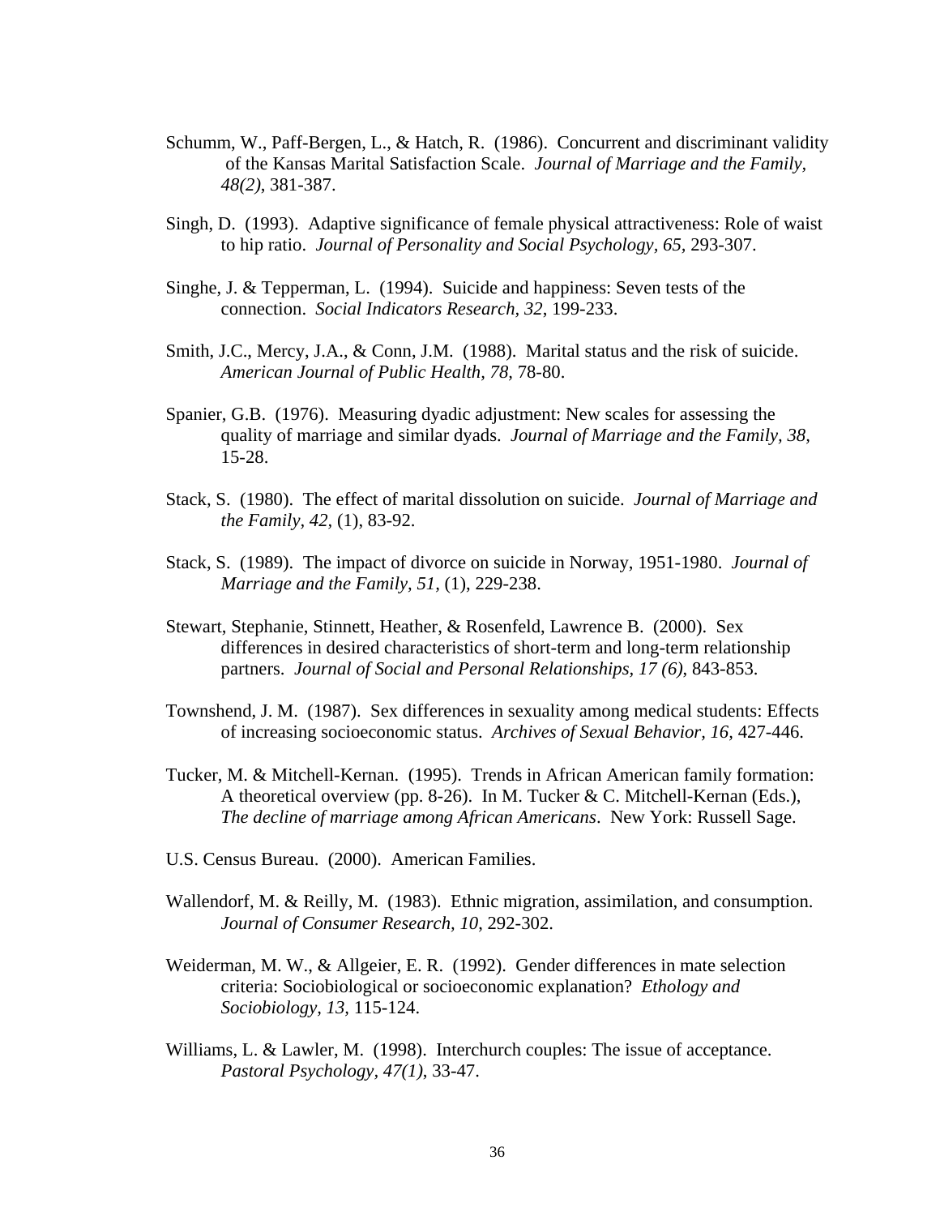Schumm, W., Paff-Bergen, L., & Hatch, R. (1986). Concurrent and discriminant validity of the Kansas Marital Satisfaction Scale. *Journal of Marriage and the Family, 48(2)*, 381-387.

Singh, D. (1993). Adaptive significance of female physical attractiveness: Role of waist to hip ratio. *Journal of Personality and Social Psychology, 65*, 293-307.

Singhe, J. & Tepperman, L. (1994). Suicide and happiness: Seven tests of the connection. *Social Indicators Research, 32*, 199-233.

Smith, J.C., Mercy, J.A., & Conn, J.M. (1988). Marital status and the risk of suicide. *American Journal of Public Health, 78*, 78-80.

Spanier, G.B. (1976). Measuring dyadic adjustment: New scales for assessing the quality of marriage and similar dyads. *Journal of Marriage and the Family, 38*, 15-28.

Stack, S. (1980). The effect of marital dissolution on suicide. *Journal of Marriage and the Family, 42*, (1), 83-92.

Stack, S. (1989). The impact of divorce on suicide in Norway, 1951-1980. *Journal of Marriage and the Family, 51*, (1), 229-238.

Stewart, Stephanie, Stinnett, Heather, & Rosenfeld, Lawrence B. (2000). Sex differences in desired characteristics of short-term and long-term relationship partners. *Journal of Social and Personal Relationships, 17 (6)*, 843-853.

Townshend, J. M. (1987). Sex differences in sexuality among medical students: Effects of increasing socioeconomic status. *Archives of Sexual Behavior, 16*, 427-446.

Tucker, M. & Mitchell-Kernan. (1995). Trends in African American family formation: A theoretical overview (pp. 8-26). In M. Tucker & C. Mitchell-Kernan (Eds.), *The decline of marriage among African Americans*. New York: Russell Sage.

U.S. Census Bureau. (2000). American Families.

Wallendorf, M. & Reilly, M. (1983). Ethnic migration, assimilation, and consumption. *Journal of Consumer Research, 10*, 292-302.

Weiderman, M. W., & Allgeier, E. R. (1992). Gender differences in mate selection criteria: Sociobiological or socioeconomic explanation? *Ethology and Sociobiology, 13*, 115-124.

Williams, L. & Lawler, M. (1998). Interchurch couples: The issue of acceptance. *Pastoral Psychology, 47(1)*, 33-47.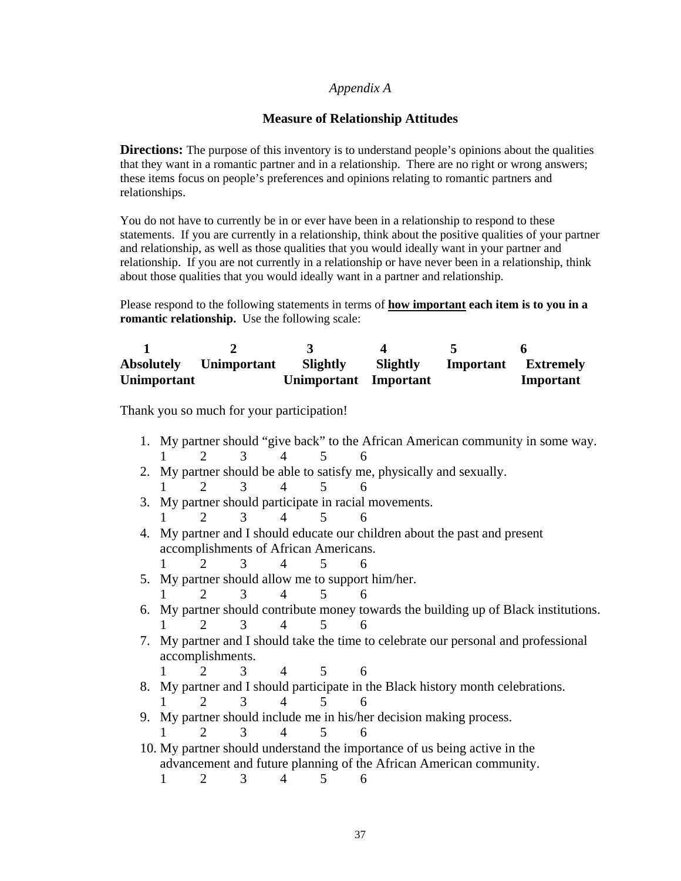*Appendix A*

## Measure of Relationship Attitudes

**Directions:** The purpose of this inventory is to understand people's opinions about the qualities that they want in a romantic partner and in a relationship. There are no right or wrong answers; these items focus on people's preferences and opinions relating to romantic partners and relationships.

You do not have to currently be in or ever have been in a relationship to respond to these statements. If you are currently in a relationship, think about the positive qualities of your partner and relationship, as well as those qualities that you would ideally want in your partner and relationship. If you are not currently in a relationship or have never been in a relationship, think about those qualities that you would ideally want in a partner and relationship.

Please respond to the following statements in terms of **how important each item is to you in a romantic relationship.** Use the following scale:

| 1 | 2 | 3 | 4 | 5 | 6 |
|---|---|---|---|---|---|
| **Absolutely Unimportant** | **Unimportant** | **Slightly Unimportant** | **Slightly Important** | **Important** | **Extremely Important** |

Thank you so much for your participation!

1. My partner should "give back" to the African American community in some way.
   1 2 3 4 5 6
2. My partner should be able to satisfy me, physically and sexually.
   1 2 3 4 5 6
3. My partner should participate in racial movements.
   1 2 3 4 5 6
4. My partner and I should educate our children about the past and present accomplishments of African Americans.
   1 2 3 4 5 6
5. My partner should allow me to support him/her.
   1 2 3 4 5 6
6. My partner should contribute money towards the building up of Black institutions.
   1 2 3 4 5 6
7. My partner and I should take the time to celebrate our personal and professional accomplishments.
   1 2 3 4 5 6
8. My partner and I should participate in the Black history month celebrations.
   1 2 3 4 5 6
9. My partner should include me in his/her decision making process.
   1 2 3 4 5 6
10. My partner should understand the importance of us being active in the advancement and future planning of the African American community.
    1 2 3 4 5 6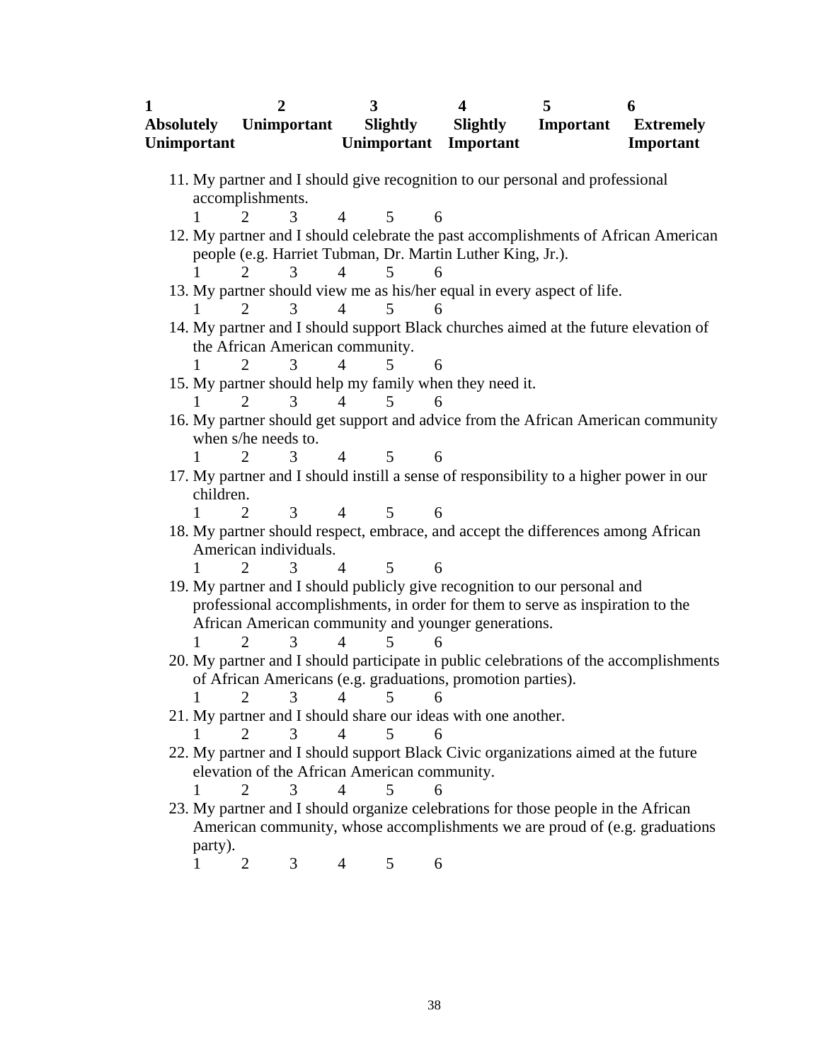| 1 | 2 | 3 | 4 | 5 | 6 |
|---|---|---|---|---|---|
| **Absolutely Unimportant** | **Unimportant** | **Slightly Unimportant** | **Slightly Important** | **Important** | **Extremely Important** |

11. My partner and I should give recognition to our personal and professional accomplishments.
    1 2 3 4 5 6
12. My partner and I should celebrate the past accomplishments of African American people (e.g. Harriet Tubman, Dr. Martin Luther King, Jr.).
    1 2 3 4 5 6
13. My partner should view me as his/her equal in every aspect of life.
    1 2 3 4 5 6
14. My partner and I should support Black churches aimed at the future elevation of the African American community.
    1 2 3 4 5 6
15. My partner should help my family when they need it.
    1 2 3 4 5 6
16. My partner should get support and advice from the African American community when s/he needs to.
    1 2 3 4 5 6
17. My partner and I should instill a sense of responsibility to a higher power in our children.
    1 2 3 4 5 6
18. My partner should respect, embrace, and accept the differences among African American individuals.
    1 2 3 4 5 6
19. My partner and I should publicly give recognition to our personal and professional accomplishments, in order for them to serve as inspiration to the African American community and younger generations.
    1 2 3 4 5 6
20. My partner and I should participate in public celebrations of the accomplishments of African Americans (e.g. graduations, promotion parties).
    1 2 3 4 5 6
21. My partner and I should share our ideas with one another.
    1 2 3 4 5 6
22. My partner and I should support Black Civic organizations aimed at the future elevation of the African American community.
    1 2 3 4 5 6
23. My partner and I should organize celebrations for those people in the African American community, whose accomplishments we are proud of (e.g. graduations party).
    1 2 3 4 5 6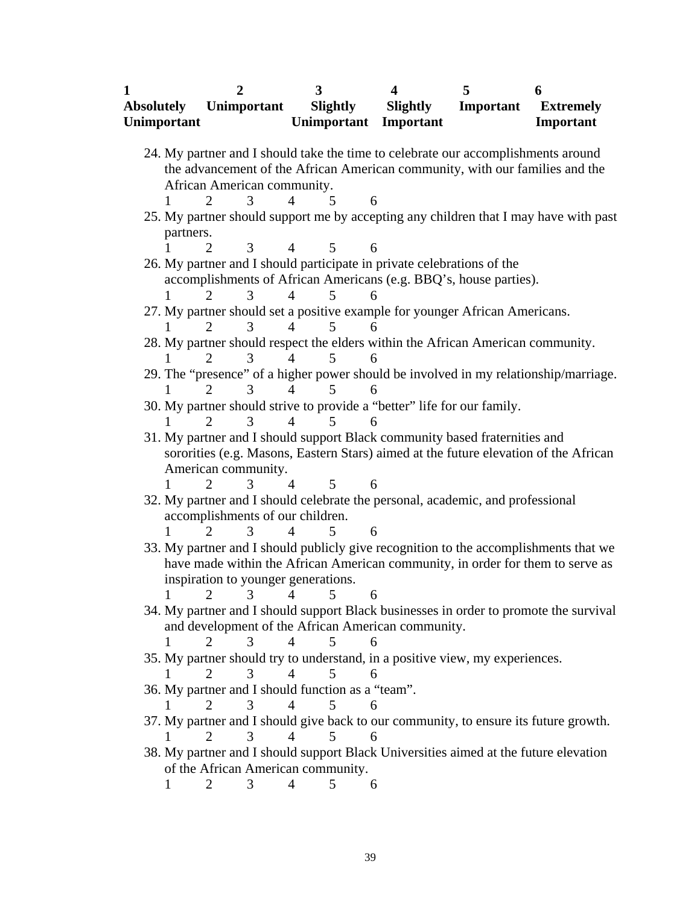| 1 | 2 | 3 | 4 | 5 | 6 |
|---|---|---|---|---|---|
| **Absolutely Unimportant** | **Unimportant** | **Slightly Unimportant** | **Slightly Important** | **Important** | **Extremely Important** |

24. My partner and I should take the time to celebrate our accomplishments around the advancement of the African American community, with our families and the African American community.
    1 2 3 4 5 6
25. My partner should support me by accepting any children that I may have with past partners.
    1 2 3 4 5 6
26. My partner and I should participate in private celebrations of the accomplishments of African Americans (e.g. BBQ's, house parties).
    1 2 3 4 5 6
27. My partner should set a positive example for younger African Americans.
    1 2 3 4 5 6
28. My partner should respect the elders within the African American community.
    1 2 3 4 5 6
29. The "presence" of a higher power should be involved in my relationship/marriage.
    1 2 3 4 5 6
30. My partner should strive to provide a "better" life for our family.
    1 2 3 4 5 6
31. My partner and I should support Black community based fraternities and sororities (e.g. Masons, Eastern Stars) aimed at the future elevation of the African American community.
    1 2 3 4 5 6
32. My partner and I should celebrate the personal, academic, and professional accomplishments of our children.
    1 2 3 4 5 6
33. My partner and I should publicly give recognition to the accomplishments that we have made within the African American community, in order for them to serve as inspiration to younger generations.
    1 2 3 4 5 6
34. My partner and I should support Black businesses in order to promote the survival and development of the African American community.
    1 2 3 4 5 6
35. My partner should try to understand, in a positive view, my experiences.
    1 2 3 4 5 6
36. My partner and I should function as a "team".
    1 2 3 4 5 6
37. My partner and I should give back to our community, to ensure its future growth.
    1 2 3 4 5 6
38. My partner and I should support Black Universities aimed at the future elevation of the African American community.
    1 2 3 4 5 6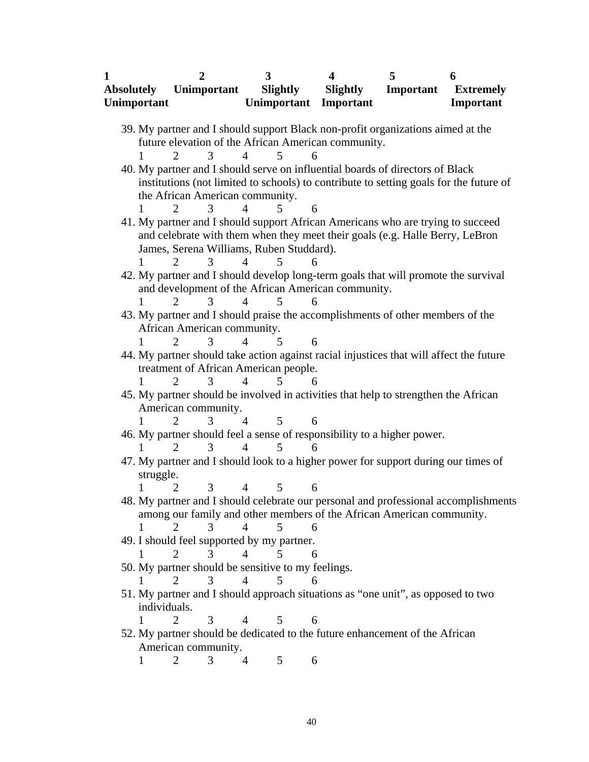| 1 | 2 | 3 | 4 | 5 | 6 |
|---|---|---|---|---|---|
| **Absolutely Unimportant** | **Unimportant** | **Slightly Unimportant** | **Slightly Important** | **Important** | **Extremely Important** |

39. My partner and I should support Black non-profit organizations aimed at the future elevation of the African American community.
    1 2 3 4 5 6
40. My partner and I should serve on influential boards of directors of Black institutions (not limited to schools) to contribute to setting goals for the future of the African American community.
    1 2 3 4 5 6
41. My partner and I should support African Americans who are trying to succeed and celebrate with them when they meet their goals (e.g. Halle Berry, LeBron James, Serena Williams, Ruben Studdard).
    1 2 3 4 5 6
42. My partner and I should develop long-term goals that will promote the survival and development of the African American community.
    1 2 3 4 5 6
43. My partner and I should praise the accomplishments of other members of the African American community.
    1 2 3 4 5 6
44. My partner should take action against racial injustices that will affect the future treatment of African American people.
    1 2 3 4 5 6
45. My partner should be involved in activities that help to strengthen the African American community.
    1 2 3 4 5 6
46. My partner should feel a sense of responsibility to a higher power.
    1 2 3 4 5 6
47. My partner and I should look to a higher power for support during our times of struggle.
    1 2 3 4 5 6
48. My partner and I should celebrate our personal and professional accomplishments among our family and other members of the African American community.
    1 2 3 4 5 6
49. I should feel supported by my partner.
    1 2 3 4 5 6
50. My partner should be sensitive to my feelings.
    1 2 3 4 5 6
51. My partner and I should approach situations as "one unit", as opposed to two individuals.
    1 2 3 4 5 6
52. My partner should be dedicated to the future enhancement of the African American community.
    1 2 3 4 5 6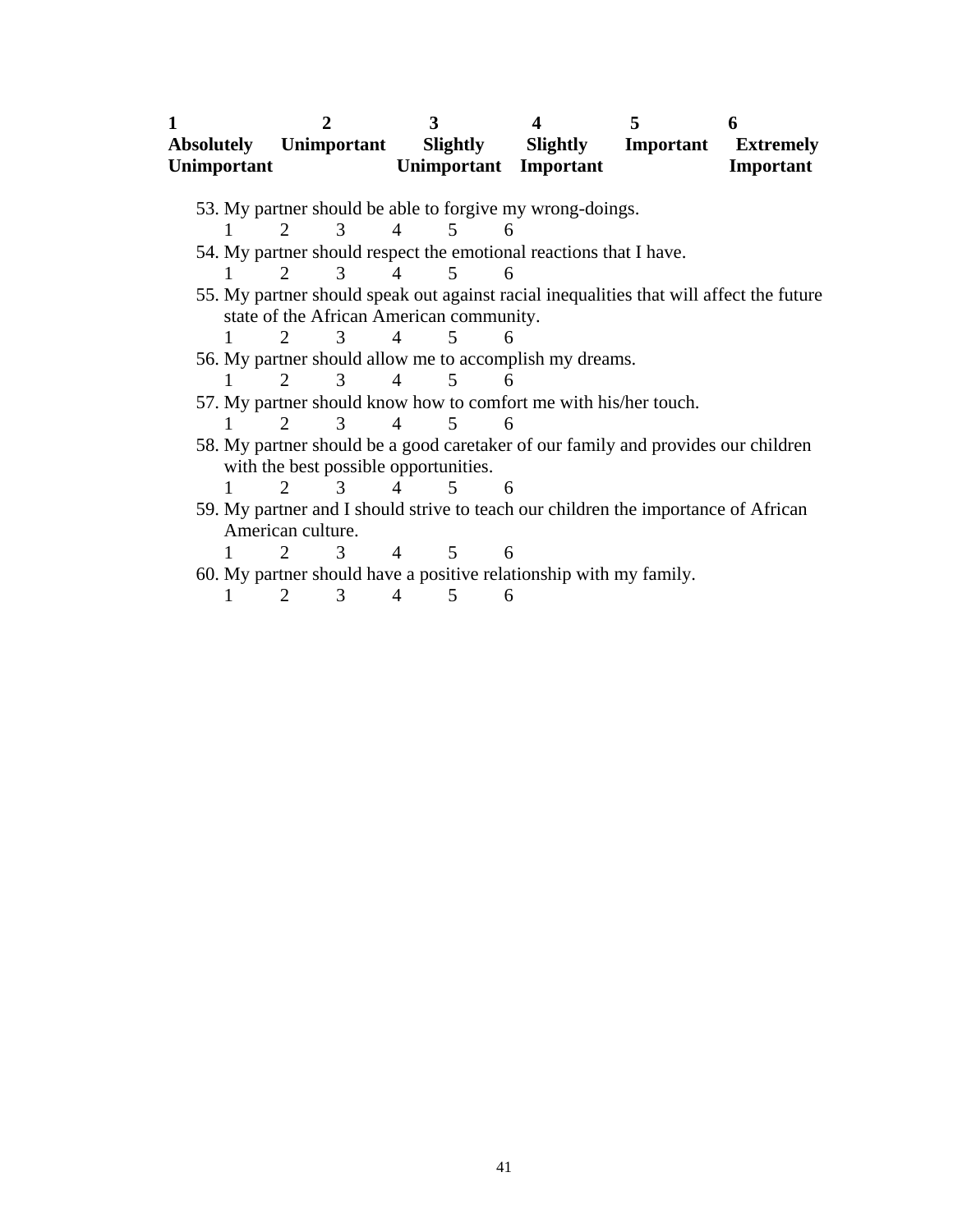| 1 | 2 | 3 | 4 | 5 | 6 |
|---|---|---|---|---|---|
| **Absolutely Unimportant** | **Unimportant** | **Slightly Unimportant** | **Slightly Important** | **Important** | **Extremely Important** |

53. My partner should be able to forgive my wrong-doings.
    1  2  3  4  5  6
54. My partner should respect the emotional reactions that I have.
    1  2  3  4  5  6
55. My partner should speak out against racial inequalities that will affect the future state of the African American community.
    1  2  3  4  5  6
56. My partner should allow me to accomplish my dreams.
    1  2  3  4  5  6
57. My partner should know how to comfort me with his/her touch.
    1  2  3  4  5  6
58. My partner should be a good caretaker of our family and provides our children with the best possible opportunities.
    1  2  3  4  5  6
59. My partner and I should strive to teach our children the importance of African American culture.
    1  2  3  4  5  6
60. My partner should have a positive relationship with my family.
    1  2  3  4  5  6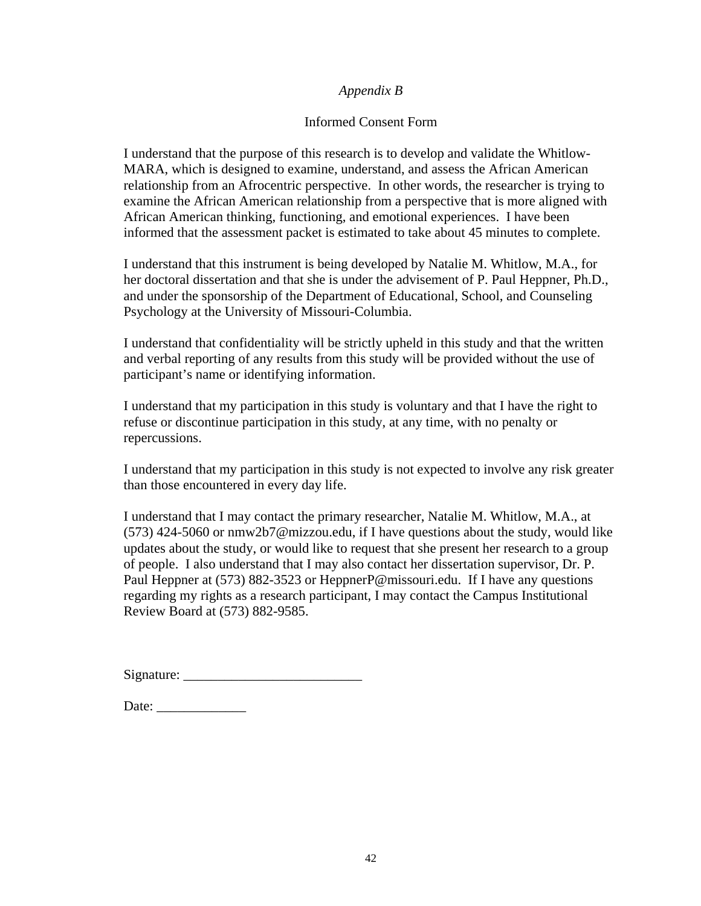*Appendix B*

Informed Consent Form

I understand that the purpose of this research is to develop and validate the Whitlow-MARA, which is designed to examine, understand, and assess the African American relationship from an Afrocentric perspective. In other words, the researcher is trying to examine the African American relationship from a perspective that is more aligned with African American thinking, functioning, and emotional experiences. I have been informed that the assessment packet is estimated to take about 45 minutes to complete.

I understand that this instrument is being developed by Natalie M. Whitlow, M.A., for her doctoral dissertation and that she is under the advisement of P. Paul Heppner, Ph.D., and under the sponsorship of the Department of Educational, School, and Counseling Psychology at the University of Missouri-Columbia.

I understand that confidentiality will be strictly upheld in this study and that the written and verbal reporting of any results from this study will be provided without the use of participant's name or identifying information.

I understand that my participation in this study is voluntary and that I have the right to refuse or discontinue participation in this study, at any time, with no penalty or repercussions.

I understand that my participation in this study is not expected to involve any risk greater than those encountered in every day life.

I understand that I may contact the primary researcher, Natalie M. Whitlow, M.A., at (573) 424-5060 or nmw2b7@mizzou.edu, if I have questions about the study, would like updates about the study, or would like to request that she present her research to a group of people. I also understand that I may also contact her dissertation supervisor, Dr. P. Paul Heppner at (573) 882-3523 or HeppnerP@missouri.edu. If I have any questions regarding my rights as a research participant, I may contact the Campus Institutional Review Board at (573) 882-9585.

Signature: ___________________________

Date: _____________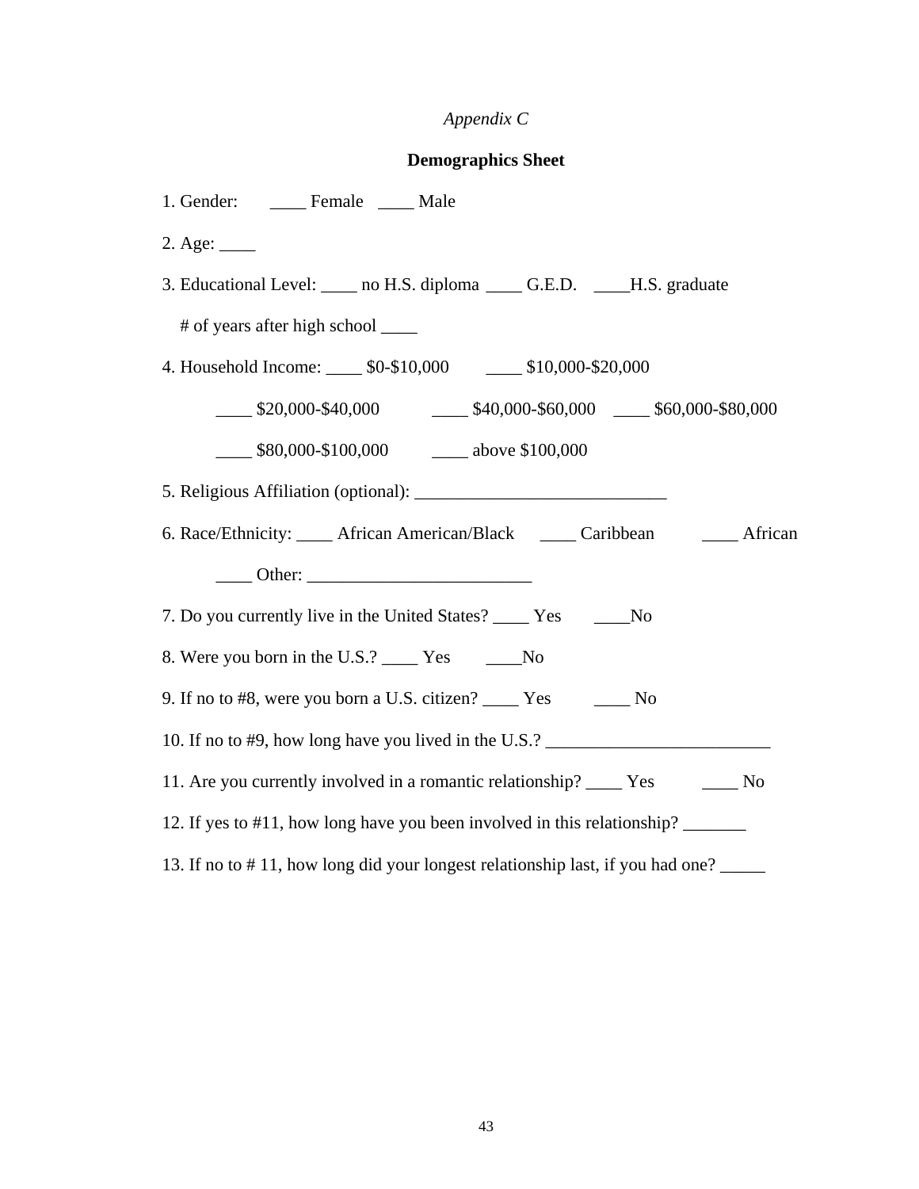*Appendix C*

**Demographics Sheet**

1. Gender: ____ Female ____ Male

2. Age: ____

3. Educational Level: ____ no H.S. diploma ____ G.E.D. ____H.S. graduate

   # of years after high school ____

4. Household Income: ____ $0-$10,000 ____ $10,000-$20,000

   ____ $20,000-$40,000 ____ $40,000-$60,000 ____ $60,000-$80,000

   ____ $80,000-$100,000 ____ above $100,000

5. Religious Affiliation (optional): ____________________________

6. Race/Ethnicity: ____ African American/Black ____ Caribbean ____ African

   ____ Other: _________________________

7. Do you currently live in the United States? ____ Yes ____No

8. Were you born in the U.S.? ____ Yes ____No

9. If no to #8, were you born a U.S. citizen? ____ Yes ____ No

10. If no to #9, how long have you lived in the U.S.? _________________________

11. Are you currently involved in a romantic relationship? ____ Yes ____ No

12. If yes to #11, how long have you been involved in this relationship? _______

13. If no to # 11, how long did your longest relationship last, if you had one? _____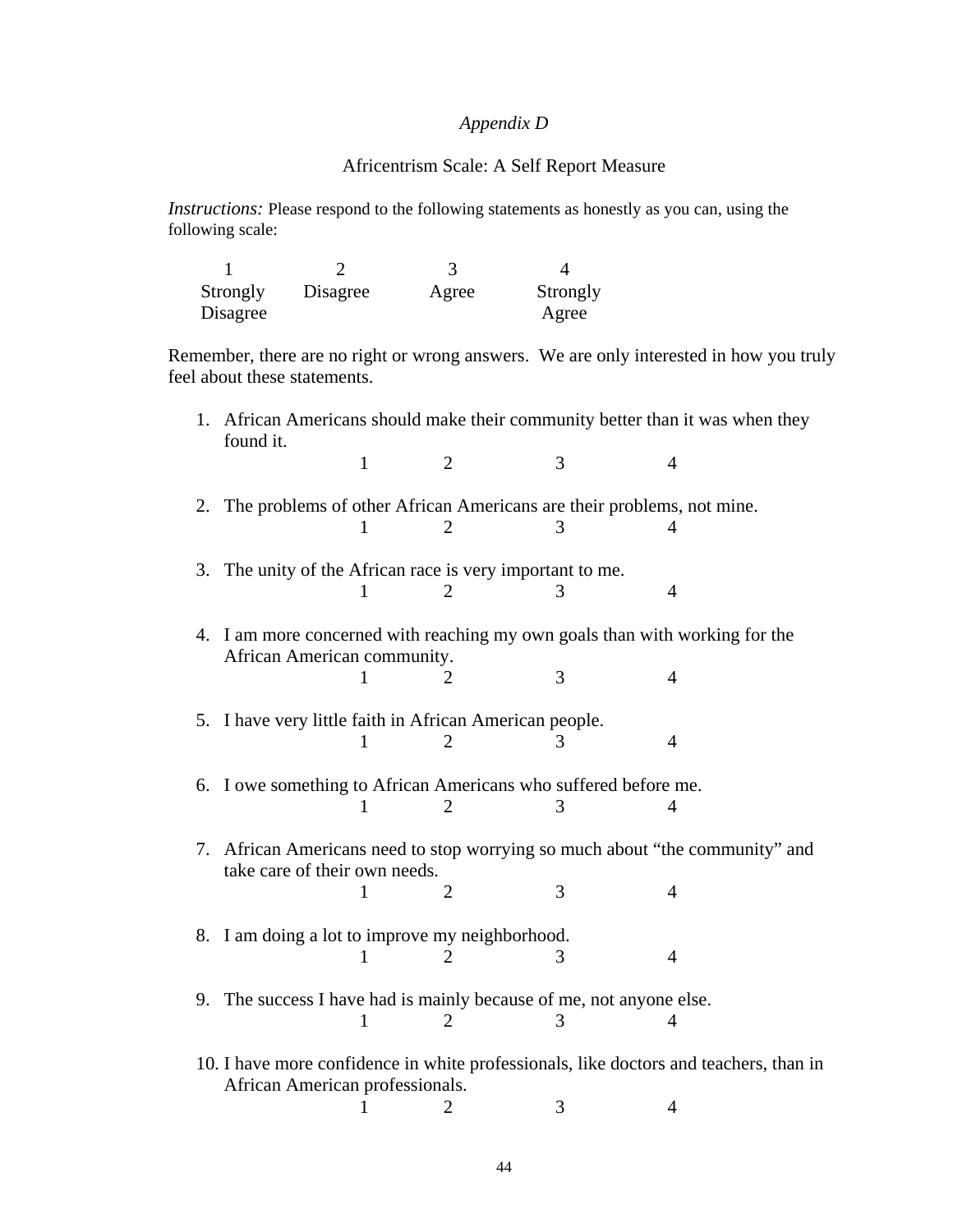*Appendix D*

Africentrism Scale: A Self Report Measure

*Instructions:* Please respond to the following statements as honestly as you can, using the following scale:

| 1 | 2 | 3 | 4 |
|---|---|---|---|
| Strongly Disagree | Disagree | Agree | Strongly Agree |

Remember, there are no right or wrong answers. We are only interested in how you truly feel about these statements.

1. African Americans should make their community better than it was when they found it.
   1 2 3 4

2. The problems of other African Americans are their problems, not mine.
   1 2 3 4

3. The unity of the African race is very important to me.
   1 2 3 4

4. I am more concerned with reaching my own goals than with working for the African American community.
   1 2 3 4

5. I have very little faith in African American people.
   1 2 3 4

6. I owe something to African Americans who suffered before me.
   1 2 3 4

7. African Americans need to stop worrying so much about “the community” and take care of their own needs.
   1 2 3 4

8. I am doing a lot to improve my neighborhood.
   1 2 3 4

9. The success I have had is mainly because of me, not anyone else.
   1 2 3 4

10. I have more confidence in white professionals, like doctors and teachers, than in African American professionals.
    1 2 3 4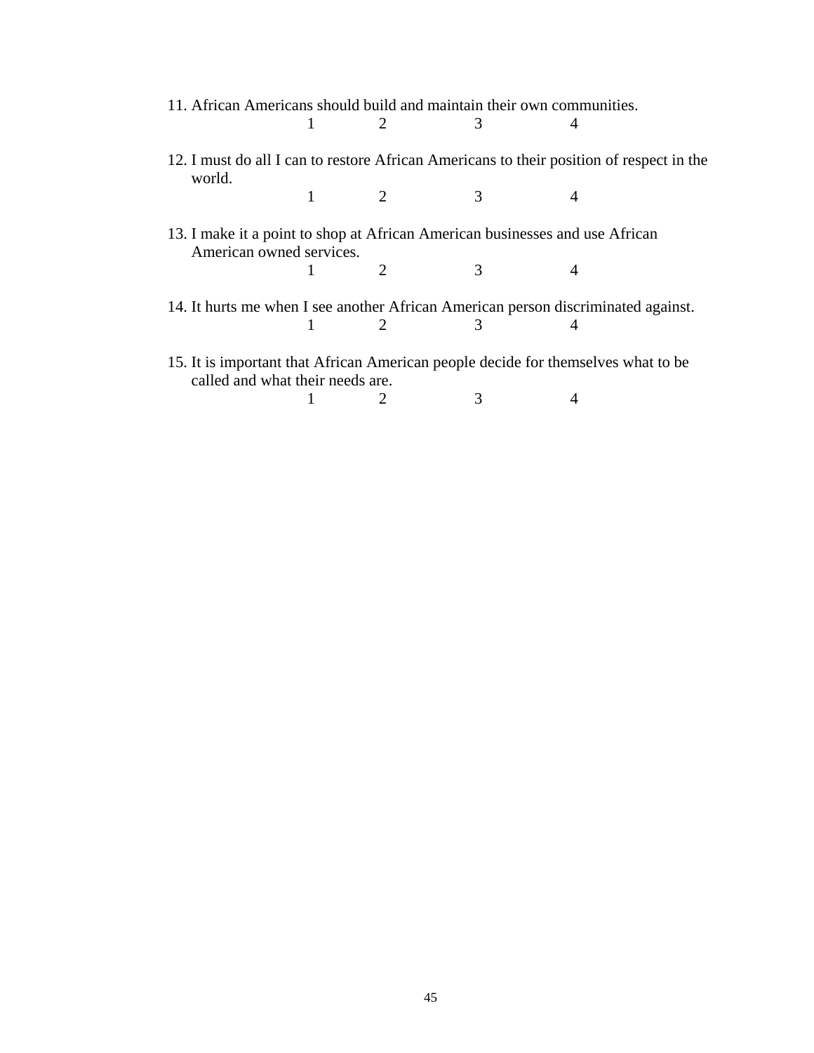11. African Americans should build and maintain their own communities.

    1 2 3 4

12. I must do all I can to restore African Americans to their position of respect in the world.

    1 2 3 4

13. I make it a point to shop at African American businesses and use African American owned services.

    1 2 3 4

14. It hurts me when I see another African American person discriminated against.

    1 2 3 4

15. It is important that African American people decide for themselves what to be called and what their needs are.

    1 2 3 4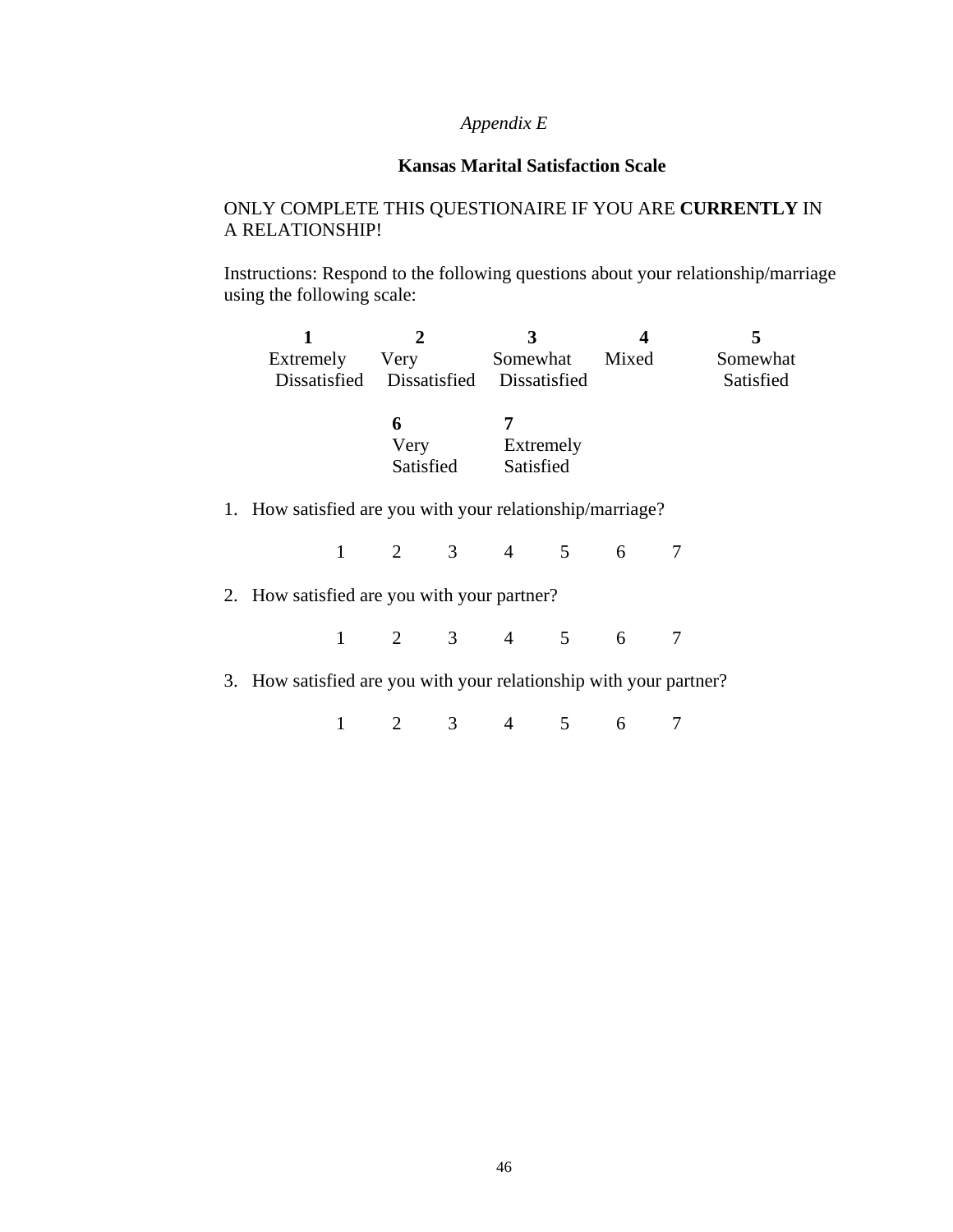*Appendix E*

## Kansas Marital Satisfaction Scale

ONLY COMPLETE THIS QUESTIONAIRE IF YOU ARE **CURRENTLY** IN A RELATIONSHIP!

Instructions: Respond to the following questions about your relationship/marriage using the following scale:

| **1** | **2** | **3** | **4** | **5** | **6** | **7** |
|---|---|---|---|---|---|---|
| Extremely Dissatisfied | Very Dissatisfied | Somewhat Dissatisfied | Mixed | Somewhat Satisfied | Very Satisfied | Extremely Satisfied |

1. How satisfied are you with your relationship/marriage?

   1 2 3 4 5 6 7

2. How satisfied are you with your partner?

   1 2 3 4 5 6 7

3. How satisfied are you with your relationship with your partner?

   1 2 3 4 5 6 7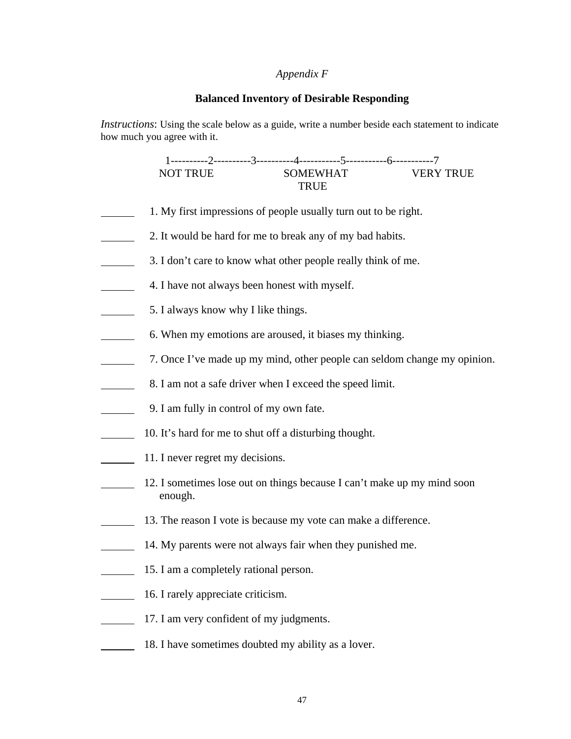*Appendix F*

**Balanced Inventory of Desirable Responding**

*Instructions*: Using the scale below as a guide, write a number beside each statement to indicate how much you agree with it.

```
1----------2----------3----------4-----------5-----------6-----------7
NOT TRUE                  SOMEWHAT                  VERY TRUE
                            TRUE
```

______ 1. My first impressions of people usually turn out to be right.

______ 2. It would be hard for me to break any of my bad habits.

______ 3. I don't care to know what other people really think of me.

______ 4. I have not always been honest with myself.

______ 5. I always know why I like things.

______ 6. When my emotions are aroused, it biases my thinking.

______ 7. Once I've made up my mind, other people can seldom change my opinion.

______ 8. I am not a safe driver when I exceed the speed limit.

______ 9. I am fully in control of my own fate.

______ 10. It's hard for me to shut off a disturbing thought.

______ 11. I never regret my decisions.

______ 12. I sometimes lose out on things because I can't make up my mind soon enough.

______ 13. The reason I vote is because my vote can make a difference.

______ 14. My parents were not always fair when they punished me.

______ 15. I am a completely rational person.

______ 16. I rarely appreciate criticism.

______ 17. I am very confident of my judgments.

______ 18. I have sometimes doubted my ability as a lover.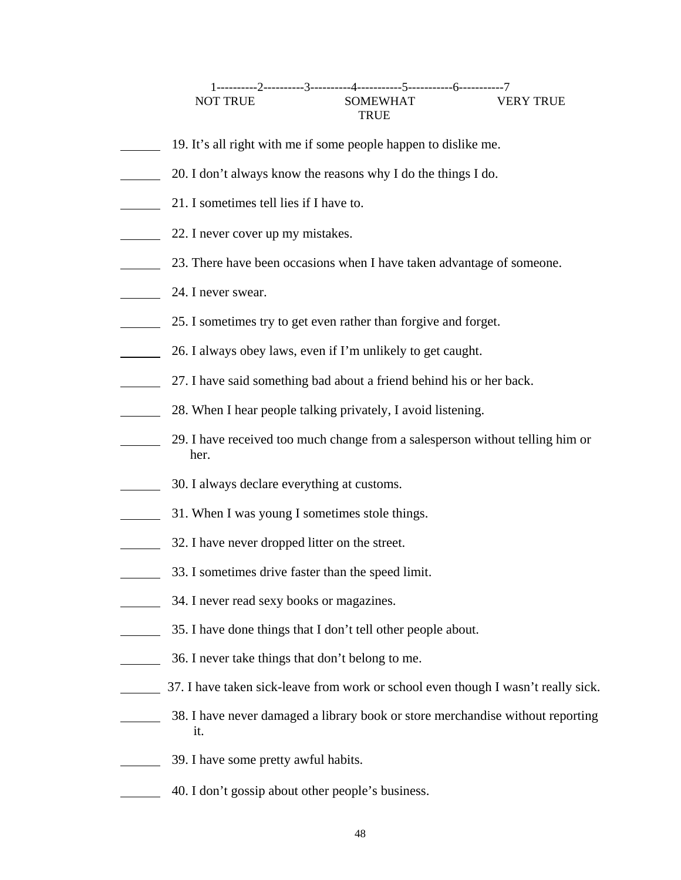1----------2----------3----------4-----------5-----------6-----------7
NOT TRUE SOMEWHAT TRUE VERY TRUE

______ 19. It’s all right with me if some people happen to dislike me.

______ 20. I don’t always know the reasons why I do the things I do.

______ 21. I sometimes tell lies if I have to.

______ 22. I never cover up my mistakes.

______ 23. There have been occasions when I have taken advantage of someone.

______ 24. I never swear.

______ 25. I sometimes try to get even rather than forgive and forget.

______ 26. I always obey laws, even if I’m unlikely to get caught.

______ 27. I have said something bad about a friend behind his or her back.

______ 28. When I hear people talking privately, I avoid listening.

______ 29. I have received too much change from a salesperson without telling him or her.

______ 30. I always declare everything at customs.

______ 31. When I was young I sometimes stole things.

______ 32. I have never dropped litter on the street.

______ 33. I sometimes drive faster than the speed limit.

______ 34. I never read sexy books or magazines.

______ 35. I have done things that I don’t tell other people about.

______ 36. I never take things that don’t belong to me.

______ 37. I have taken sick-leave from work or school even though I wasn’t really sick.

______ 38. I have never damaged a library book or store merchandise without reporting it.

______ 39. I have some pretty awful habits.

______ 40. I don’t gossip about other people’s business.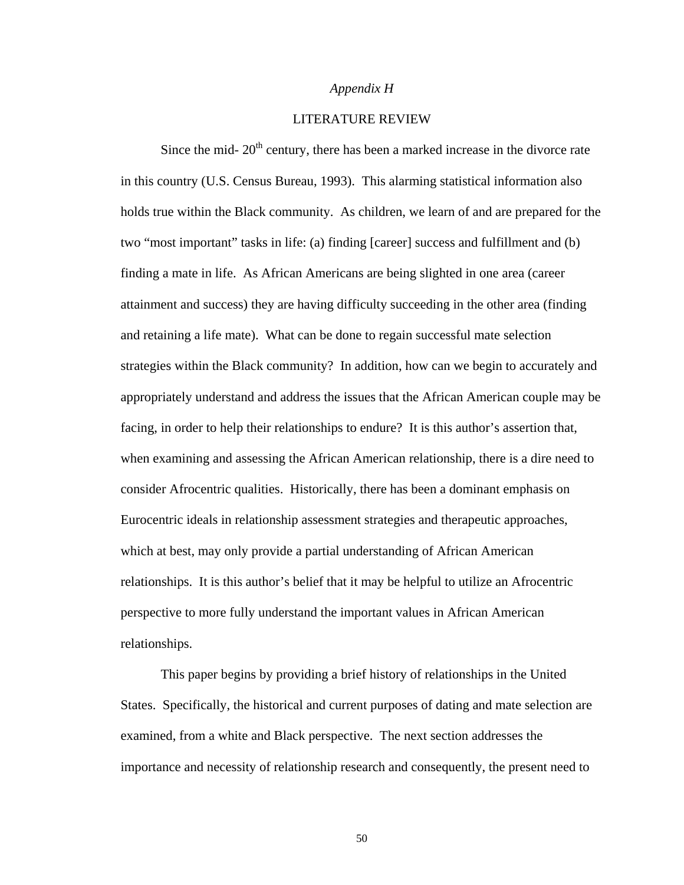*Appendix H*

# LITERATURE REVIEW

Since the mid- 20th century, there has been a marked increase in the divorce rate in this country (U.S. Census Bureau, 1993). This alarming statistical information also holds true within the Black community. As children, we learn of and are prepared for the two "most important" tasks in life: (a) finding [career] success and fulfillment and (b) finding a mate in life. As African Americans are being slighted in one area (career attainment and success) they are having difficulty succeeding in the other area (finding and retaining a life mate). What can be done to regain successful mate selection strategies within the Black community? In addition, how can we begin to accurately and appropriately understand and address the issues that the African American couple may be facing, in order to help their relationships to endure? It is this author's assertion that, when examining and assessing the African American relationship, there is a dire need to consider Afrocentric qualities. Historically, there has been a dominant emphasis on Eurocentric ideals in relationship assessment strategies and therapeutic approaches, which at best, may only provide a partial understanding of African American relationships. It is this author's belief that it may be helpful to utilize an Afrocentric perspective to more fully understand the important values in African American relationships.

This paper begins by providing a brief history of relationships in the United States. Specifically, the historical and current purposes of dating and mate selection are examined, from a white and Black perspective. The next section addresses the importance and necessity of relationship research and consequently, the present need to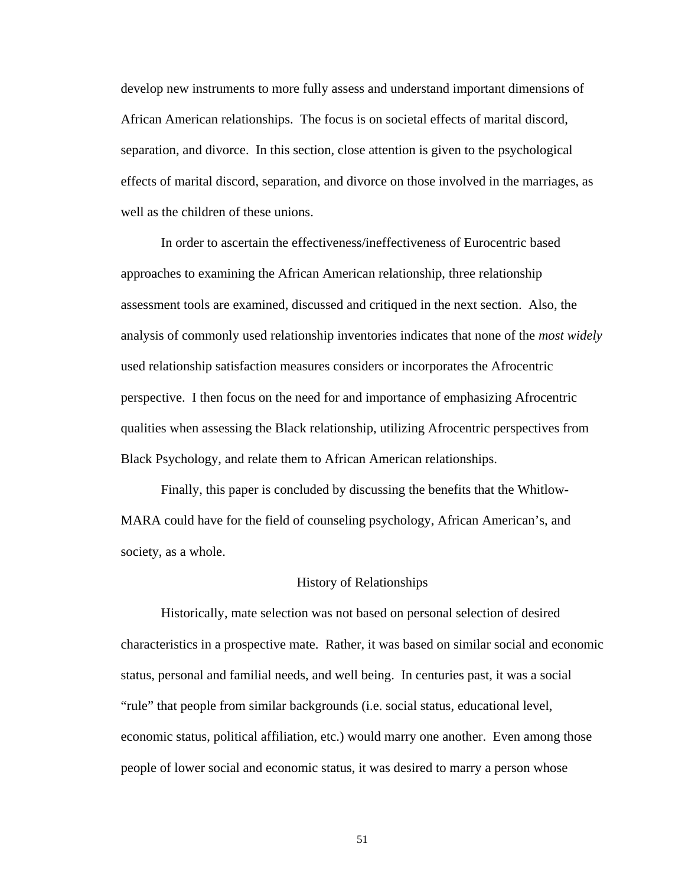develop new instruments to more fully assess and understand important dimensions of African American relationships. The focus is on societal effects of marital discord, separation, and divorce. In this section, close attention is given to the psychological effects of marital discord, separation, and divorce on those involved in the marriages, as well as the children of these unions.

In order to ascertain the effectiveness/ineffectiveness of Eurocentric based approaches to examining the African American relationship, three relationship assessment tools are examined, discussed and critiqued in the next section. Also, the analysis of commonly used relationship inventories indicates that none of the *most widely* used relationship satisfaction measures considers or incorporates the Afrocentric perspective. I then focus on the need for and importance of emphasizing Afrocentric qualities when assessing the Black relationship, utilizing Afrocentric perspectives from Black Psychology, and relate them to African American relationships.

Finally, this paper is concluded by discussing the benefits that the Whitlow-MARA could have for the field of counseling psychology, African American's, and society, as a whole.

## History of Relationships

Historically, mate selection was not based on personal selection of desired characteristics in a prospective mate. Rather, it was based on similar social and economic status, personal and familial needs, and well being. In centuries past, it was a social "rule" that people from similar backgrounds (i.e. social status, educational level, economic status, political affiliation, etc.) would marry one another. Even among those people of lower social and economic status, it was desired to marry a person whose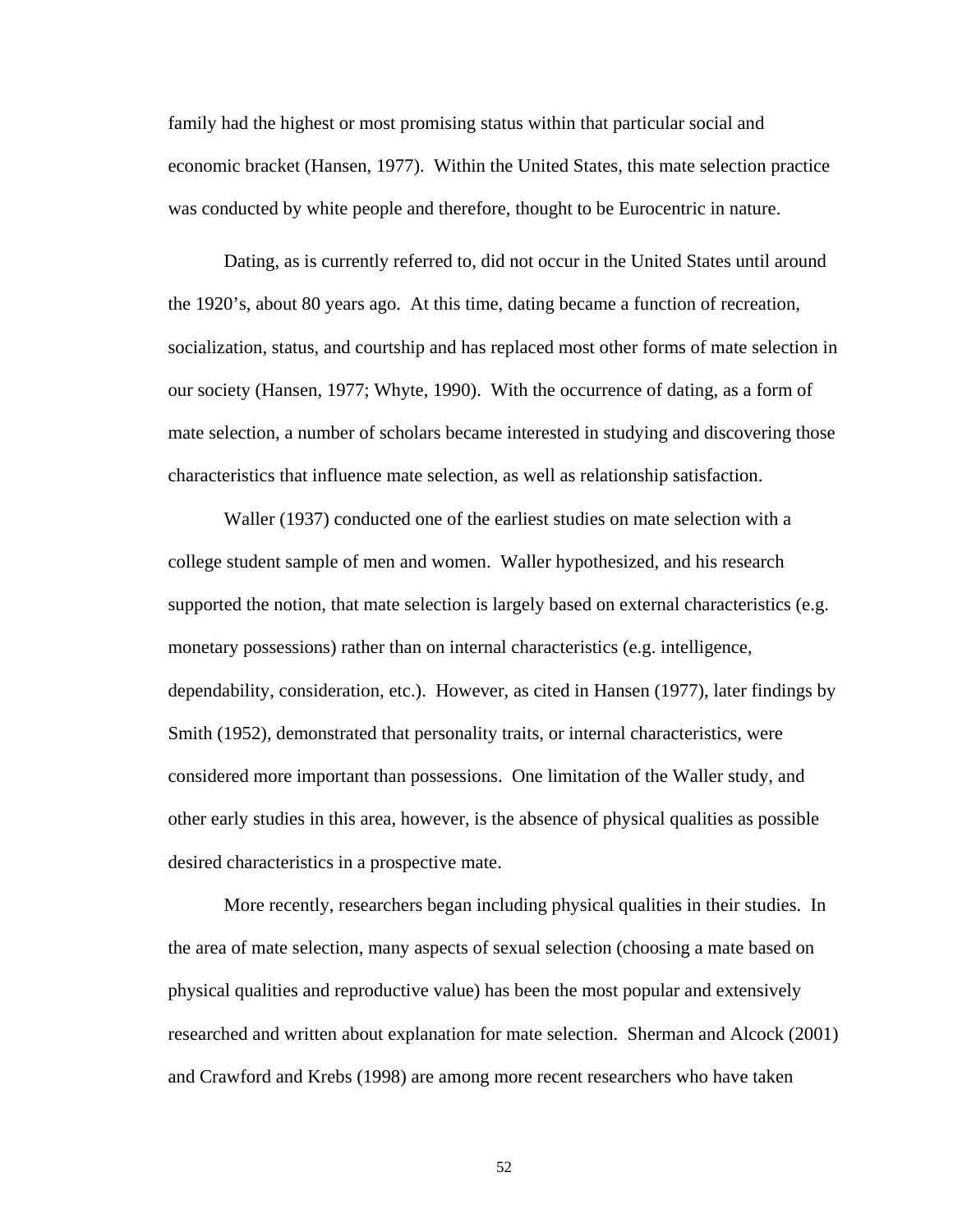family had the highest or most promising status within that particular social and economic bracket (Hansen, 1977). Within the United States, this mate selection practice was conducted by white people and therefore, thought to be Eurocentric in nature.

Dating, as is currently referred to, did not occur in the United States until around the 1920's, about 80 years ago. At this time, dating became a function of recreation, socialization, status, and courtship and has replaced most other forms of mate selection in our society (Hansen, 1977; Whyte, 1990). With the occurrence of dating, as a form of mate selection, a number of scholars became interested in studying and discovering those characteristics that influence mate selection, as well as relationship satisfaction.

Waller (1937) conducted one of the earliest studies on mate selection with a college student sample of men and women. Waller hypothesized, and his research supported the notion, that mate selection is largely based on external characteristics (e.g. monetary possessions) rather than on internal characteristics (e.g. intelligence, dependability, consideration, etc.). However, as cited in Hansen (1977), later findings by Smith (1952), demonstrated that personality traits, or internal characteristics, were considered more important than possessions. One limitation of the Waller study, and other early studies in this area, however, is the absence of physical qualities as possible desired characteristics in a prospective mate.

More recently, researchers began including physical qualities in their studies. In the area of mate selection, many aspects of sexual selection (choosing a mate based on physical qualities and reproductive value) has been the most popular and extensively researched and written about explanation for mate selection. Sherman and Alcock (2001) and Crawford and Krebs (1998) are among more recent researchers who have taken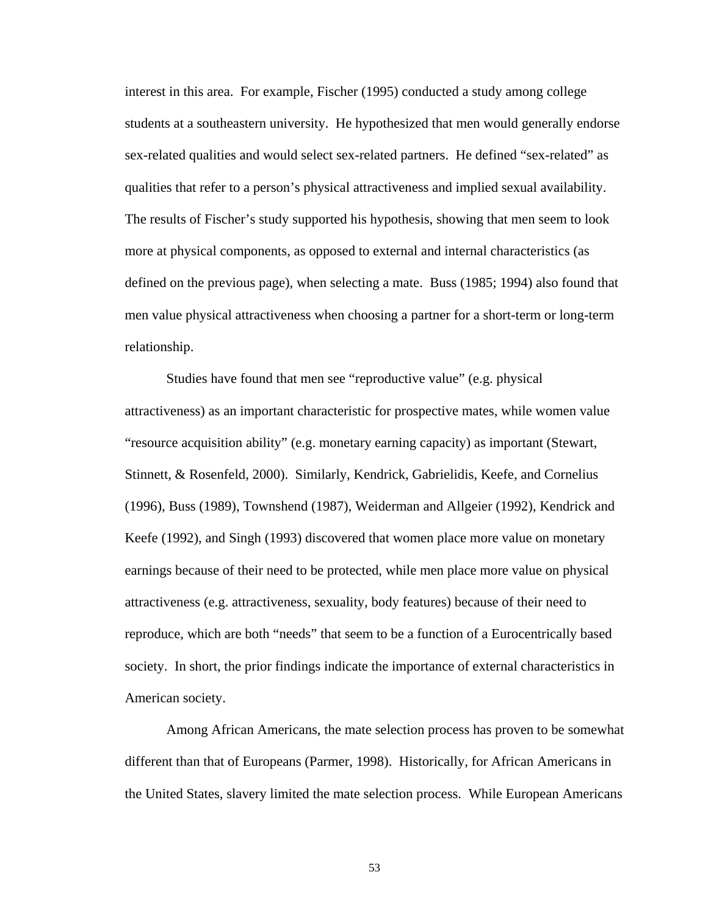interest in this area. For example, Fischer (1995) conducted a study among college students at a southeastern university. He hypothesized that men would generally endorse sex-related qualities and would select sex-related partners. He defined "sex-related" as qualities that refer to a person's physical attractiveness and implied sexual availability. The results of Fischer's study supported his hypothesis, showing that men seem to look more at physical components, as opposed to external and internal characteristics (as defined on the previous page), when selecting a mate. Buss (1985; 1994) also found that men value physical attractiveness when choosing a partner for a short-term or long-term relationship.

Studies have found that men see "reproductive value" (e.g. physical attractiveness) as an important characteristic for prospective mates, while women value "resource acquisition ability" (e.g. monetary earning capacity) as important (Stewart, Stinnett, & Rosenfeld, 2000). Similarly, Kendrick, Gabrielidis, Keefe, and Cornelius (1996), Buss (1989), Townshend (1987), Weiderman and Allgeier (1992), Kendrick and Keefe (1992), and Singh (1993) discovered that women place more value on monetary earnings because of their need to be protected, while men place more value on physical attractiveness (e.g. attractiveness, sexuality, body features) because of their need to reproduce, which are both "needs" that seem to be a function of a Eurocentrically based society. In short, the prior findings indicate the importance of external characteristics in American society.

Among African Americans, the mate selection process has proven to be somewhat different than that of Europeans (Parmer, 1998). Historically, for African Americans in the United States, slavery limited the mate selection process. While European Americans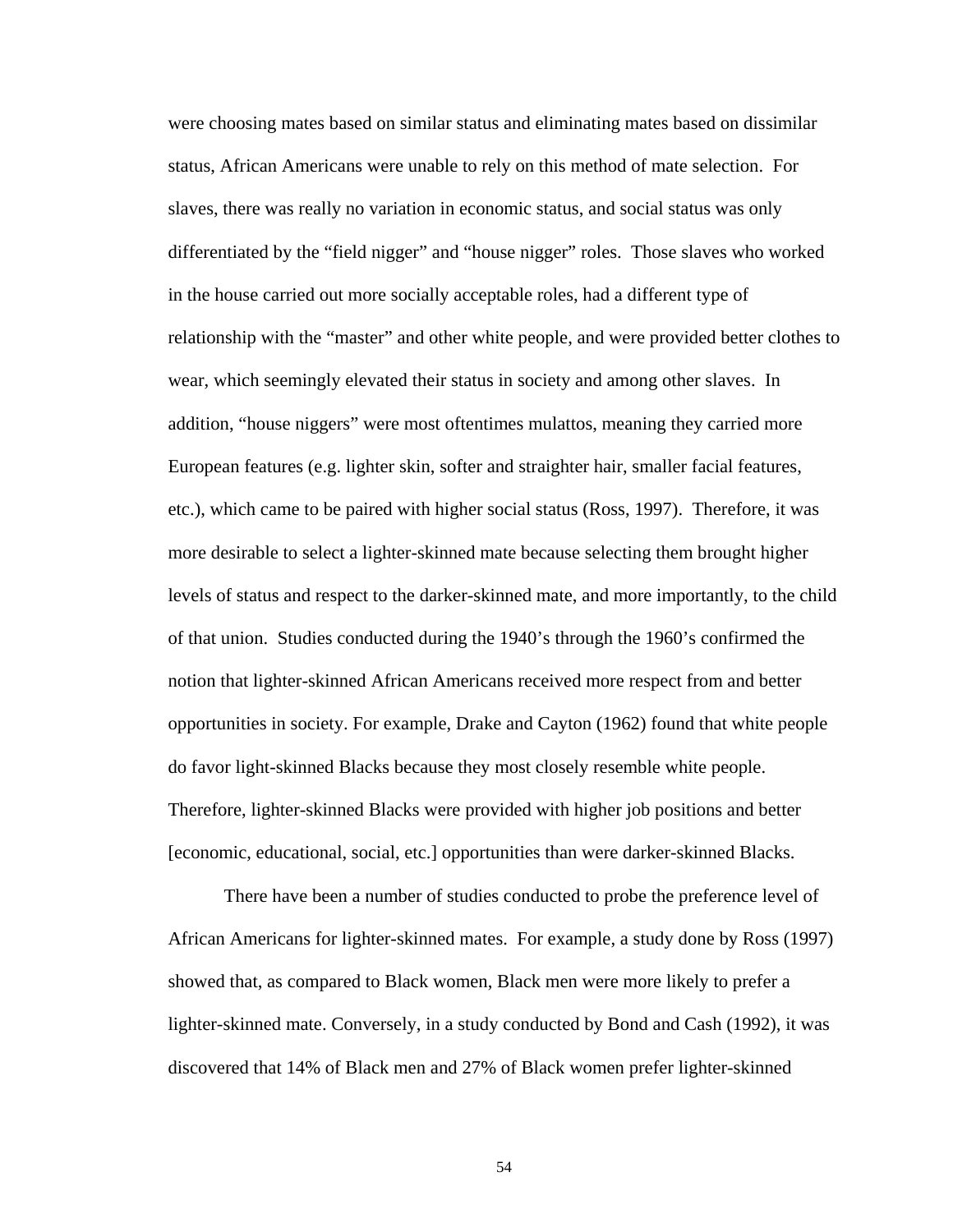were choosing mates based on similar status and eliminating mates based on dissimilar status, African Americans were unable to rely on this method of mate selection. For slaves, there was really no variation in economic status, and social status was only differentiated by the "field nigger" and "house nigger" roles. Those slaves who worked in the house carried out more socially acceptable roles, had a different type of relationship with the "master" and other white people, and were provided better clothes to wear, which seemingly elevated their status in society and among other slaves. In addition, "house niggers" were most oftentimes mulattos, meaning they carried more European features (e.g. lighter skin, softer and straighter hair, smaller facial features, etc.), which came to be paired with higher social status (Ross, 1997). Therefore, it was more desirable to select a lighter-skinned mate because selecting them brought higher levels of status and respect to the darker-skinned mate, and more importantly, to the child of that union. Studies conducted during the 1940's through the 1960's confirmed the notion that lighter-skinned African Americans received more respect from and better opportunities in society. For example, Drake and Cayton (1962) found that white people do favor light-skinned Blacks because they most closely resemble white people. Therefore, lighter-skinned Blacks were provided with higher job positions and better [economic, educational, social, etc.] opportunities than were darker-skinned Blacks.

There have been a number of studies conducted to probe the preference level of African Americans for lighter-skinned mates. For example, a study done by Ross (1997) showed that, as compared to Black women, Black men were more likely to prefer a lighter-skinned mate. Conversely, in a study conducted by Bond and Cash (1992), it was discovered that 14% of Black men and 27% of Black women prefer lighter-skinned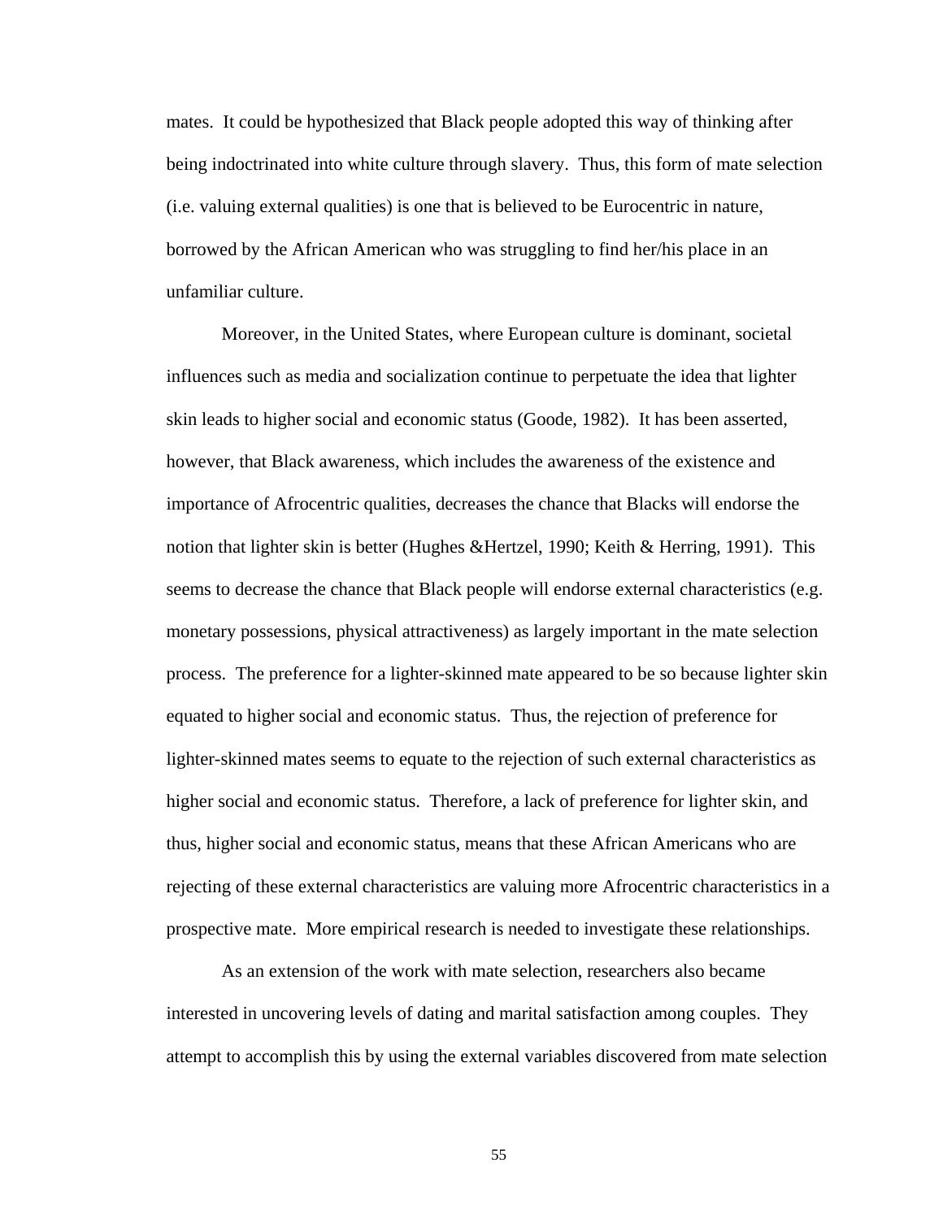mates. It could be hypothesized that Black people adopted this way of thinking after being indoctrinated into white culture through slavery. Thus, this form of mate selection (i.e. valuing external qualities) is one that is believed to be Eurocentric in nature, borrowed by the African American who was struggling to find her/his place in an unfamiliar culture.

Moreover, in the United States, where European culture is dominant, societal influences such as media and socialization continue to perpetuate the idea that lighter skin leads to higher social and economic status (Goode, 1982). It has been asserted, however, that Black awareness, which includes the awareness of the existence and importance of Afrocentric qualities, decreases the chance that Blacks will endorse the notion that lighter skin is better (Hughes &Hertzel, 1990; Keith & Herring, 1991). This seems to decrease the chance that Black people will endorse external characteristics (e.g. monetary possessions, physical attractiveness) as largely important in the mate selection process. The preference for a lighter-skinned mate appeared to be so because lighter skin equated to higher social and economic status. Thus, the rejection of preference for lighter-skinned mates seems to equate to the rejection of such external characteristics as higher social and economic status. Therefore, a lack of preference for lighter skin, and thus, higher social and economic status, means that these African Americans who are rejecting of these external characteristics are valuing more Afrocentric characteristics in a prospective mate. More empirical research is needed to investigate these relationships.

As an extension of the work with mate selection, researchers also became interested in uncovering levels of dating and marital satisfaction among couples. They attempt to accomplish this by using the external variables discovered from mate selection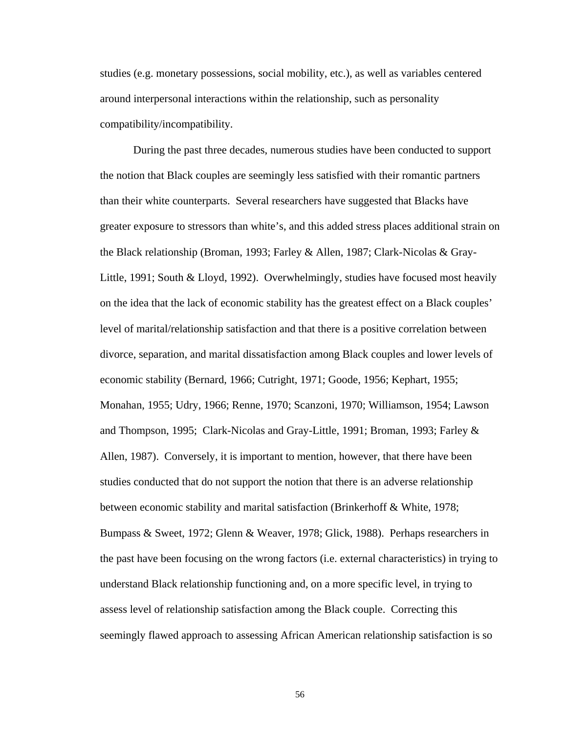studies (e.g. monetary possessions, social mobility, etc.), as well as variables centered around interpersonal interactions within the relationship, such as personality compatibility/incompatibility.

During the past three decades, numerous studies have been conducted to support the notion that Black couples are seemingly less satisfied with their romantic partners than their white counterparts. Several researchers have suggested that Blacks have greater exposure to stressors than white's, and this added stress places additional strain on the Black relationship (Broman, 1993; Farley & Allen, 1987; Clark-Nicolas & Gray-Little, 1991; South & Lloyd, 1992). Overwhelmingly, studies have focused most heavily on the idea that the lack of economic stability has the greatest effect on a Black couples' level of marital/relationship satisfaction and that there is a positive correlation between divorce, separation, and marital dissatisfaction among Black couples and lower levels of economic stability (Bernard, 1966; Cutright, 1971; Goode, 1956; Kephart, 1955; Monahan, 1955; Udry, 1966; Renne, 1970; Scanzoni, 1970; Williamson, 1954; Lawson and Thompson, 1995; Clark-Nicolas and Gray-Little, 1991; Broman, 1993; Farley & Allen, 1987). Conversely, it is important to mention, however, that there have been studies conducted that do not support the notion that there is an adverse relationship between economic stability and marital satisfaction (Brinkerhoff & White, 1978; Bumpass & Sweet, 1972; Glenn & Weaver, 1978; Glick, 1988). Perhaps researchers in the past have been focusing on the wrong factors (i.e. external characteristics) in trying to understand Black relationship functioning and, on a more specific level, in trying to assess level of relationship satisfaction among the Black couple. Correcting this seemingly flawed approach to assessing African American relationship satisfaction is so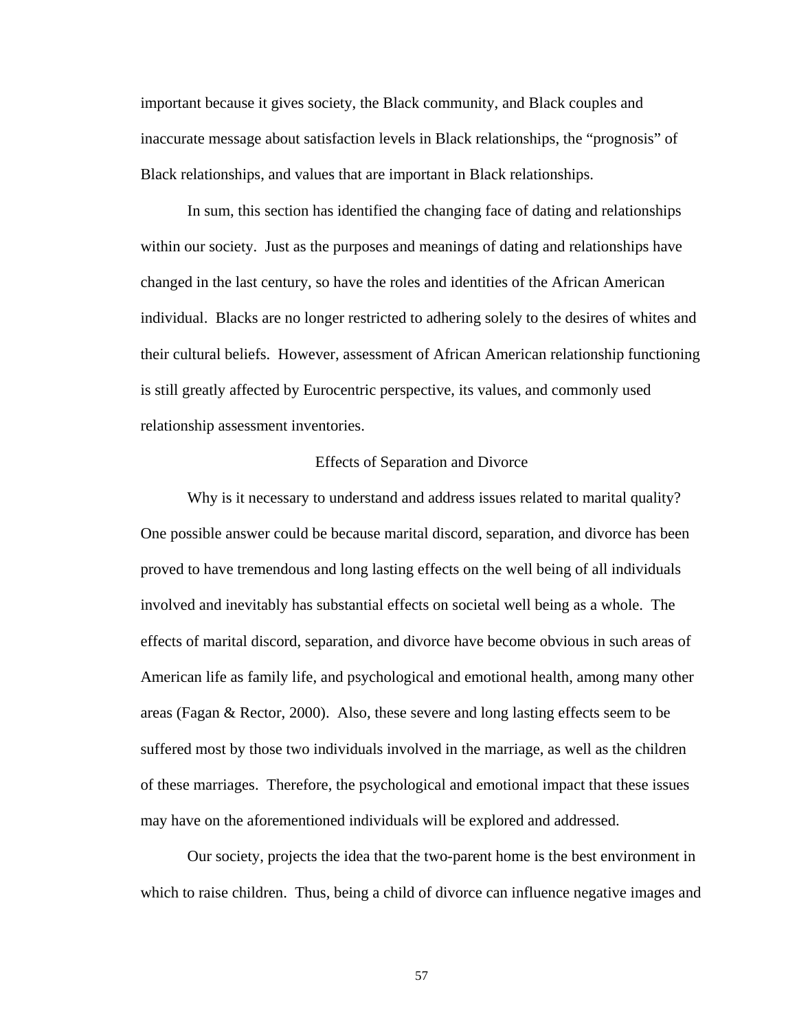important because it gives society, the Black community, and Black couples and inaccurate message about satisfaction levels in Black relationships, the "prognosis" of Black relationships, and values that are important in Black relationships.

In sum, this section has identified the changing face of dating and relationships within our society. Just as the purposes and meanings of dating and relationships have changed in the last century, so have the roles and identities of the African American individual. Blacks are no longer restricted to adhering solely to the desires of whites and their cultural beliefs. However, assessment of African American relationship functioning is still greatly affected by Eurocentric perspective, its values, and commonly used relationship assessment inventories.

## Effects of Separation and Divorce

Why is it necessary to understand and address issues related to marital quality? One possible answer could be because marital discord, separation, and divorce has been proved to have tremendous and long lasting effects on the well being of all individuals involved and inevitably has substantial effects on societal well being as a whole. The effects of marital discord, separation, and divorce have become obvious in such areas of American life as family life, and psychological and emotional health, among many other areas (Fagan & Rector, 2000). Also, these severe and long lasting effects seem to be suffered most by those two individuals involved in the marriage, as well as the children of these marriages. Therefore, the psychological and emotional impact that these issues may have on the aforementioned individuals will be explored and addressed.

Our society, projects the idea that the two-parent home is the best environment in which to raise children. Thus, being a child of divorce can influence negative images and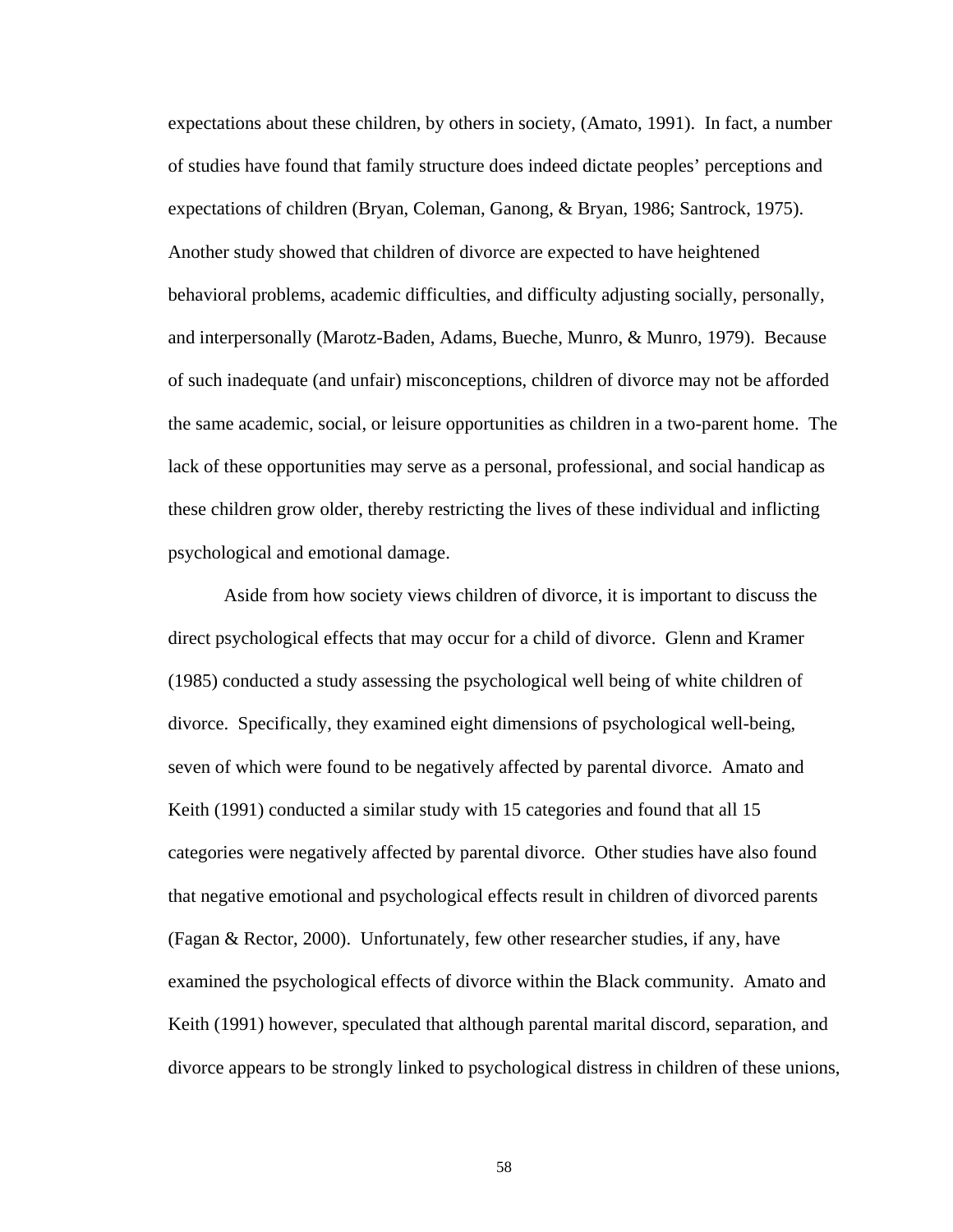expectations about these children, by others in society, (Amato, 1991). In fact, a number of studies have found that family structure does indeed dictate peoples' perceptions and expectations of children (Bryan, Coleman, Ganong, & Bryan, 1986; Santrock, 1975). Another study showed that children of divorce are expected to have heightened behavioral problems, academic difficulties, and difficulty adjusting socially, personally, and interpersonally (Marotz-Baden, Adams, Bueche, Munro, & Munro, 1979). Because of such inadequate (and unfair) misconceptions, children of divorce may not be afforded the same academic, social, or leisure opportunities as children in a two-parent home. The lack of these opportunities may serve as a personal, professional, and social handicap as these children grow older, thereby restricting the lives of these individual and inflicting psychological and emotional damage.

Aside from how society views children of divorce, it is important to discuss the direct psychological effects that may occur for a child of divorce. Glenn and Kramer (1985) conducted a study assessing the psychological well being of white children of divorce. Specifically, they examined eight dimensions of psychological well-being, seven of which were found to be negatively affected by parental divorce. Amato and Keith (1991) conducted a similar study with 15 categories and found that all 15 categories were negatively affected by parental divorce. Other studies have also found that negative emotional and psychological effects result in children of divorced parents (Fagan & Rector, 2000). Unfortunately, few other researcher studies, if any, have examined the psychological effects of divorce within the Black community. Amato and Keith (1991) however, speculated that although parental marital discord, separation, and divorce appears to be strongly linked to psychological distress in children of these unions,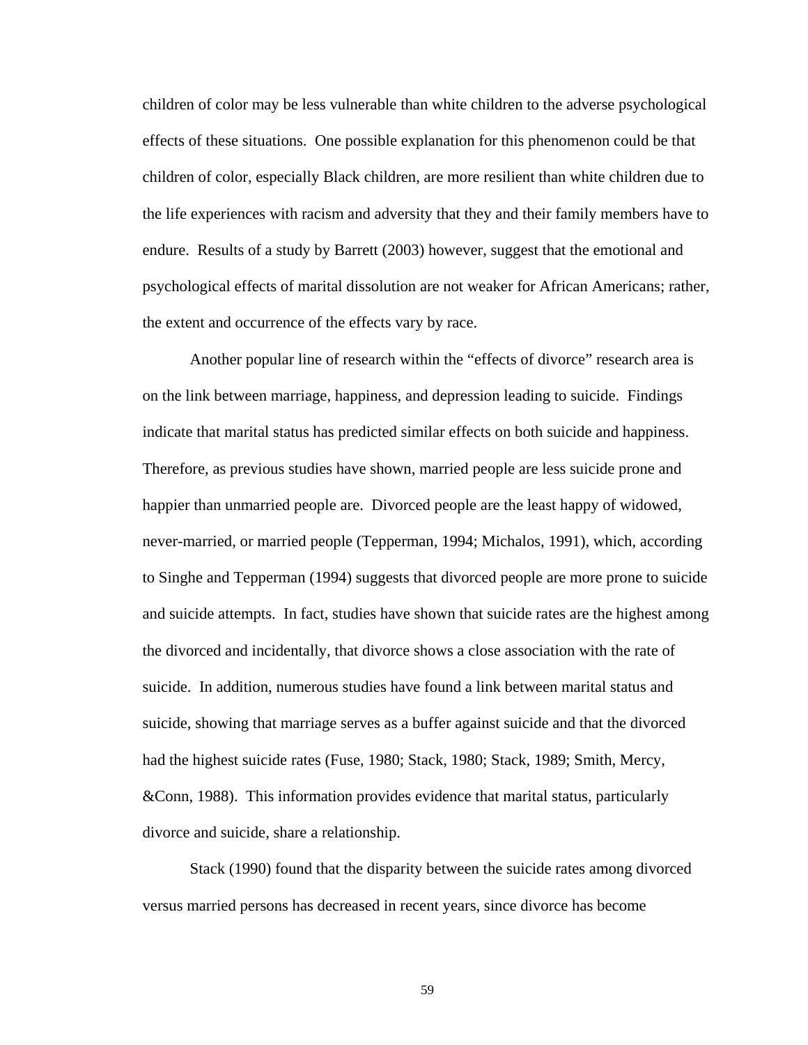children of color may be less vulnerable than white children to the adverse psychological effects of these situations. One possible explanation for this phenomenon could be that children of color, especially Black children, are more resilient than white children due to the life experiences with racism and adversity that they and their family members have to endure. Results of a study by Barrett (2003) however, suggest that the emotional and psychological effects of marital dissolution are not weaker for African Americans; rather, the extent and occurrence of the effects vary by race.

Another popular line of research within the "effects of divorce" research area is on the link between marriage, happiness, and depression leading to suicide. Findings indicate that marital status has predicted similar effects on both suicide and happiness. Therefore, as previous studies have shown, married people are less suicide prone and happier than unmarried people are. Divorced people are the least happy of widowed, never-married, or married people (Tepperman, 1994; Michalos, 1991), which, according to Singhe and Tepperman (1994) suggests that divorced people are more prone to suicide and suicide attempts. In fact, studies have shown that suicide rates are the highest among the divorced and incidentally, that divorce shows a close association with the rate of suicide. In addition, numerous studies have found a link between marital status and suicide, showing that marriage serves as a buffer against suicide and that the divorced had the highest suicide rates (Fuse, 1980; Stack, 1980; Stack, 1989; Smith, Mercy, &Conn, 1988). This information provides evidence that marital status, particularly divorce and suicide, share a relationship.

Stack (1990) found that the disparity between the suicide rates among divorced versus married persons has decreased in recent years, since divorce has become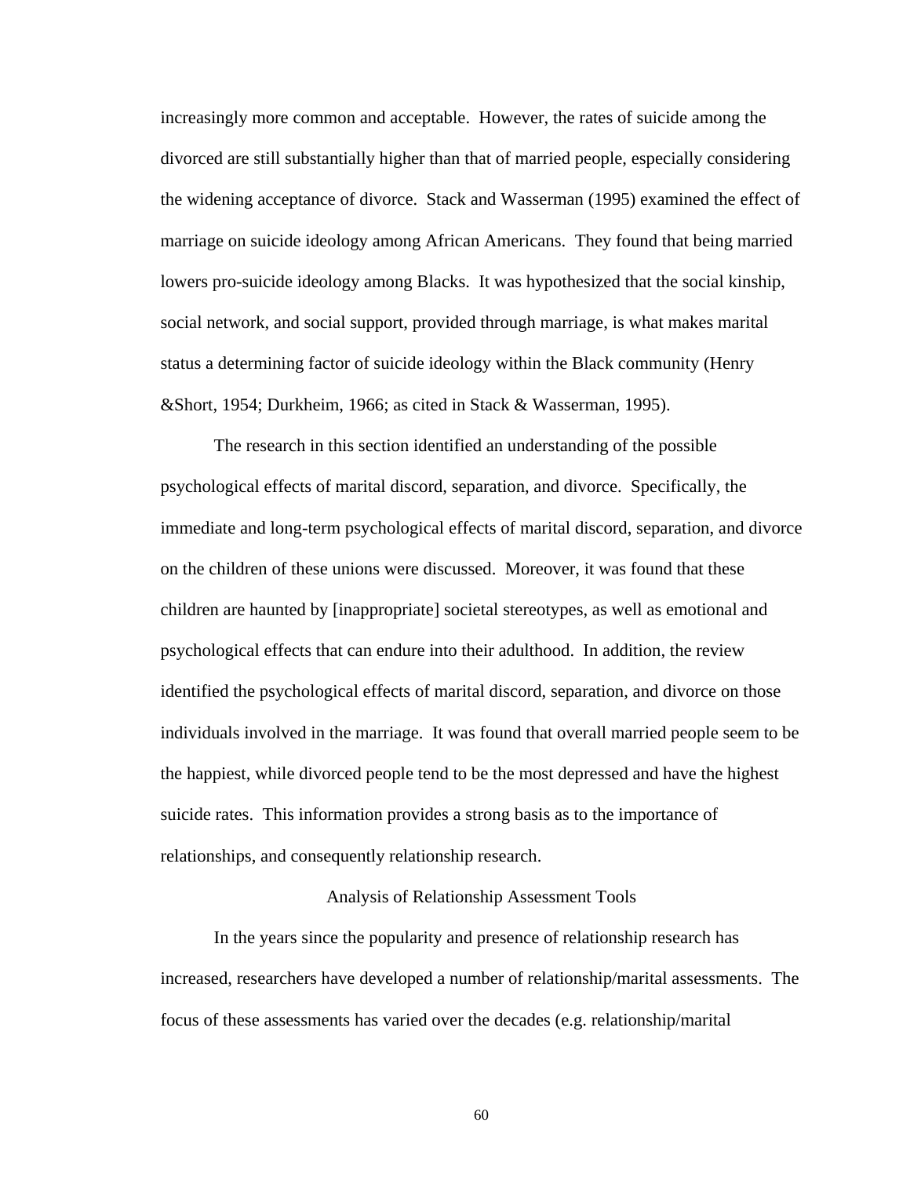increasingly more common and acceptable. However, the rates of suicide among the divorced are still substantially higher than that of married people, especially considering the widening acceptance of divorce. Stack and Wasserman (1995) examined the effect of marriage on suicide ideology among African Americans. They found that being married lowers pro-suicide ideology among Blacks. It was hypothesized that the social kinship, social network, and social support, provided through marriage, is what makes marital status a determining factor of suicide ideology within the Black community (Henry &Short, 1954; Durkheim, 1966; as cited in Stack & Wasserman, 1995).

The research in this section identified an understanding of the possible psychological effects of marital discord, separation, and divorce. Specifically, the immediate and long-term psychological effects of marital discord, separation, and divorce on the children of these unions were discussed. Moreover, it was found that these children are haunted by [inappropriate] societal stereotypes, as well as emotional and psychological effects that can endure into their adulthood. In addition, the review identified the psychological effects of marital discord, separation, and divorce on those individuals involved in the marriage. It was found that overall married people seem to be the happiest, while divorced people tend to be the most depressed and have the highest suicide rates. This information provides a strong basis as to the importance of relationships, and consequently relationship research.

## Analysis of Relationship Assessment Tools

In the years since the popularity and presence of relationship research has increased, researchers have developed a number of relationship/marital assessments. The focus of these assessments has varied over the decades (e.g. relationship/marital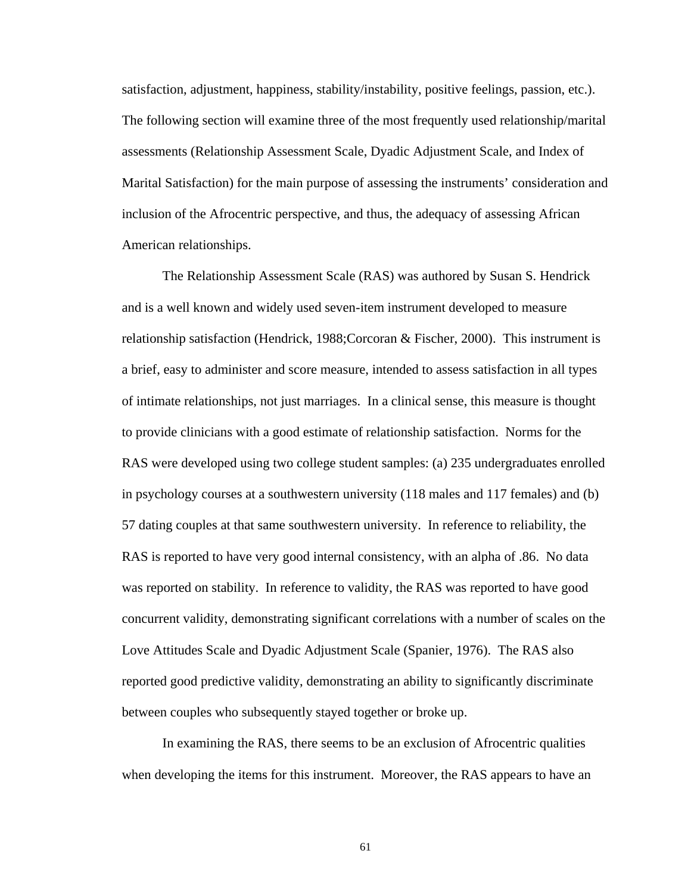satisfaction, adjustment, happiness, stability/instability, positive feelings, passion, etc.). The following section will examine three of the most frequently used relationship/marital assessments (Relationship Assessment Scale, Dyadic Adjustment Scale, and Index of Marital Satisfaction) for the main purpose of assessing the instruments' consideration and inclusion of the Afrocentric perspective, and thus, the adequacy of assessing African American relationships.

The Relationship Assessment Scale (RAS) was authored by Susan S. Hendrick and is a well known and widely used seven-item instrument developed to measure relationship satisfaction (Hendrick, 1988;Corcoran & Fischer, 2000). This instrument is a brief, easy to administer and score measure, intended to assess satisfaction in all types of intimate relationships, not just marriages. In a clinical sense, this measure is thought to provide clinicians with a good estimate of relationship satisfaction. Norms for the RAS were developed using two college student samples: (a) 235 undergraduates enrolled in psychology courses at a southwestern university (118 males and 117 females) and (b) 57 dating couples at that same southwestern university. In reference to reliability, the RAS is reported to have very good internal consistency, with an alpha of .86. No data was reported on stability. In reference to validity, the RAS was reported to have good concurrent validity, demonstrating significant correlations with a number of scales on the Love Attitudes Scale and Dyadic Adjustment Scale (Spanier, 1976). The RAS also reported good predictive validity, demonstrating an ability to significantly discriminate between couples who subsequently stayed together or broke up.

In examining the RAS, there seems to be an exclusion of Afrocentric qualities when developing the items for this instrument. Moreover, the RAS appears to have an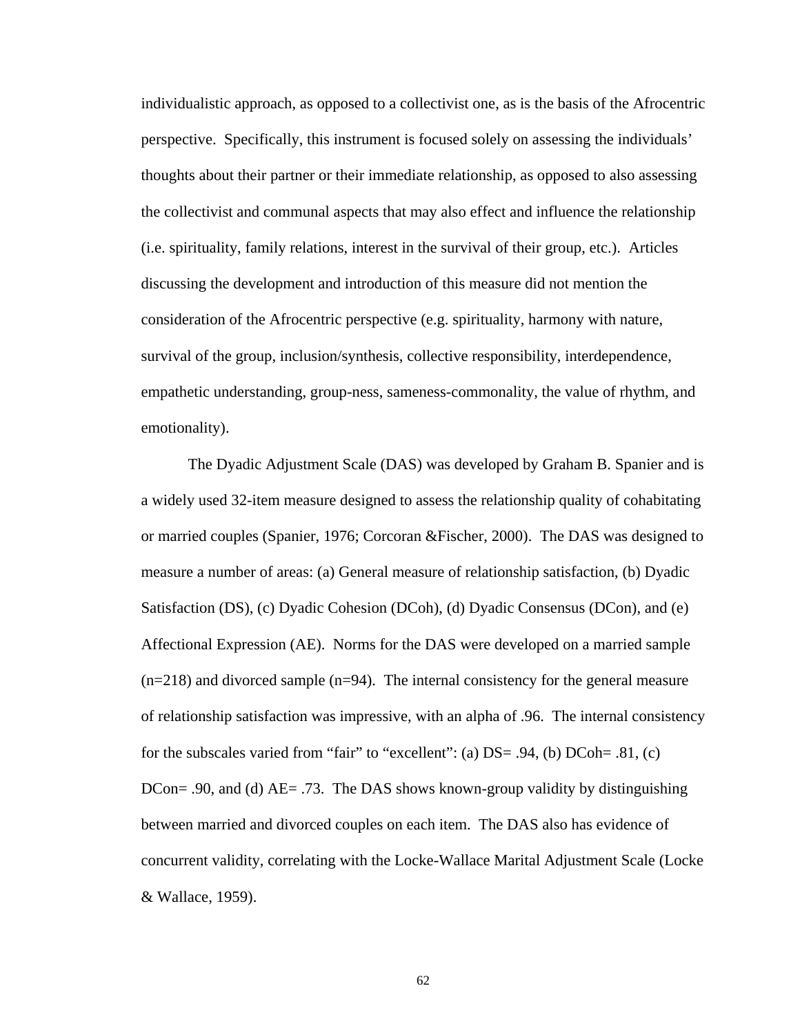individualistic approach, as opposed to a collectivist one, as is the basis of the Afrocentric perspective. Specifically, this instrument is focused solely on assessing the individuals' thoughts about their partner or their immediate relationship, as opposed to also assessing the collectivist and communal aspects that may also effect and influence the relationship (i.e. spirituality, family relations, interest in the survival of their group, etc.). Articles discussing the development and introduction of this measure did not mention the consideration of the Afrocentric perspective (e.g. spirituality, harmony with nature, survival of the group, inclusion/synthesis, collective responsibility, interdependence, empathetic understanding, group-ness, sameness-commonality, the value of rhythm, and emotionality).

The Dyadic Adjustment Scale (DAS) was developed by Graham B. Spanier and is a widely used 32-item measure designed to assess the relationship quality of cohabitating or married couples (Spanier, 1976; Corcoran &Fischer, 2000). The DAS was designed to measure a number of areas: (a) General measure of relationship satisfaction, (b) Dyadic Satisfaction (DS), (c) Dyadic Cohesion (DCoh), (d) Dyadic Consensus (DCon), and (e) Affectional Expression (AE). Norms for the DAS were developed on a married sample (n=218) and divorced sample (n=94). The internal consistency for the general measure of relationship satisfaction was impressive, with an alpha of .96. The internal consistency for the subscales varied from "fair" to "excellent": (a) DS= .94, (b) DCoh= .81, (c) DCon= .90, and (d) AE= .73. The DAS shows known-group validity by distinguishing between married and divorced couples on each item. The DAS also has evidence of concurrent validity, correlating with the Locke-Wallace Marital Adjustment Scale (Locke & Wallace, 1959).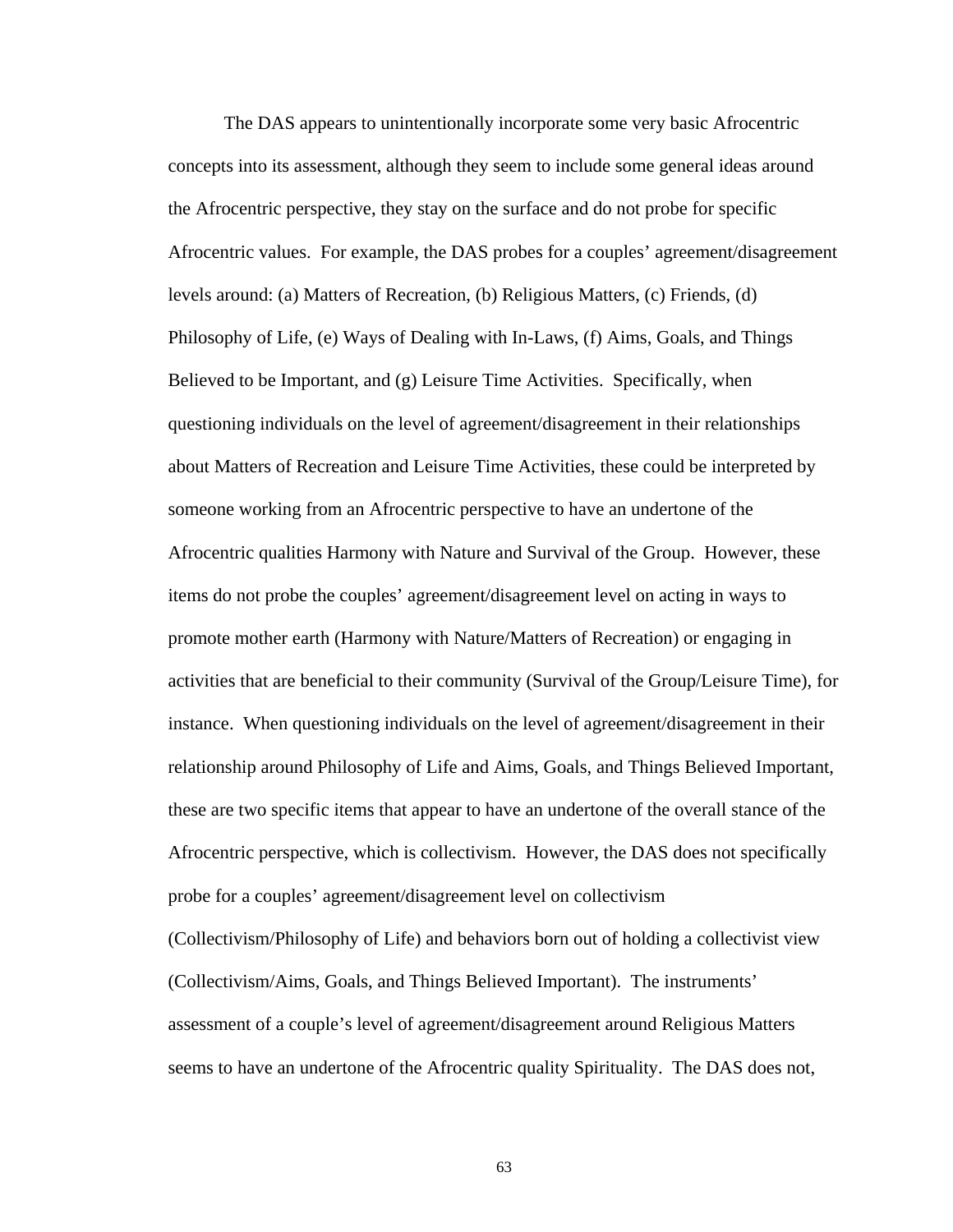The DAS appears to unintentionally incorporate some very basic Afrocentric concepts into its assessment, although they seem to include some general ideas around the Afrocentric perspective, they stay on the surface and do not probe for specific Afrocentric values. For example, the DAS probes for a couples' agreement/disagreement levels around: (a) Matters of Recreation, (b) Religious Matters, (c) Friends, (d) Philosophy of Life, (e) Ways of Dealing with In-Laws, (f) Aims, Goals, and Things Believed to be Important, and (g) Leisure Time Activities. Specifically, when questioning individuals on the level of agreement/disagreement in their relationships about Matters of Recreation and Leisure Time Activities, these could be interpreted by someone working from an Afrocentric perspective to have an undertone of the Afrocentric qualities Harmony with Nature and Survival of the Group. However, these items do not probe the couples' agreement/disagreement level on acting in ways to promote mother earth (Harmony with Nature/Matters of Recreation) or engaging in activities that are beneficial to their community (Survival of the Group/Leisure Time), for instance. When questioning individuals on the level of agreement/disagreement in their relationship around Philosophy of Life and Aims, Goals, and Things Believed Important, these are two specific items that appear to have an undertone of the overall stance of the Afrocentric perspective, which is collectivism. However, the DAS does not specifically probe for a couples' agreement/disagreement level on collectivism (Collectivism/Philosophy of Life) and behaviors born out of holding a collectivist view (Collectivism/Aims, Goals, and Things Believed Important). The instruments' assessment of a couple's level of agreement/disagreement around Religious Matters seems to have an undertone of the Afrocentric quality Spirituality. The DAS does not,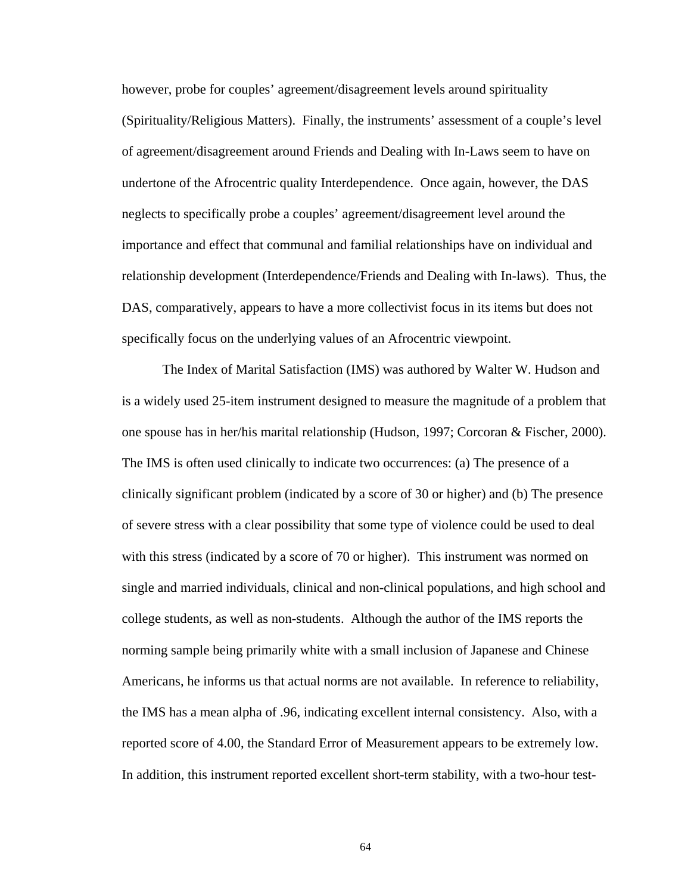however, probe for couples' agreement/disagreement levels around spirituality (Spirituality/Religious Matters). Finally, the instruments' assessment of a couple's level of agreement/disagreement around Friends and Dealing with In-Laws seem to have on undertone of the Afrocentric quality Interdependence. Once again, however, the DAS neglects to specifically probe a couples' agreement/disagreement level around the importance and effect that communal and familial relationships have on individual and relationship development (Interdependence/Friends and Dealing with In-laws). Thus, the DAS, comparatively, appears to have a more collectivist focus in its items but does not specifically focus on the underlying values of an Afrocentric viewpoint.

The Index of Marital Satisfaction (IMS) was authored by Walter W. Hudson and is a widely used 25-item instrument designed to measure the magnitude of a problem that one spouse has in her/his marital relationship (Hudson, 1997; Corcoran & Fischer, 2000). The IMS is often used clinically to indicate two occurrences: (a) The presence of a clinically significant problem (indicated by a score of 30 or higher) and (b) The presence of severe stress with a clear possibility that some type of violence could be used to deal with this stress (indicated by a score of 70 or higher). This instrument was normed on single and married individuals, clinical and non-clinical populations, and high school and college students, as well as non-students. Although the author of the IMS reports the norming sample being primarily white with a small inclusion of Japanese and Chinese Americans, he informs us that actual norms are not available. In reference to reliability, the IMS has a mean alpha of .96, indicating excellent internal consistency. Also, with a reported score of 4.00, the Standard Error of Measurement appears to be extremely low. In addition, this instrument reported excellent short-term stability, with a two-hour test-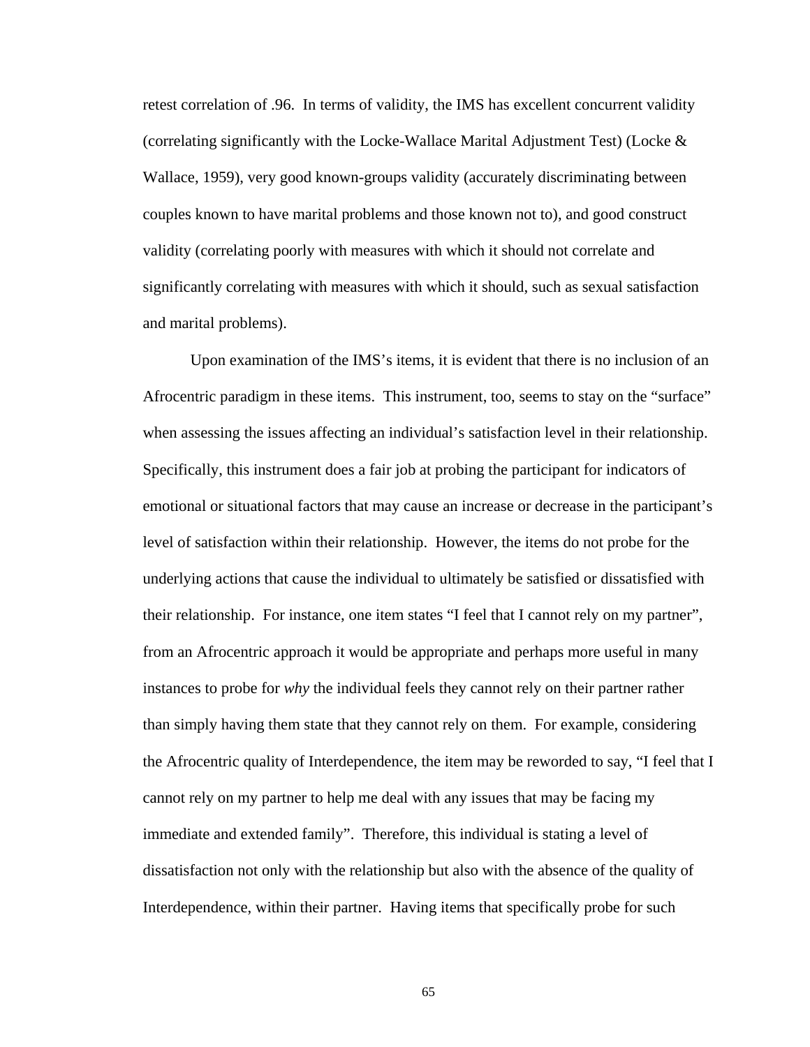retest correlation of .96. In terms of validity, the IMS has excellent concurrent validity (correlating significantly with the Locke-Wallace Marital Adjustment Test) (Locke & Wallace, 1959), very good known-groups validity (accurately discriminating between couples known to have marital problems and those known not to), and good construct validity (correlating poorly with measures with which it should not correlate and significantly correlating with measures with which it should, such as sexual satisfaction and marital problems).

Upon examination of the IMS's items, it is evident that there is no inclusion of an Afrocentric paradigm in these items. This instrument, too, seems to stay on the "surface" when assessing the issues affecting an individual's satisfaction level in their relationship. Specifically, this instrument does a fair job at probing the participant for indicators of emotional or situational factors that may cause an increase or decrease in the participant's level of satisfaction within their relationship. However, the items do not probe for the underlying actions that cause the individual to ultimately be satisfied or dissatisfied with their relationship. For instance, one item states "I feel that I cannot rely on my partner", from an Afrocentric approach it would be appropriate and perhaps more useful in many instances to probe for *why* the individual feels they cannot rely on their partner rather than simply having them state that they cannot rely on them. For example, considering the Afrocentric quality of Interdependence, the item may be reworded to say, "I feel that I cannot rely on my partner to help me deal with any issues that may be facing my immediate and extended family". Therefore, this individual is stating a level of dissatisfaction not only with the relationship but also with the absence of the quality of Interdependence, within their partner. Having items that specifically probe for such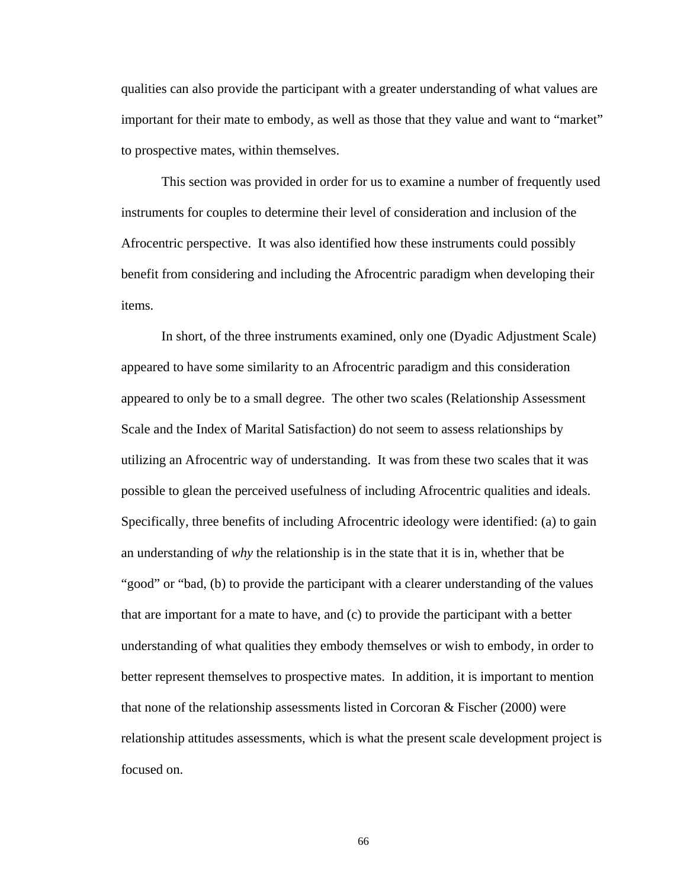qualities can also provide the participant with a greater understanding of what values are important for their mate to embody, as well as those that they value and want to "market" to prospective mates, within themselves.

This section was provided in order for us to examine a number of frequently used instruments for couples to determine their level of consideration and inclusion of the Afrocentric perspective. It was also identified how these instruments could possibly benefit from considering and including the Afrocentric paradigm when developing their items.

In short, of the three instruments examined, only one (Dyadic Adjustment Scale) appeared to have some similarity to an Afrocentric paradigm and this consideration appeared to only be to a small degree. The other two scales (Relationship Assessment Scale and the Index of Marital Satisfaction) do not seem to assess relationships by utilizing an Afrocentric way of understanding. It was from these two scales that it was possible to glean the perceived usefulness of including Afrocentric qualities and ideals. Specifically, three benefits of including Afrocentric ideology were identified: (a) to gain an understanding of *why* the relationship is in the state that it is in, whether that be "good" or "bad, (b) to provide the participant with a clearer understanding of the values that are important for a mate to have, and (c) to provide the participant with a better understanding of what qualities they embody themselves or wish to embody, in order to better represent themselves to prospective mates. In addition, it is important to mention that none of the relationship assessments listed in Corcoran & Fischer (2000) were relationship attitudes assessments, which is what the present scale development project is focused on.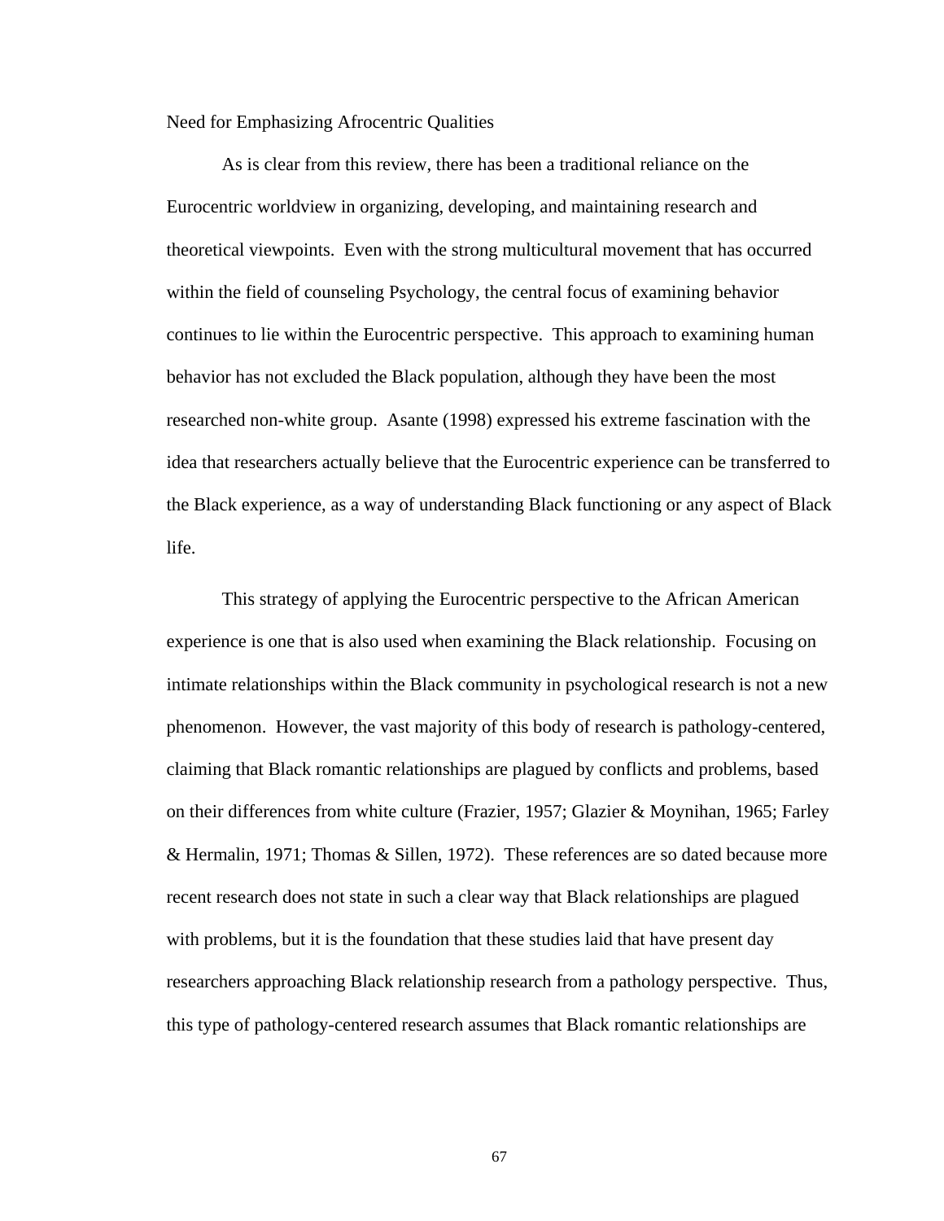## Need for Emphasizing Afrocentric Qualities

As is clear from this review, there has been a traditional reliance on the Eurocentric worldview in organizing, developing, and maintaining research and theoretical viewpoints. Even with the strong multicultural movement that has occurred within the field of counseling Psychology, the central focus of examining behavior continues to lie within the Eurocentric perspective. This approach to examining human behavior has not excluded the Black population, although they have been the most researched non-white group. Asante (1998) expressed his extreme fascination with the idea that researchers actually believe that the Eurocentric experience can be transferred to the Black experience, as a way of understanding Black functioning or any aspect of Black life.

This strategy of applying the Eurocentric perspective to the African American experience is one that is also used when examining the Black relationship. Focusing on intimate relationships within the Black community in psychological research is not a new phenomenon. However, the vast majority of this body of research is pathology-centered, claiming that Black romantic relationships are plagued by conflicts and problems, based on their differences from white culture (Frazier, 1957; Glazier & Moynihan, 1965; Farley & Hermalin, 1971; Thomas & Sillen, 1972). These references are so dated because more recent research does not state in such a clear way that Black relationships are plagued with problems, but it is the foundation that these studies laid that have present day researchers approaching Black relationship research from a pathology perspective. Thus, this type of pathology-centered research assumes that Black romantic relationships are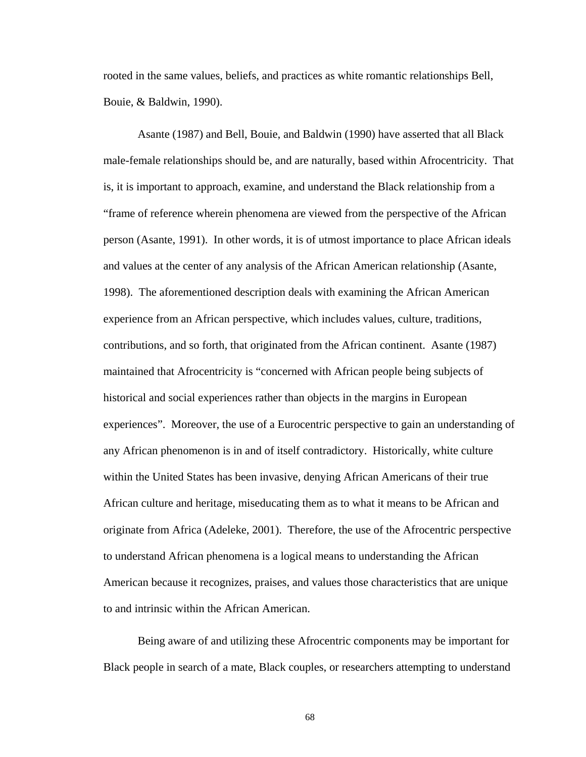rooted in the same values, beliefs, and practices as white romantic relationships Bell, Bouie, & Baldwin, 1990).

Asante (1987) and Bell, Bouie, and Baldwin (1990) have asserted that all Black male-female relationships should be, and are naturally, based within Afrocentricity. That is, it is important to approach, examine, and understand the Black relationship from a "frame of reference wherein phenomena are viewed from the perspective of the African person (Asante, 1991). In other words, it is of utmost importance to place African ideals and values at the center of any analysis of the African American relationship (Asante, 1998). The aforementioned description deals with examining the African American experience from an African perspective, which includes values, culture, traditions, contributions, and so forth, that originated from the African continent. Asante (1987) maintained that Afrocentricity is "concerned with African people being subjects of historical and social experiences rather than objects in the margins in European experiences". Moreover, the use of a Eurocentric perspective to gain an understanding of any African phenomenon is in and of itself contradictory. Historically, white culture within the United States has been invasive, denying African Americans of their true African culture and heritage, miseducating them as to what it means to be African and originate from Africa (Adeleke, 2001). Therefore, the use of the Afrocentric perspective to understand African phenomena is a logical means to understanding the African American because it recognizes, praises, and values those characteristics that are unique to and intrinsic within the African American.

Being aware of and utilizing these Afrocentric components may be important for Black people in search of a mate, Black couples, or researchers attempting to understand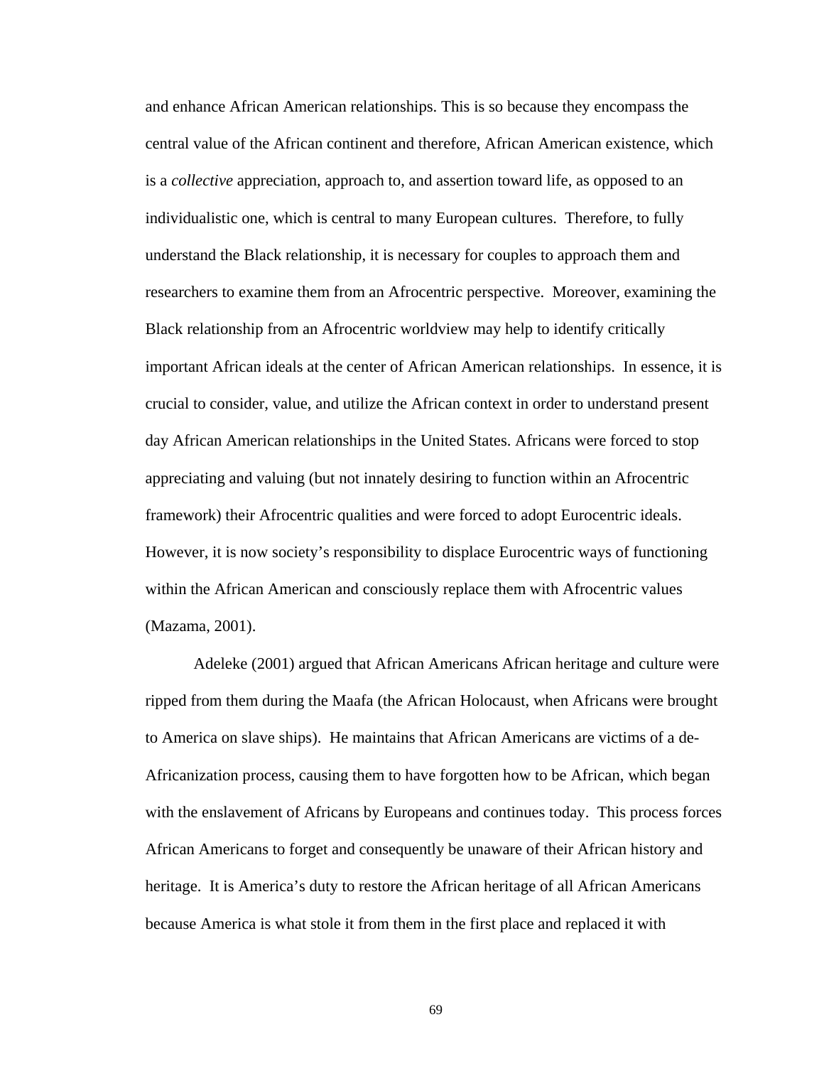and enhance African American relationships. This is so because they encompass the central value of the African continent and therefore, African American existence, which is a *collective* appreciation, approach to, and assertion toward life, as opposed to an individualistic one, which is central to many European cultures. Therefore, to fully understand the Black relationship, it is necessary for couples to approach them and researchers to examine them from an Afrocentric perspective. Moreover, examining the Black relationship from an Afrocentric worldview may help to identify critically important African ideals at the center of African American relationships. In essence, it is crucial to consider, value, and utilize the African context in order to understand present day African American relationships in the United States. Africans were forced to stop appreciating and valuing (but not innately desiring to function within an Afrocentric framework) their Afrocentric qualities and were forced to adopt Eurocentric ideals. However, it is now society's responsibility to displace Eurocentric ways of functioning within the African American and consciously replace them with Afrocentric values (Mazama, 2001).

Adeleke (2001) argued that African Americans African heritage and culture were ripped from them during the Maafa (the African Holocaust, when Africans were brought to America on slave ships). He maintains that African Americans are victims of a de-Africanization process, causing them to have forgotten how to be African, which began with the enslavement of Africans by Europeans and continues today. This process forces African Americans to forget and consequently be unaware of their African history and heritage. It is America's duty to restore the African heritage of all African Americans because America is what stole it from them in the first place and replaced it with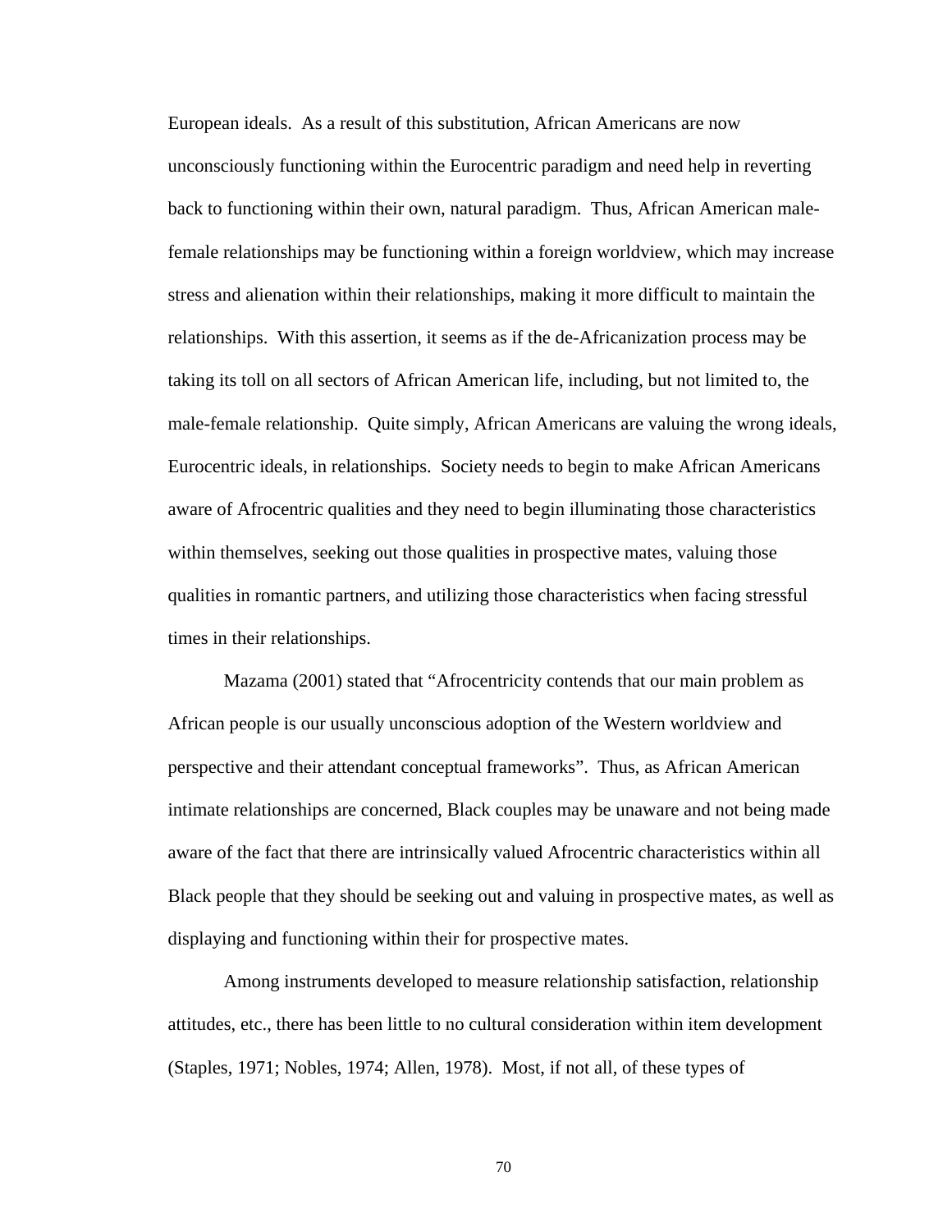European ideals. As a result of this substitution, African Americans are now unconsciously functioning within the Eurocentric paradigm and need help in reverting back to functioning within their own, natural paradigm. Thus, African American male-female relationships may be functioning within a foreign worldview, which may increase stress and alienation within their relationships, making it more difficult to maintain the relationships. With this assertion, it seems as if the de-Africanization process may be taking its toll on all sectors of African American life, including, but not limited to, the male-female relationship. Quite simply, African Americans are valuing the wrong ideals, Eurocentric ideals, in relationships. Society needs to begin to make African Americans aware of Afrocentric qualities and they need to begin illuminating those characteristics within themselves, seeking out those qualities in prospective mates, valuing those qualities in romantic partners, and utilizing those characteristics when facing stressful times in their relationships.

Mazama (2001) stated that "Afrocentricity contends that our main problem as African people is our usually unconscious adoption of the Western worldview and perspective and their attendant conceptual frameworks". Thus, as African American intimate relationships are concerned, Black couples may be unaware and not being made aware of the fact that there are intrinsically valued Afrocentric characteristics within all Black people that they should be seeking out and valuing in prospective mates, as well as displaying and functioning within their for prospective mates.

Among instruments developed to measure relationship satisfaction, relationship attitudes, etc., there has been little to no cultural consideration within item development (Staples, 1971; Nobles, 1974; Allen, 1978). Most, if not all, of these types of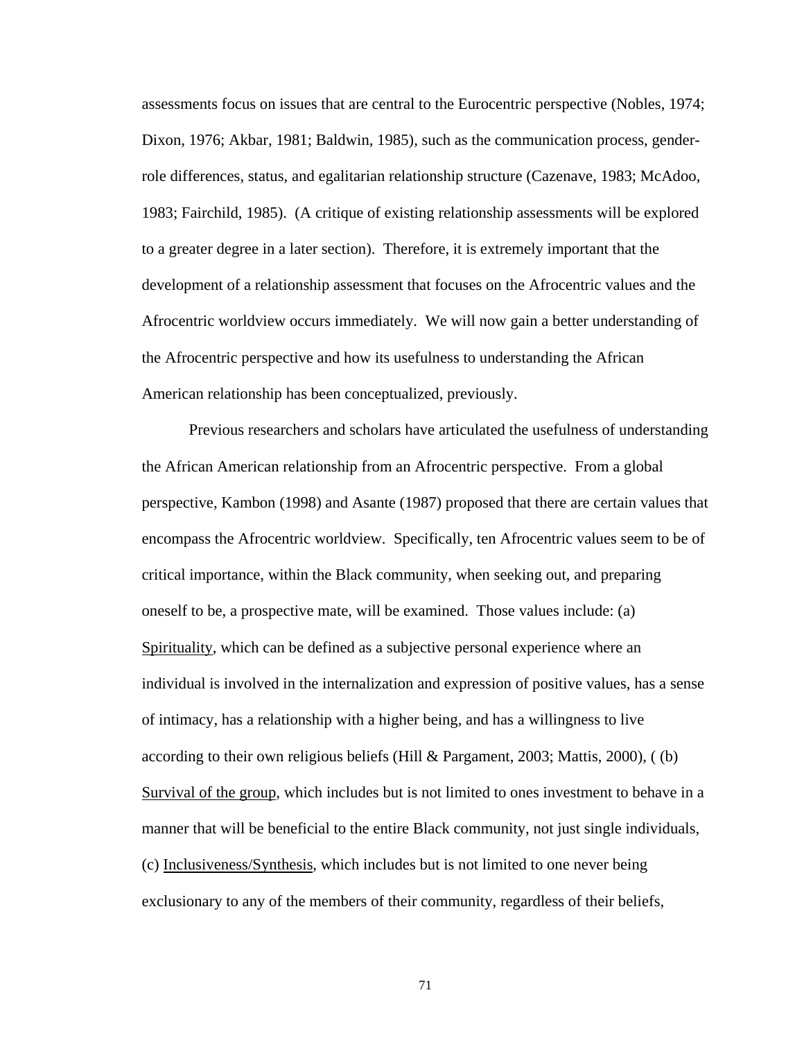assessments focus on issues that are central to the Eurocentric perspective (Nobles, 1974; Dixon, 1976; Akbar, 1981; Baldwin, 1985), such as the communication process, gender-role differences, status, and egalitarian relationship structure (Cazenave, 1983; McAdoo, 1983; Fairchild, 1985). (A critique of existing relationship assessments will be explored to a greater degree in a later section). Therefore, it is extremely important that the development of a relationship assessment that focuses on the Afrocentric values and the Afrocentric worldview occurs immediately. We will now gain a better understanding of the Afrocentric perspective and how its usefulness to understanding the African American relationship has been conceptualized, previously.

Previous researchers and scholars have articulated the usefulness of understanding the African American relationship from an Afrocentric perspective. From a global perspective, Kambon (1998) and Asante (1987) proposed that there are certain values that encompass the Afrocentric worldview. Specifically, ten Afrocentric values seem to be of critical importance, within the Black community, when seeking out, and preparing oneself to be, a prospective mate, will be examined. Those values include: (a) <u>Spirituality</u>, which can be defined as a subjective personal experience where an individual is involved in the internalization and expression of positive values, has a sense of intimacy, has a relationship with a higher being, and has a willingness to live according to their own religious beliefs (Hill & Pargament, 2003; Mattis, 2000), ( (b) <u>Survival of the group</u>, which includes but is not limited to ones investment to behave in a manner that will be beneficial to the entire Black community, not just single individuals, (c) <u>Inclusiveness/Synthesis</u>, which includes but is not limited to one never being exclusionary to any of the members of their community, regardless of their beliefs,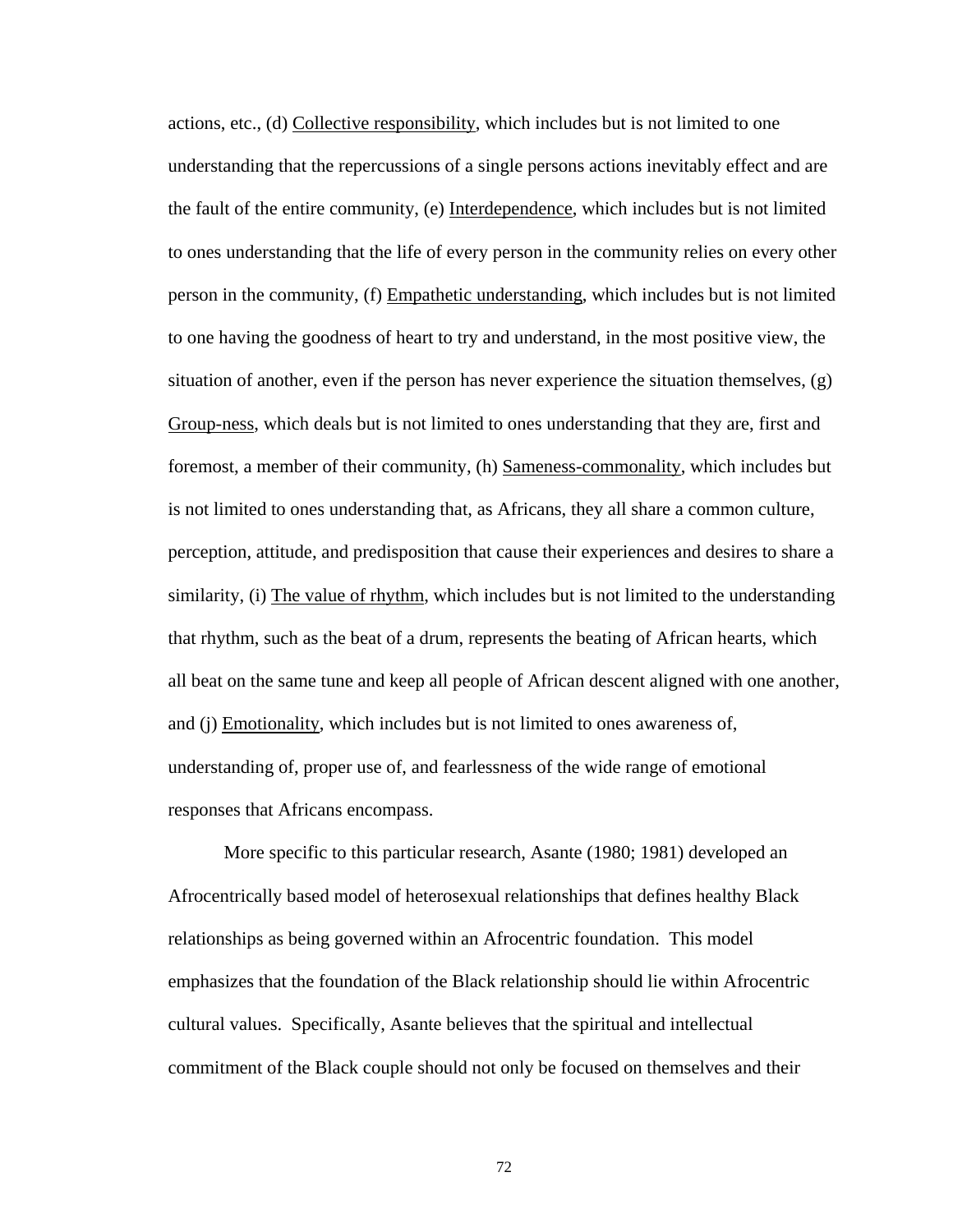actions, etc., (d) <u>Collective responsibility</u>, which includes but is not limited to one understanding that the repercussions of a single persons actions inevitably effect and are the fault of the entire community, (e) <u>Interdependence</u>, which includes but is not limited to ones understanding that the life of every person in the community relies on every other person in the community, (f) <u>Empathetic understanding</u>, which includes but is not limited to one having the goodness of heart to try and understand, in the most positive view, the situation of another, even if the person has never experience the situation themselves, (g) <u>Group-ness</u>, which deals but is not limited to ones understanding that they are, first and foremost, a member of their community, (h) <u>Sameness-commonality</u>, which includes but is not limited to ones understanding that, as Africans, they all share a common culture, perception, attitude, and predisposition that cause their experiences and desires to share a similarity, (i) <u>The value of rhythm</u>, which includes but is not limited to the understanding that rhythm, such as the beat of a drum, represents the beating of African hearts, which all beat on the same tune and keep all people of African descent aligned with one another, and (j) <u>Emotionality</u>, which includes but is not limited to ones awareness of, understanding of, proper use of, and fearlessness of the wide range of emotional responses that Africans encompass.

More specific to this particular research, Asante (1980; 1981) developed an Afrocentrically based model of heterosexual relationships that defines healthy Black relationships as being governed within an Afrocentric foundation. This model emphasizes that the foundation of the Black relationship should lie within Afrocentric cultural values. Specifically, Asante believes that the spiritual and intellectual commitment of the Black couple should not only be focused on themselves and their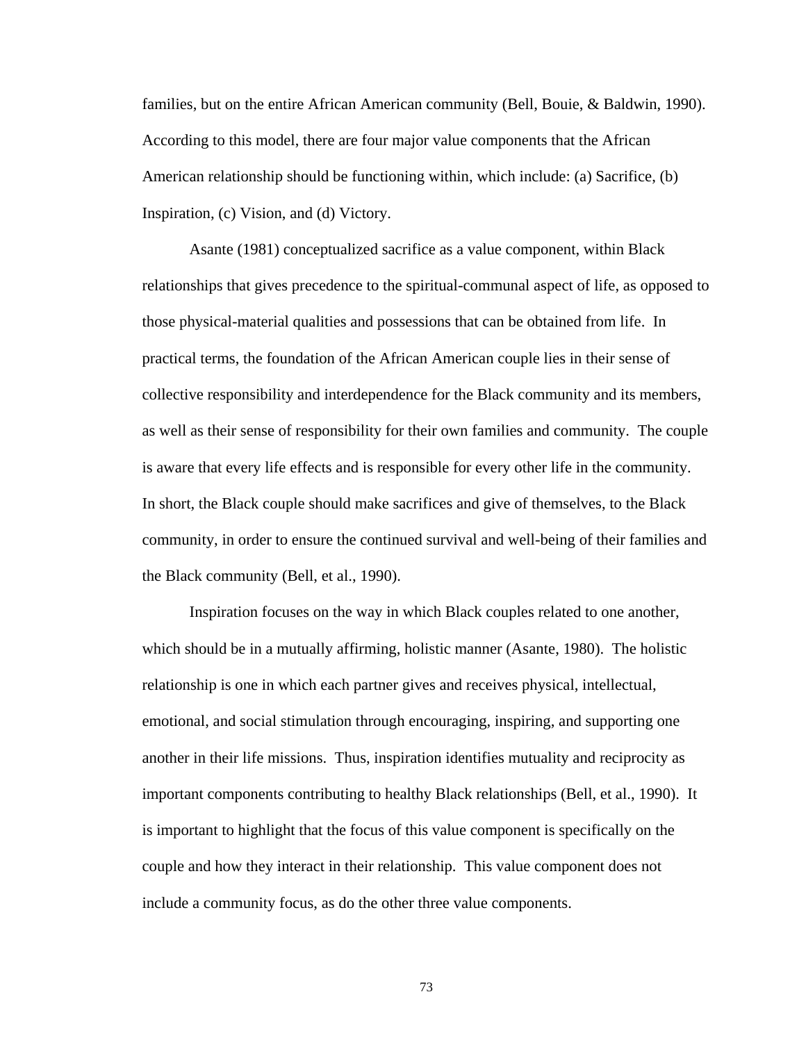families, but on the entire African American community (Bell, Bouie, & Baldwin, 1990). According to this model, there are four major value components that the African American relationship should be functioning within, which include: (a) Sacrifice, (b) Inspiration, (c) Vision, and (d) Victory.

Asante (1981) conceptualized sacrifice as a value component, within Black relationships that gives precedence to the spiritual-communal aspect of life, as opposed to those physical-material qualities and possessions that can be obtained from life. In practical terms, the foundation of the African American couple lies in their sense of collective responsibility and interdependence for the Black community and its members, as well as their sense of responsibility for their own families and community. The couple is aware that every life effects and is responsible for every other life in the community. In short, the Black couple should make sacrifices and give of themselves, to the Black community, in order to ensure the continued survival and well-being of their families and the Black community (Bell, et al., 1990).

Inspiration focuses on the way in which Black couples related to one another, which should be in a mutually affirming, holistic manner (Asante, 1980). The holistic relationship is one in which each partner gives and receives physical, intellectual, emotional, and social stimulation through encouraging, inspiring, and supporting one another in their life missions. Thus, inspiration identifies mutuality and reciprocity as important components contributing to healthy Black relationships (Bell, et al., 1990). It is important to highlight that the focus of this value component is specifically on the couple and how they interact in their relationship. This value component does not include a community focus, as do the other three value components.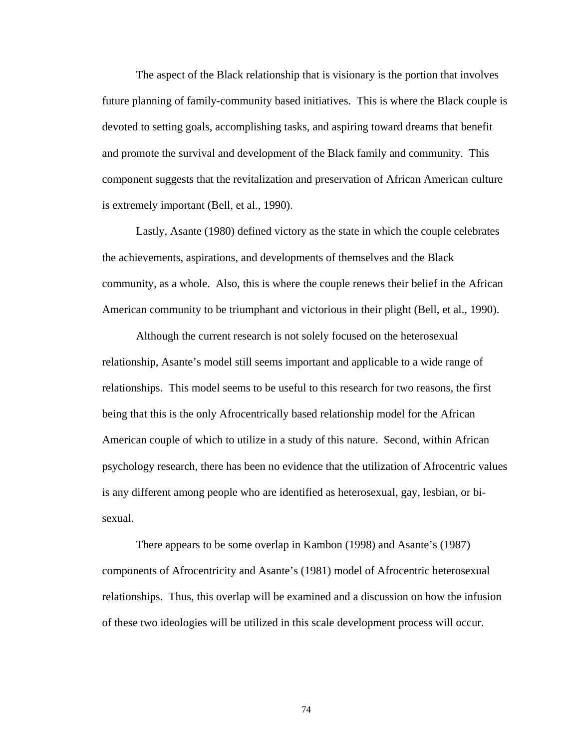The aspect of the Black relationship that is visionary is the portion that involves future planning of family-community based initiatives. This is where the Black couple is devoted to setting goals, accomplishing tasks, and aspiring toward dreams that benefit and promote the survival and development of the Black family and community. This component suggests that the revitalization and preservation of African American culture is extremely important (Bell, et al., 1990).

Lastly, Asante (1980) defined victory as the state in which the couple celebrates the achievements, aspirations, and developments of themselves and the Black community, as a whole. Also, this is where the couple renews their belief in the African American community to be triumphant and victorious in their plight (Bell, et al., 1990).

Although the current research is not solely focused on the heterosexual relationship, Asante's model still seems important and applicable to a wide range of relationships. This model seems to be useful to this research for two reasons, the first being that this is the only Afrocentrically based relationship model for the African American couple of which to utilize in a study of this nature. Second, within African psychology research, there has been no evidence that the utilization of Afrocentric values is any different among people who are identified as heterosexual, gay, lesbian, or bi-sexual.

There appears to be some overlap in Kambon (1998) and Asante's (1987) components of Afrocentricity and Asante's (1981) model of Afrocentric heterosexual relationships. Thus, this overlap will be examined and a discussion on how the infusion of these two ideologies will be utilized in this scale development process will occur.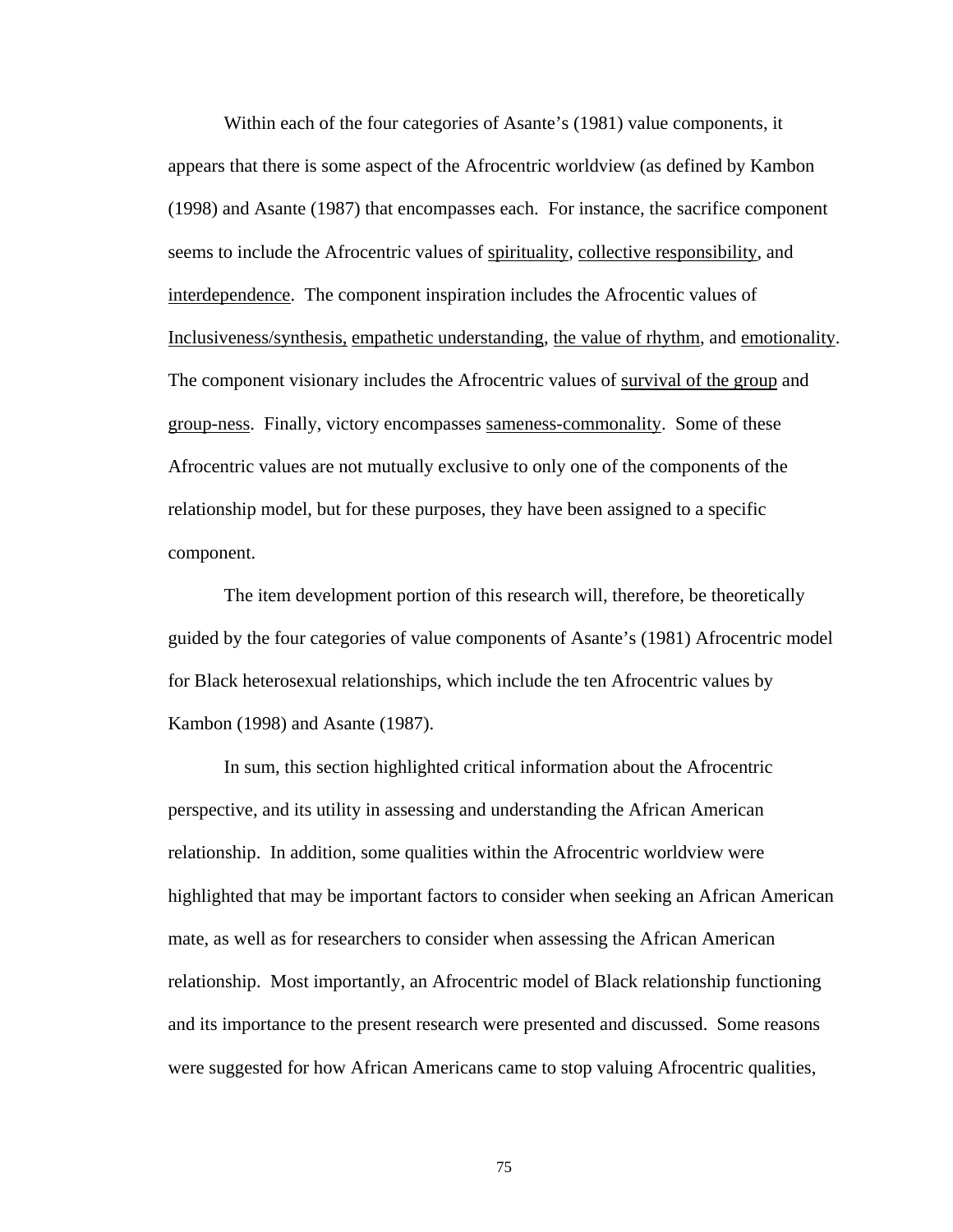Within each of the four categories of Asante's (1981) value components, it appears that there is some aspect of the Afrocentric worldview (as defined by Kambon (1998) and Asante (1987) that encompasses each. For instance, the sacrifice component seems to include the Afrocentric values of <u>spirituality</u>, <u>collective responsibility</u>, and <u>interdependence</u>. The component inspiration includes the Afrocentic values of <u>Inclusiveness/synthesis,</u> <u>empathetic understanding</u>, <u>the value of rhythm</u>, and <u>emotionality</u>. The component visionary includes the Afrocentric values of <u>survival of the group</u> and <u>group-ness</u>. Finally, victory encompasses <u>sameness-commonality</u>. Some of these Afrocentric values are not mutually exclusive to only one of the components of the relationship model, but for these purposes, they have been assigned to a specific component.

The item development portion of this research will, therefore, be theoretically guided by the four categories of value components of Asante's (1981) Afrocentric model for Black heterosexual relationships, which include the ten Afrocentric values by Kambon (1998) and Asante (1987).

In sum, this section highlighted critical information about the Afrocentric perspective, and its utility in assessing and understanding the African American relationship. In addition, some qualities within the Afrocentric worldview were highlighted that may be important factors to consider when seeking an African American mate, as well as for researchers to consider when assessing the African American relationship. Most importantly, an Afrocentric model of Black relationship functioning and its importance to the present research were presented and discussed. Some reasons were suggested for how African Americans came to stop valuing Afrocentric qualities,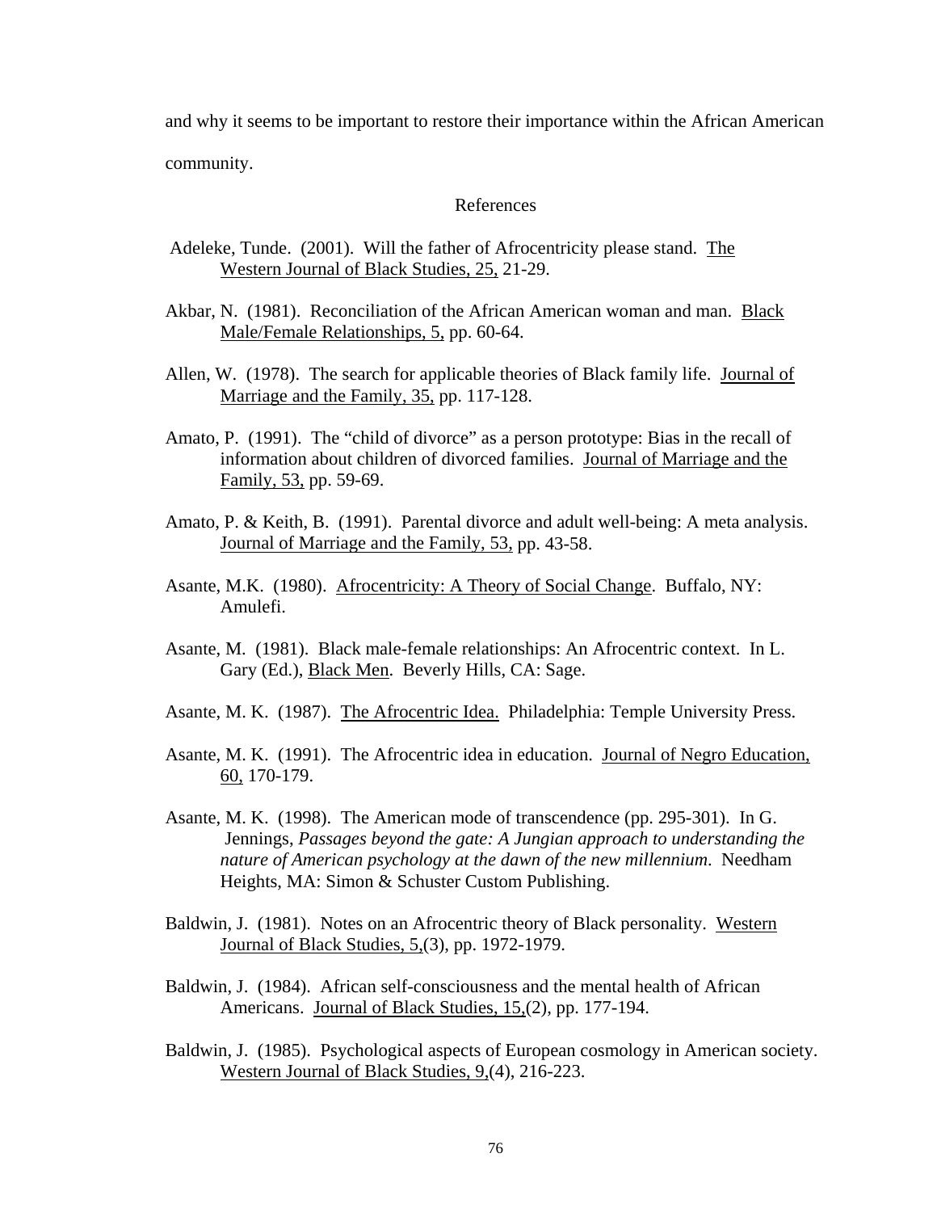and why it seems to be important to restore their importance within the African American community.

## References

Adeleke, Tunde. (2001). Will the father of Afrocentricity please stand. The Western Journal of Black Studies, 25, 21-29.

Akbar, N. (1981). Reconciliation of the African American woman and man. Black Male/Female Relationships, 5, pp. 60-64.

Allen, W. (1978). The search for applicable theories of Black family life. Journal of Marriage and the Family, 35, pp. 117-128.

Amato, P. (1991). The "child of divorce" as a person prototype: Bias in the recall of information about children of divorced families. Journal of Marriage and the Family, 53, pp. 59-69.

Amato, P. & Keith, B. (1991). Parental divorce and adult well-being: A meta analysis. Journal of Marriage and the Family, 53, pp. 43-58.

Asante, M.K. (1980). Afrocentricity: A Theory of Social Change. Buffalo, NY: Amulefi.

Asante, M. (1981). Black male-female relationships: An Afrocentric context. In L. Gary (Ed.), Black Men. Beverly Hills, CA: Sage.

Asante, M. K. (1987). The Afrocentric Idea. Philadelphia: Temple University Press.

Asante, M. K. (1991). The Afrocentric idea in education. Journal of Negro Education, 60, 170-179.

Asante, M. K. (1998). The American mode of transcendence (pp. 295-301). In G. Jennings, *Passages beyond the gate: A Jungian approach to understanding the nature of American psychology at the dawn of the new millennium*. Needham Heights, MA: Simon & Schuster Custom Publishing.

Baldwin, J. (1981). Notes on an Afrocentric theory of Black personality. Western Journal of Black Studies, 5,(3), pp. 1972-1979.

Baldwin, J. (1984). African self-consciousness and the mental health of African Americans. Journal of Black Studies, 15,(2), pp. 177-194.

Baldwin, J. (1985). Psychological aspects of European cosmology in American society. Western Journal of Black Studies, 9,(4), 216-223.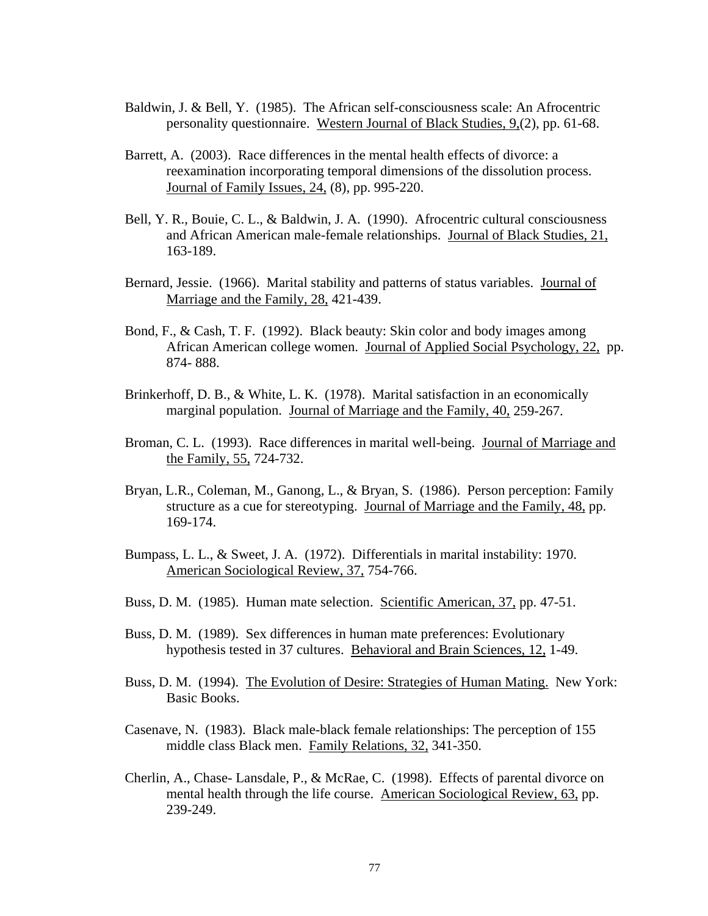Baldwin, J. & Bell, Y. (1985). The African self-consciousness scale: An Afrocentric personality questionnaire. Western Journal of Black Studies, 9,(2), pp. 61-68.

Barrett, A. (2003). Race differences in the mental health effects of divorce: a reexamination incorporating temporal dimensions of the dissolution process. Journal of Family Issues, 24, (8), pp. 995-220.

Bell, Y. R., Bouie, C. L., & Baldwin, J. A. (1990). Afrocentric cultural consciousness and African American male-female relationships. Journal of Black Studies, 21, 163-189.

Bernard, Jessie. (1966). Marital stability and patterns of status variables. Journal of Marriage and the Family, 28, 421-439.

Bond, F., & Cash, T. F. (1992). Black beauty: Skin color and body images among African American college women. Journal of Applied Social Psychology, 22, pp. 874- 888.

Brinkerhoff, D. B., & White, L. K. (1978). Marital satisfaction in an economically marginal population. Journal of Marriage and the Family, 40, 259-267.

Broman, C. L. (1993). Race differences in marital well-being. Journal of Marriage and the Family, 55, 724-732.

Bryan, L.R., Coleman, M., Ganong, L., & Bryan, S. (1986). Person perception: Family structure as a cue for stereotyping. Journal of Marriage and the Family, 48, pp. 169-174.

Bumpass, L. L., & Sweet, J. A. (1972). Differentials in marital instability: 1970. American Sociological Review, 37, 754-766.

Buss, D. M. (1985). Human mate selection. Scientific American, 37, pp. 47-51.

Buss, D. M. (1989). Sex differences in human mate preferences: Evolutionary hypothesis tested in 37 cultures. Behavioral and Brain Sciences, 12, 1-49.

Buss, D. M. (1994). The Evolution of Desire: Strategies of Human Mating. New York: Basic Books.

Casenave, N. (1983). Black male-black female relationships: The perception of 155 middle class Black men. Family Relations, 32, 341-350.

Cherlin, A., Chase- Lansdale, P., & McRae, C. (1998). Effects of parental divorce on mental health through the life course. American Sociological Review, 63, pp. 239-249.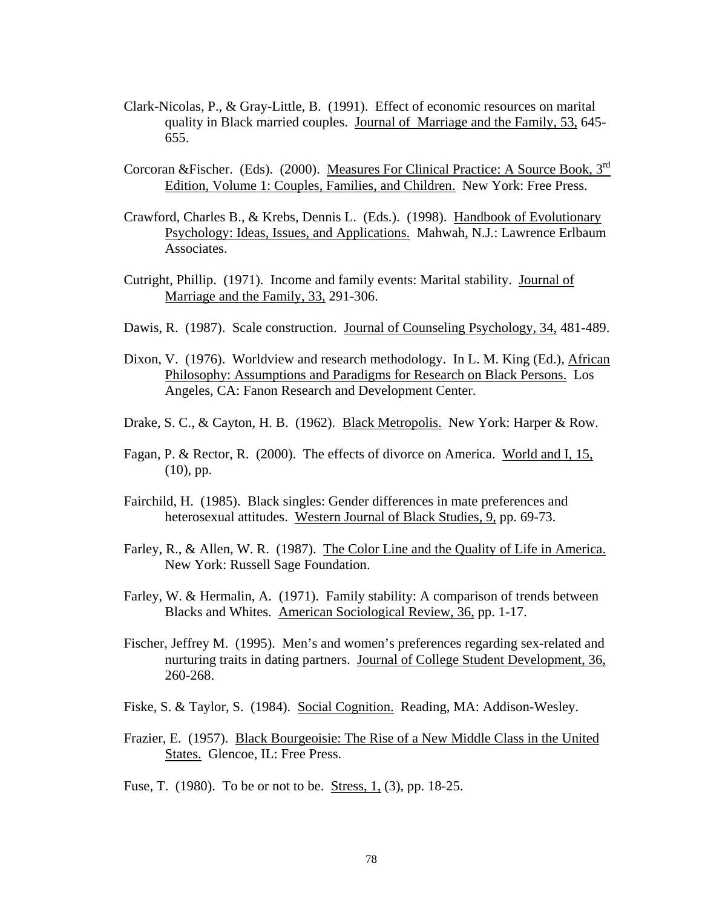Clark-Nicolas, P., & Gray-Little, B. (1991). Effect of economic resources on marital quality in Black married couples. Journal of Marriage and the Family, 53, 645-655.

Corcoran &Fischer. (Eds). (2000). Measures For Clinical Practice: A Source Book, 3rd Edition, Volume 1: Couples, Families, and Children. New York: Free Press.

Crawford, Charles B., & Krebs, Dennis L. (Eds.). (1998). Handbook of Evolutionary Psychology: Ideas, Issues, and Applications. Mahwah, N.J.: Lawrence Erlbaum Associates.

Cutright, Phillip. (1971). Income and family events: Marital stability. Journal of Marriage and the Family, 33, 291-306.

Dawis, R. (1987). Scale construction. Journal of Counseling Psychology, 34, 481-489.

Dixon, V. (1976). Worldview and research methodology. In L. M. King (Ed.), African Philosophy: Assumptions and Paradigms for Research on Black Persons. Los Angeles, CA: Fanon Research and Development Center.

Drake, S. C., & Cayton, H. B. (1962). Black Metropolis. New York: Harper & Row.

Fagan, P. & Rector, R. (2000). The effects of divorce on America. World and I, 15, (10), pp.

Fairchild, H. (1985). Black singles: Gender differences in mate preferences and heterosexual attitudes. Western Journal of Black Studies, 9, pp. 69-73.

Farley, R., & Allen, W. R. (1987). The Color Line and the Quality of Life in America. New York: Russell Sage Foundation.

Farley, W. & Hermalin, A. (1971). Family stability: A comparison of trends between Blacks and Whites. American Sociological Review, 36, pp. 1-17.

Fischer, Jeffrey M. (1995). Men's and women's preferences regarding sex-related and nurturing traits in dating partners. Journal of College Student Development, 36, 260-268.

Fiske, S. & Taylor, S. (1984). Social Cognition. Reading, MA: Addison-Wesley.

Frazier, E. (1957). Black Bourgeoisie: The Rise of a New Middle Class in the United States. Glencoe, IL: Free Press.

Fuse, T. (1980). To be or not to be. Stress, 1, (3), pp. 18-25.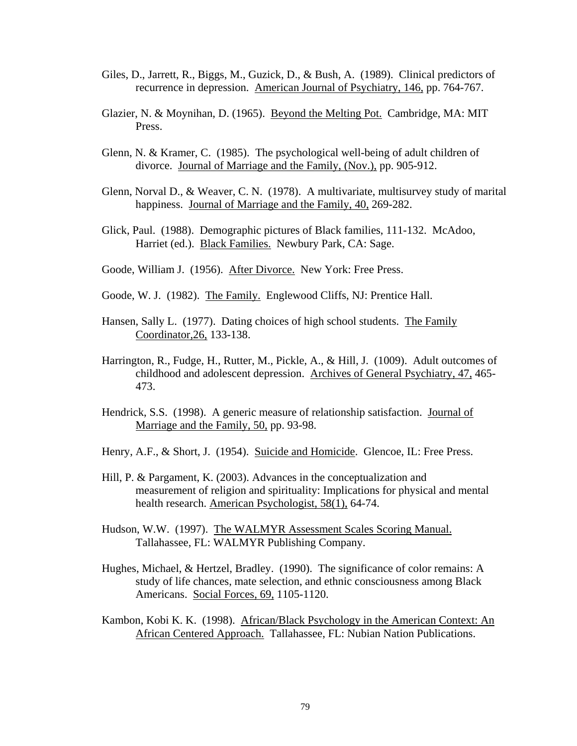Giles, D., Jarrett, R., Biggs, M., Guzick, D., & Bush, A. (1989). Clinical predictors of recurrence in depression. American Journal of Psychiatry, 146, pp. 764-767.

Glazier, N. & Moynihan, D. (1965). Beyond the Melting Pot. Cambridge, MA: MIT Press.

Glenn, N. & Kramer, C. (1985). The psychological well-being of adult children of divorce. Journal of Marriage and the Family, (Nov.), pp. 905-912.

Glenn, Norval D., & Weaver, C. N. (1978). A multivariate, multisurvey study of marital happiness. Journal of Marriage and the Family, 40, 269-282.

Glick, Paul. (1988). Demographic pictures of Black families, 111-132. McAdoo, Harriet (ed.). Black Families. Newbury Park, CA: Sage.

Goode, William J. (1956). After Divorce. New York: Free Press.

Goode, W. J. (1982). The Family. Englewood Cliffs, NJ: Prentice Hall.

Hansen, Sally L. (1977). Dating choices of high school students. The Family Coordinator,26, 133-138.

Harrington, R., Fudge, H., Rutter, M., Pickle, A., & Hill, J. (1009). Adult outcomes of childhood and adolescent depression. Archives of General Psychiatry, 47, 465-473.

Hendrick, S.S. (1998). A generic measure of relationship satisfaction. Journal of Marriage and the Family, 50, pp. 93-98.

Henry, A.F., & Short, J. (1954). Suicide and Homicide. Glencoe, IL: Free Press.

Hill, P. & Pargament, K. (2003). Advances in the conceptualization and measurement of religion and spirituality: Implications for physical and mental health research. American Psychologist, 58(1), 64-74.

Hudson, W.W. (1997). The WALMYR Assessment Scales Scoring Manual. Tallahassee, FL: WALMYR Publishing Company.

Hughes, Michael, & Hertzel, Bradley. (1990). The significance of color remains: A study of life chances, mate selection, and ethnic consciousness among Black Americans. Social Forces, 69, 1105-1120.

Kambon, Kobi K. K. (1998). African/Black Psychology in the American Context: An African Centered Approach. Tallahassee, FL: Nubian Nation Publications.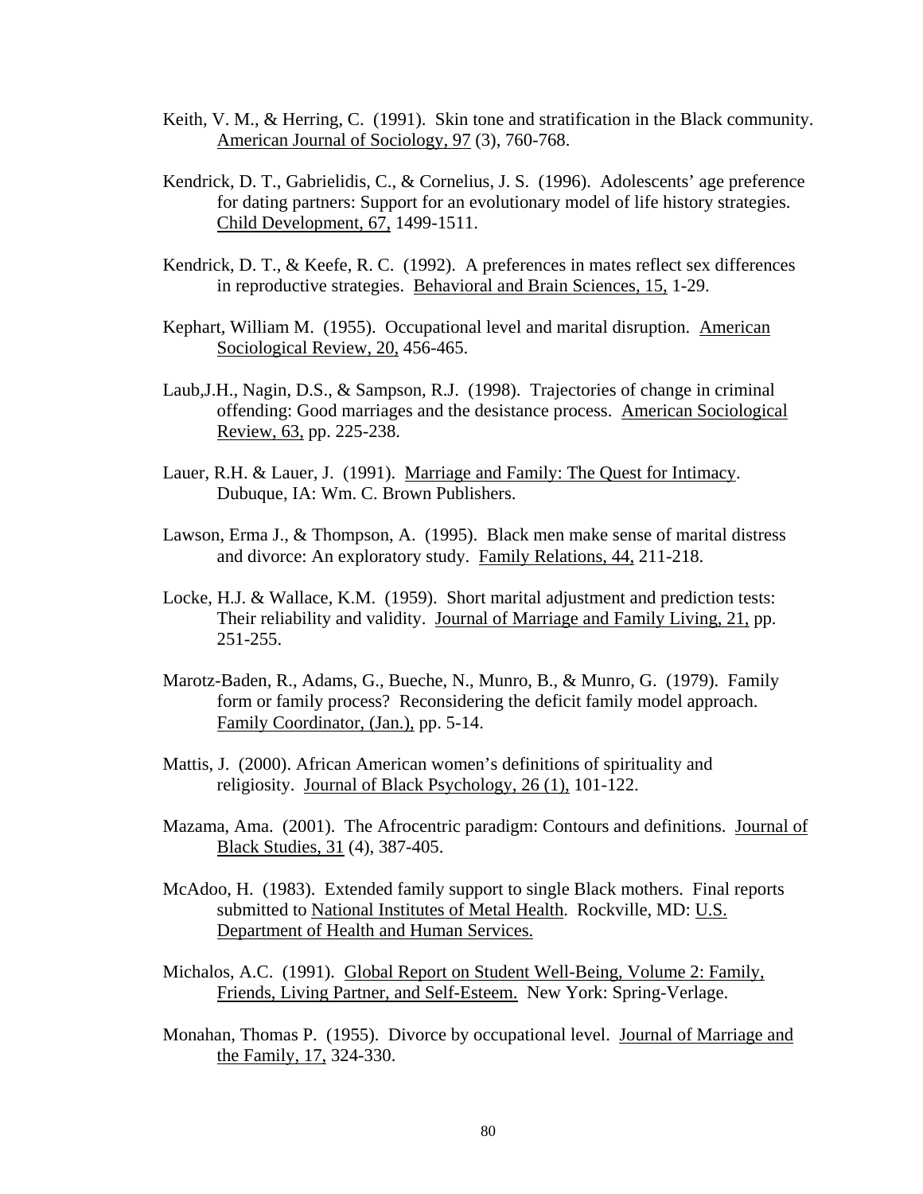Keith, V. M., & Herring, C. (1991). Skin tone and stratification in the Black community. American Journal of Sociology, 97 (3), 760-768.

Kendrick, D. T., Gabrielidis, C., & Cornelius, J. S. (1996). Adolescents' age preference for dating partners: Support for an evolutionary model of life history strategies. Child Development, 67, 1499-1511.

Kendrick, D. T., & Keefe, R. C. (1992). A preferences in mates reflect sex differences in reproductive strategies. Behavioral and Brain Sciences, 15, 1-29.

Kephart, William M. (1955). Occupational level and marital disruption. American Sociological Review, 20, 456-465.

Laub,J.H., Nagin, D.S., & Sampson, R.J. (1998). Trajectories of change in criminal offending: Good marriages and the desistance process. American Sociological Review, 63, pp. 225-238.

Lauer, R.H. & Lauer, J. (1991). Marriage and Family: The Quest for Intimacy. Dubuque, IA: Wm. C. Brown Publishers.

Lawson, Erma J., & Thompson, A. (1995). Black men make sense of marital distress and divorce: An exploratory study. Family Relations, 44, 211-218.

Locke, H.J. & Wallace, K.M. (1959). Short marital adjustment and prediction tests: Their reliability and validity. Journal of Marriage and Family Living, 21, pp. 251-255.

Marotz-Baden, R., Adams, G., Bueche, N., Munro, B., & Munro, G. (1979). Family form or family process? Reconsidering the deficit family model approach. Family Coordinator, (Jan.), pp. 5-14.

Mattis, J. (2000). African American women's definitions of spirituality and religiosity. Journal of Black Psychology, 26 (1), 101-122.

Mazama, Ama. (2001). The Afrocentric paradigm: Contours and definitions. Journal of Black Studies, 31 (4), 387-405.

McAdoo, H. (1983). Extended family support to single Black mothers. Final reports submitted to National Institutes of Metal Health. Rockville, MD: U.S. Department of Health and Human Services.

Michalos, A.C. (1991). Global Report on Student Well-Being, Volume 2: Family, Friends, Living Partner, and Self-Esteem. New York: Spring-Verlage.

Monahan, Thomas P. (1955). Divorce by occupational level. Journal of Marriage and the Family, 17, 324-330.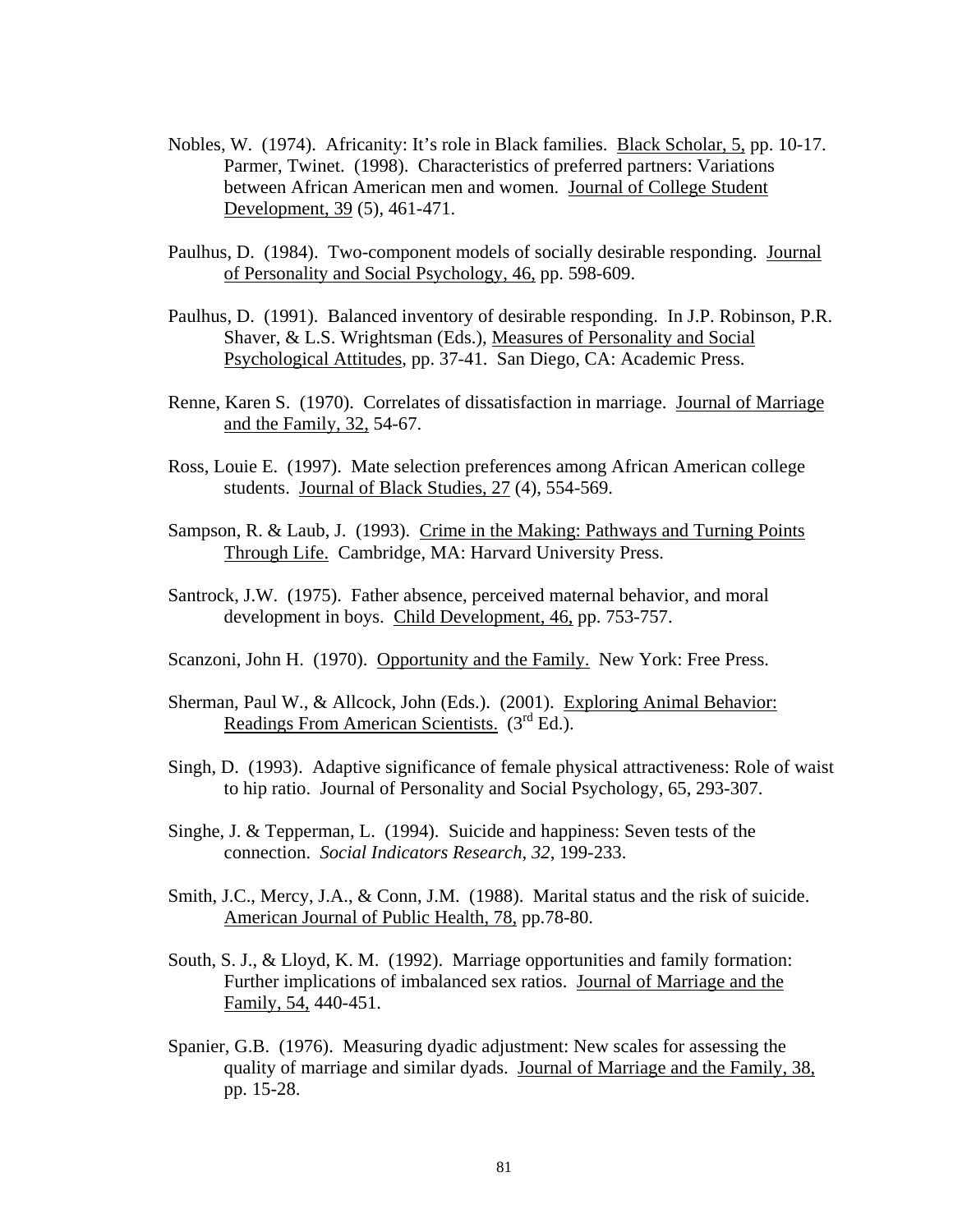Nobles, W. (1974). Africanity: It's role in Black families. Black Scholar, 5, pp. 10-17.

Parmer, Twinet. (1998). Characteristics of preferred partners: Variations between African American men and women. Journal of College Student Development, 39 (5), 461-471.

Paulhus, D. (1984). Two-component models of socially desirable responding. Journal of Personality and Social Psychology, 46, pp. 598-609.

Paulhus, D. (1991). Balanced inventory of desirable responding. In J.P. Robinson, P.R. Shaver, & L.S. Wrightsman (Eds.), Measures of Personality and Social Psychological Attitudes, pp. 37-41. San Diego, CA: Academic Press.

Renne, Karen S. (1970). Correlates of dissatisfaction in marriage. Journal of Marriage and the Family, 32, 54-67.

Ross, Louie E. (1997). Mate selection preferences among African American college students. Journal of Black Studies, 27 (4), 554-569.

Sampson, R. & Laub, J. (1993). Crime in the Making: Pathways and Turning Points Through Life. Cambridge, MA: Harvard University Press.

Santrock, J.W. (1975). Father absence, perceived maternal behavior, and moral development in boys. Child Development, 46, pp. 753-757.

Scanzoni, John H. (1970). Opportunity and the Family. New York: Free Press.

Sherman, Paul W., & Allcock, John (Eds.). (2001). Exploring Animal Behavior: Readings From American Scientists. (3rd Ed.).

Singh, D. (1993). Adaptive significance of female physical attractiveness: Role of waist to hip ratio. Journal of Personality and Social Psychology, 65, 293-307.

Singhe, J. & Tepperman, L. (1994). Suicide and happiness: Seven tests of the connection. *Social Indicators Research, 32*, 199-233.

Smith, J.C., Mercy, J.A., & Conn, J.M. (1988). Marital status and the risk of suicide. American Journal of Public Health, 78, pp.78-80.

South, S. J., & Lloyd, K. M. (1992). Marriage opportunities and family formation: Further implications of imbalanced sex ratios. Journal of Marriage and the Family, 54, 440-451.

Spanier, G.B. (1976). Measuring dyadic adjustment: New scales for assessing the quality of marriage and similar dyads. Journal of Marriage and the Family, 38, pp. 15-28.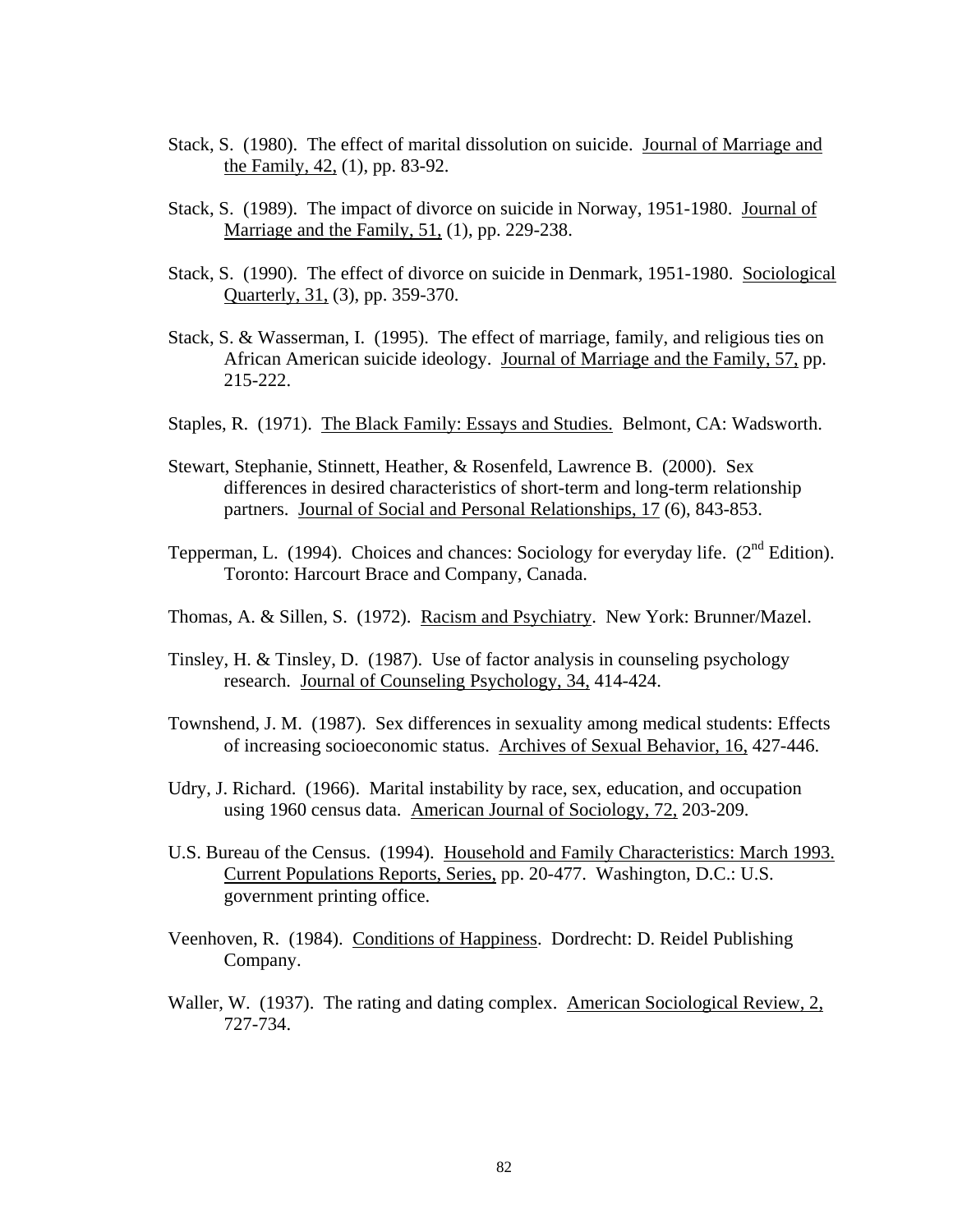Stack, S. (1980). The effect of marital dissolution on suicide. Journal of Marriage and the Family, 42, (1), pp. 83-92.

Stack, S. (1989). The impact of divorce on suicide in Norway, 1951-1980. Journal of Marriage and the Family, 51, (1), pp. 229-238.

Stack, S. (1990). The effect of divorce on suicide in Denmark, 1951-1980. Sociological Quarterly, 31, (3), pp. 359-370.

Stack, S. & Wasserman, I. (1995). The effect of marriage, family, and religious ties on African American suicide ideology. Journal of Marriage and the Family, 57, pp. 215-222.

Staples, R. (1971). The Black Family: Essays and Studies. Belmont, CA: Wadsworth.

Stewart, Stephanie, Stinnett, Heather, & Rosenfeld, Lawrence B. (2000). Sex differences in desired characteristics of short-term and long-term relationship partners. Journal of Social and Personal Relationships, 17 (6), 843-853.

Tepperman, L. (1994). Choices and chances: Sociology for everyday life. (2nd Edition). Toronto: Harcourt Brace and Company, Canada.

Thomas, A. & Sillen, S. (1972). Racism and Psychiatry. New York: Brunner/Mazel.

Tinsley, H. & Tinsley, D. (1987). Use of factor analysis in counseling psychology research. Journal of Counseling Psychology, 34, 414-424.

Townshend, J. M. (1987). Sex differences in sexuality among medical students: Effects of increasing socioeconomic status. Archives of Sexual Behavior, 16, 427-446.

Udry, J. Richard. (1966). Marital instability by race, sex, education, and occupation using 1960 census data. American Journal of Sociology, 72, 203-209.

U.S. Bureau of the Census. (1994). Household and Family Characteristics: March 1993. Current Populations Reports, Series, pp. 20-477. Washington, D.C.: U.S. government printing office.

Veenhoven, R. (1984). Conditions of Happiness. Dordrecht: D. Reidel Publishing Company.

Waller, W. (1937). The rating and dating complex. American Sociological Review, 2, 727-734.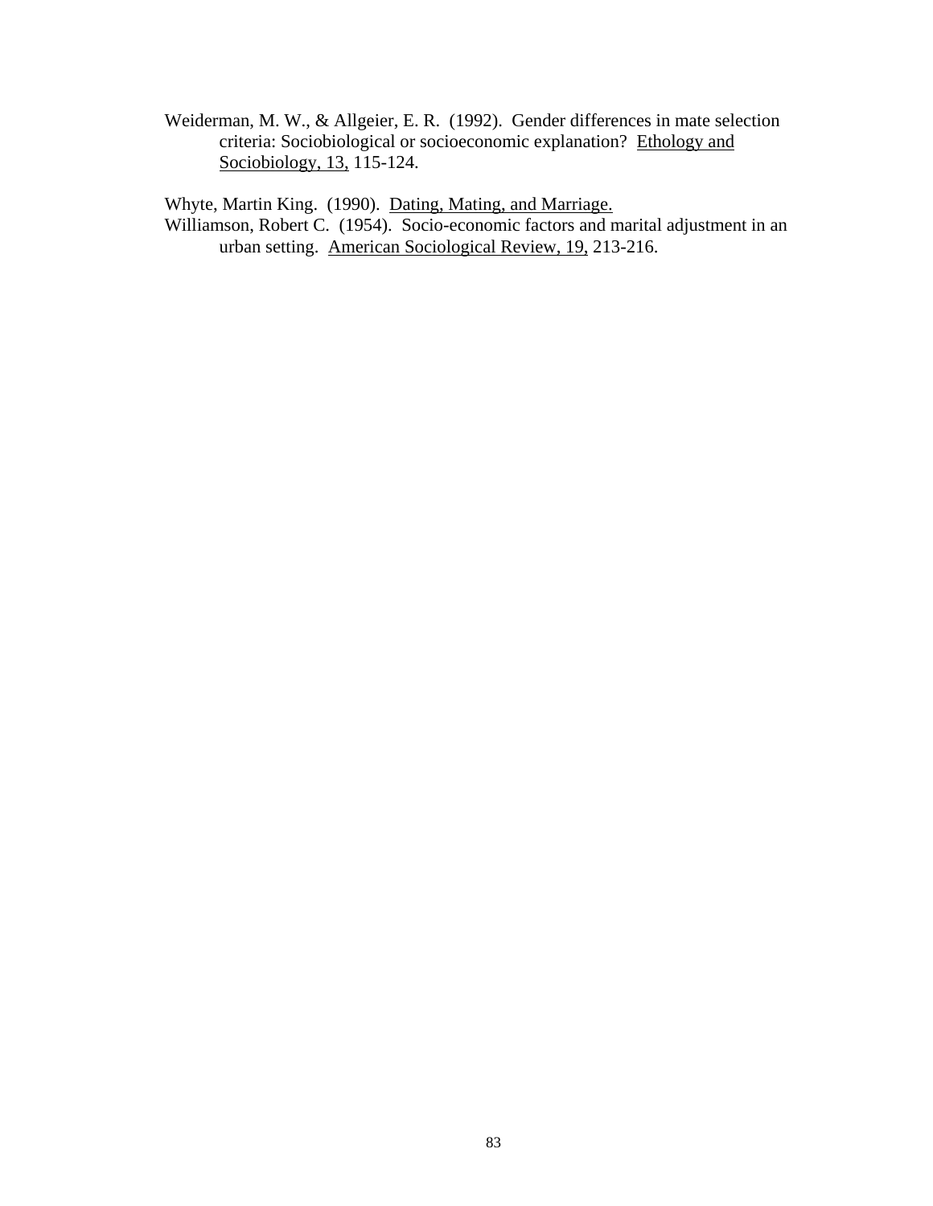Weiderman, M. W., & Allgeier, E. R. (1992). Gender differences in mate selection criteria: Sociobiological or socioeconomic explanation? Ethology and Sociobiology, 13, 115-124.

Whyte, Martin King. (1990). Dating, Mating, and Marriage.

Williamson, Robert C. (1954). Socio-economic factors and marital adjustment in an urban setting. American Sociological Review, 19, 213-216.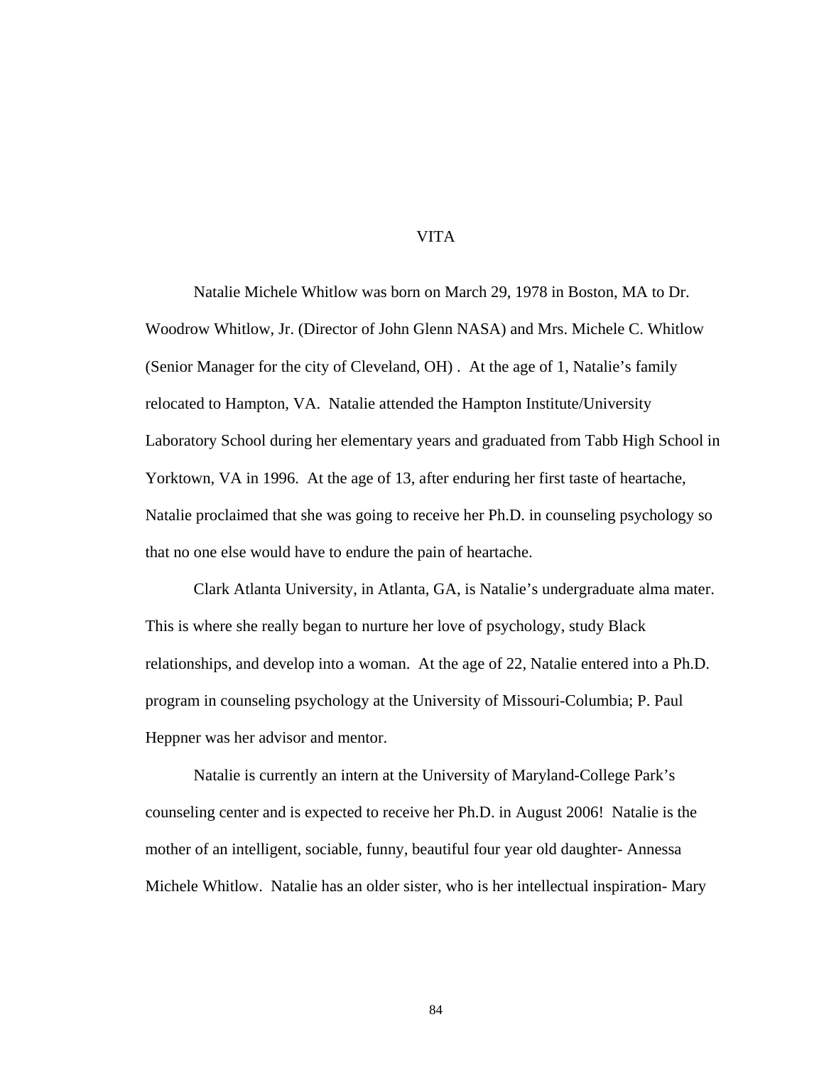# VITA

Natalie Michele Whitlow was born on March 29, 1978 in Boston, MA to Dr. Woodrow Whitlow, Jr. (Director of John Glenn NASA) and Mrs. Michele C. Whitlow (Senior Manager for the city of Cleveland, OH) . At the age of 1, Natalie's family relocated to Hampton, VA. Natalie attended the Hampton Institute/University Laboratory School during her elementary years and graduated from Tabb High School in Yorktown, VA in 1996. At the age of 13, after enduring her first taste of heartache, Natalie proclaimed that she was going to receive her Ph.D. in counseling psychology so that no one else would have to endure the pain of heartache.

Clark Atlanta University, in Atlanta, GA, is Natalie's undergraduate alma mater. This is where she really began to nurture her love of psychology, study Black relationships, and develop into a woman. At the age of 22, Natalie entered into a Ph.D. program in counseling psychology at the University of Missouri-Columbia; P. Paul Heppner was her advisor and mentor.

Natalie is currently an intern at the University of Maryland-College Park's counseling center and is expected to receive her Ph.D. in August 2006! Natalie is the mother of an intelligent, sociable, funny, beautiful four year old daughter- Annessa Michele Whitlow. Natalie has an older sister, who is her intellectual inspiration- Mary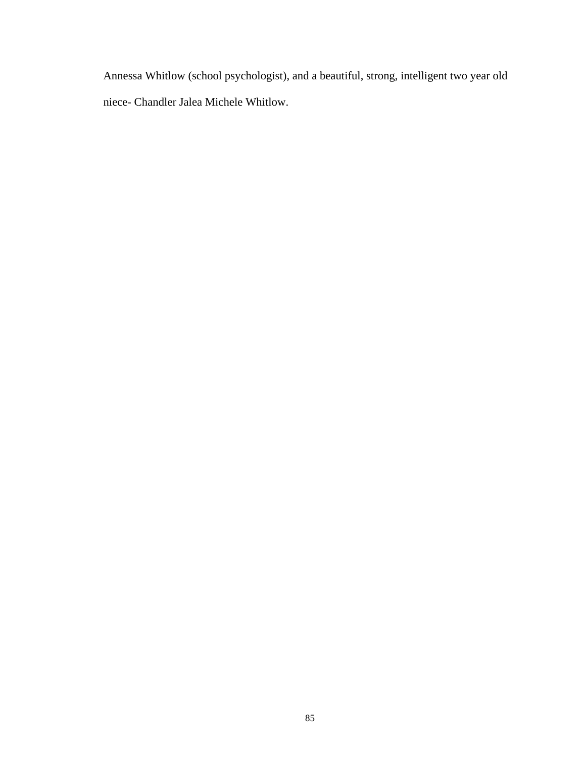Annessa Whitlow (school psychologist), and a beautiful, strong, intelligent two year old niece- Chandler Jalea Michele Whitlow.